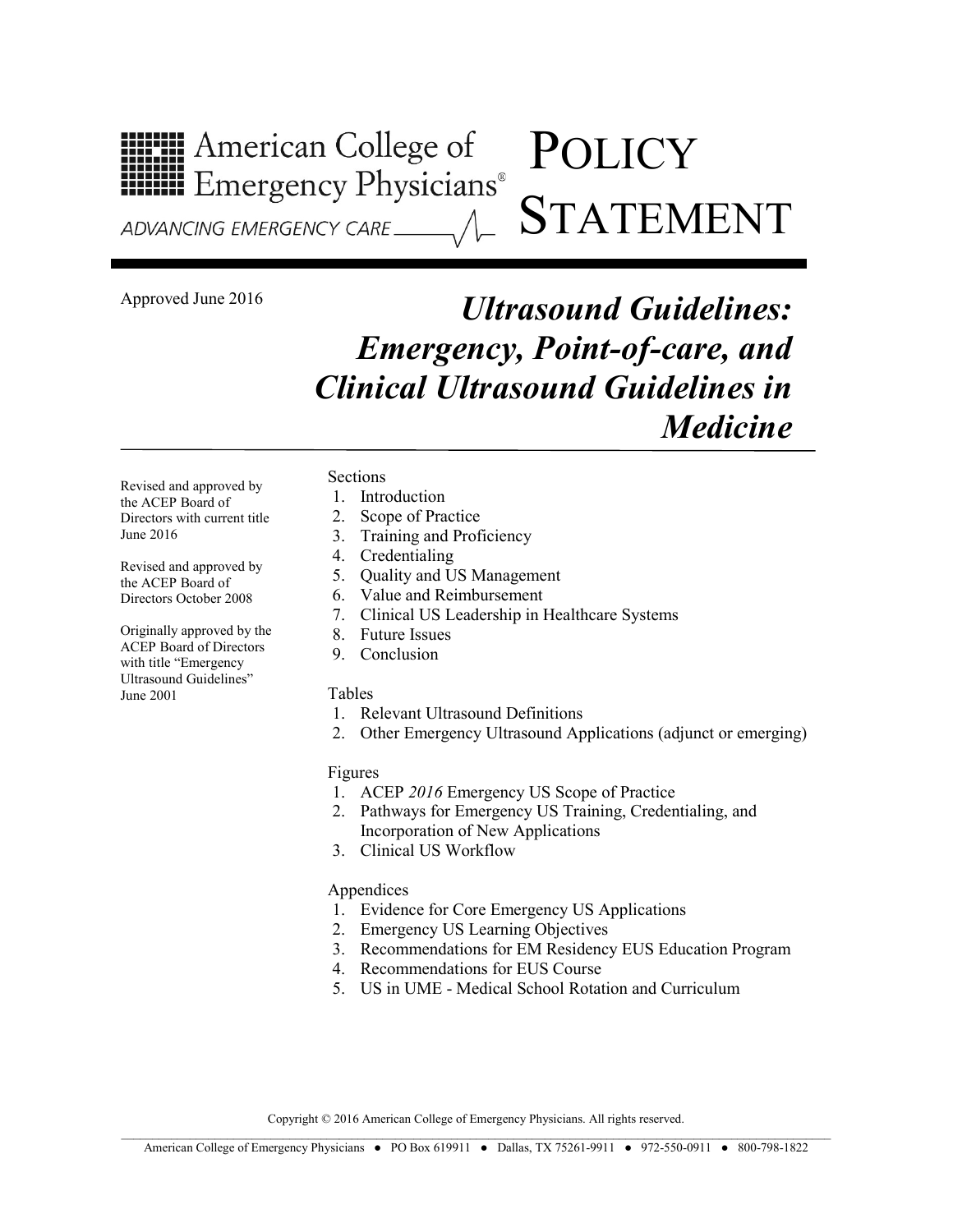American College of Emergency Physicians®

ADVANCING EMERGENCY CARE

# POLICY STATEMENT

Approved June 2016

# *Ultrasound Guidelines: Emergency, Point-of-care, and Clinical Ultrasound Guidelines in Medicine*

Revised and approved by the ACEP Board of Directors with current title June 2016

Revised and approved by the ACEP Board of Directors October 2008

Originally approved by the ACEP Board of Directors with title "Emergency Ultrasound Guidelines" June 2001

Sections
1. Introduction
2. Scope of Practice
3. Training and Proficiency
4. Credentialing
5. Quality and US Management
6. Value and Reimbursement
7. Clinical US Leadership in Healthcare Systems
8. Future Issues
9. Conclusion

Tables
1. Relevant Ultrasound Definitions
2. Other Emergency Ultrasound Applications (adjunct or emerging)

Figures
1. ACEP *2016* Emergency US Scope of Practice
2. Pathways for Emergency US Training, Credentialing, and Incorporation of New Applications
3. Clinical US Workflow

Appendices
1. Evidence for Core Emergency US Applications
2. Emergency US Learning Objectives
3. Recommendations for EM Residency EUS Education Program
4. Recommendations for EUS Course
5. US in UME - Medical School Rotation and Curriculum

Copyright © 2016 American College of Emergency Physicians. All rights reserved.

American College of Emergency Physicians ● PO Box 619911 ● Dallas, TX 75261-9911 ● 972-550-0911 ● 800-798-1822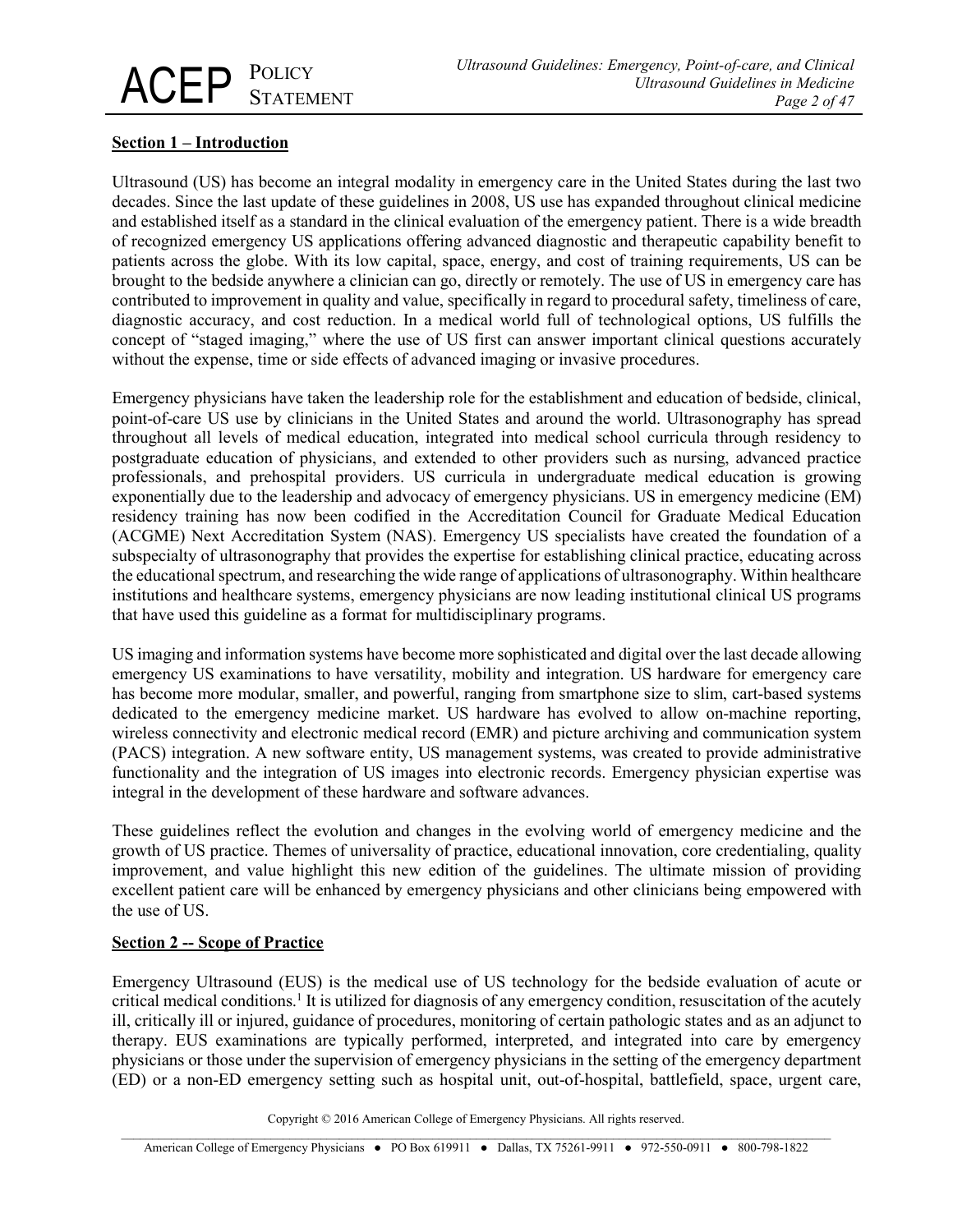## Section 1 – Introduction

Ultrasound (US) has become an integral modality in emergency care in the United States during the last two decades. Since the last update of these guidelines in 2008, US use has expanded throughout clinical medicine and established itself as a standard in the clinical evaluation of the emergency patient. There is a wide breadth of recognized emergency US applications offering advanced diagnostic and therapeutic capability benefit to patients across the globe. With its low capital, space, energy, and cost of training requirements, US can be brought to the bedside anywhere a clinician can go, directly or remotely. The use of US in emergency care has contributed to improvement in quality and value, specifically in regard to procedural safety, timeliness of care, diagnostic accuracy, and cost reduction. In a medical world full of technological options, US fulfills the concept of "staged imaging," where the use of US first can answer important clinical questions accurately without the expense, time or side effects of advanced imaging or invasive procedures.

Emergency physicians have taken the leadership role for the establishment and education of bedside, clinical, point-of-care US use by clinicians in the United States and around the world. Ultrasonography has spread throughout all levels of medical education, integrated into medical school curricula through residency to postgraduate education of physicians, and extended to other providers such as nursing, advanced practice professionals, and prehospital providers. US curricula in undergraduate medical education is growing exponentially due to the leadership and advocacy of emergency physicians. US in emergency medicine (EM) residency training has now been codified in the Accreditation Council for Graduate Medical Education (ACGME) Next Accreditation System (NAS). Emergency US specialists have created the foundation of a subspecialty of ultrasonography that provides the expertise for establishing clinical practice, educating across the educational spectrum, and researching the wide range of applications of ultrasonography. Within healthcare institutions and healthcare systems, emergency physicians are now leading institutional clinical US programs that have used this guideline as a format for multidisciplinary programs.

US imaging and information systems have become more sophisticated and digital over the last decade allowing emergency US examinations to have versatility, mobility and integration. US hardware for emergency care has become more modular, smaller, and powerful, ranging from smartphone size to slim, cart-based systems dedicated to the emergency medicine market. US hardware has evolved to allow on-machine reporting, wireless connectivity and electronic medical record (EMR) and picture archiving and communication system (PACS) integration. A new software entity, US management systems, was created to provide administrative functionality and the integration of US images into electronic records. Emergency physician expertise was integral in the development of these hardware and software advances.

These guidelines reflect the evolution and changes in the evolving world of emergency medicine and the growth of US practice. Themes of universality of practice, educational innovation, core credentialing, quality improvement, and value highlight this new edition of the guidelines. The ultimate mission of providing excellent patient care will be enhanced by emergency physicians and other clinicians being empowered with the use of US.

## Section 2 -- Scope of Practice

Emergency Ultrasound (EUS) is the medical use of US technology for the bedside evaluation of acute or critical medical conditions.[1] It is utilized for diagnosis of any emergency condition, resuscitation of the acutely ill, critically ill or injured, guidance of procedures, monitoring of certain pathologic states and as an adjunct to therapy. EUS examinations are typically performed, interpreted, and integrated into care by emergency physicians or those under the supervision of emergency physicians in the setting of the emergency department (ED) or a non-ED emergency setting such as hospital unit, out-of-hospital, battlefield, space, urgent care,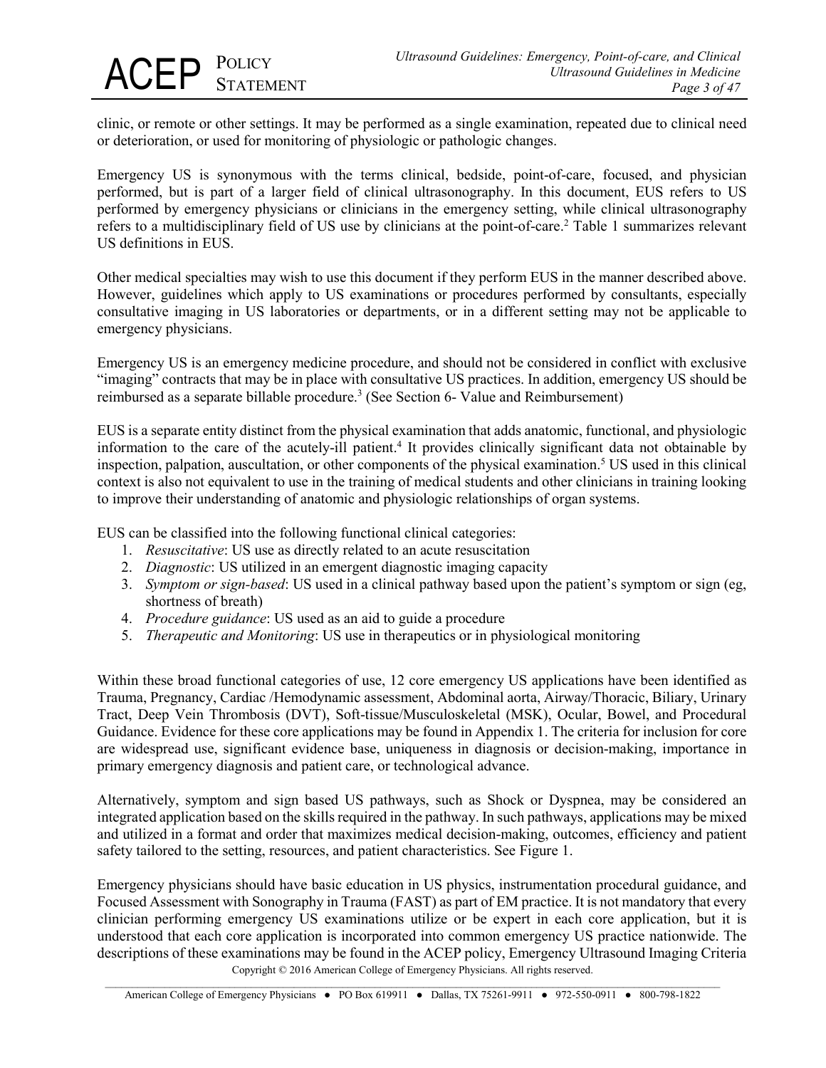clinic, or remote or other settings. It may be performed as a single examination, repeated due to clinical need or deterioration, or used for monitoring of physiologic or pathologic changes.

Emergency US is synonymous with the terms clinical, bedside, point-of-care, focused, and physician performed, but is part of a larger field of clinical ultrasonography. In this document, EUS refers to US performed by emergency physicians or clinicians in the emergency setting, while clinical ultrasonography refers to a multidisciplinary field of US use by clinicians at the point-of-care.[2] Table 1 summarizes relevant US definitions in EUS.

Other medical specialties may wish to use this document if they perform EUS in the manner described above. However, guidelines which apply to US examinations or procedures performed by consultants, especially consultative imaging in US laboratories or departments, or in a different setting may not be applicable to emergency physicians.

Emergency US is an emergency medicine procedure, and should not be considered in conflict with exclusive "imaging" contracts that may be in place with consultative US practices. In addition, emergency US should be reimbursed as a separate billable procedure.[3] (See Section 6- Value and Reimbursement)

EUS is a separate entity distinct from the physical examination that adds anatomic, functional, and physiologic information to the care of the acutely-ill patient.[4] It provides clinically significant data not obtainable by inspection, palpation, auscultation, or other components of the physical examination.[5] US used in this clinical context is also not equivalent to use in the training of medical students and other clinicians in training looking to improve their understanding of anatomic and physiologic relationships of organ systems.

EUS can be classified into the following functional clinical categories:

1. *Resuscitative*: US use as directly related to an acute resuscitation
2. *Diagnostic*: US utilized in an emergent diagnostic imaging capacity
3. *Symptom or sign-based*: US used in a clinical pathway based upon the patient's symptom or sign (eg, shortness of breath)
4. *Procedure guidance*: US used as an aid to guide a procedure
5. *Therapeutic and Monitoring*: US use in therapeutics or in physiological monitoring

Within these broad functional categories of use, 12 core emergency US applications have been identified as Trauma, Pregnancy, Cardiac /Hemodynamic assessment, Abdominal aorta, Airway/Thoracic, Biliary, Urinary Tract, Deep Vein Thrombosis (DVT), Soft-tissue/Musculoskeletal (MSK), Ocular, Bowel, and Procedural Guidance. Evidence for these core applications may be found in Appendix 1. The criteria for inclusion for core are widespread use, significant evidence base, uniqueness in diagnosis or decision-making, importance in primary emergency diagnosis and patient care, or technological advance.

Alternatively, symptom and sign based US pathways, such as Shock or Dyspnea, may be considered an integrated application based on the skills required in the pathway. In such pathways, applications may be mixed and utilized in a format and order that maximizes medical decision-making, outcomes, efficiency and patient safety tailored to the setting, resources, and patient characteristics. See Figure 1.

Emergency physicians should have basic education in US physics, instrumentation procedural guidance, and Focused Assessment with Sonography in Trauma (FAST) as part of EM practice. It is not mandatory that every clinician performing emergency US examinations utilize or be expert in each core application, but it is understood that each core application is incorporated into common emergency US practice nationwide. The descriptions of these examinations may be found in the ACEP policy, Emergency Ultrasound Imaging Criteria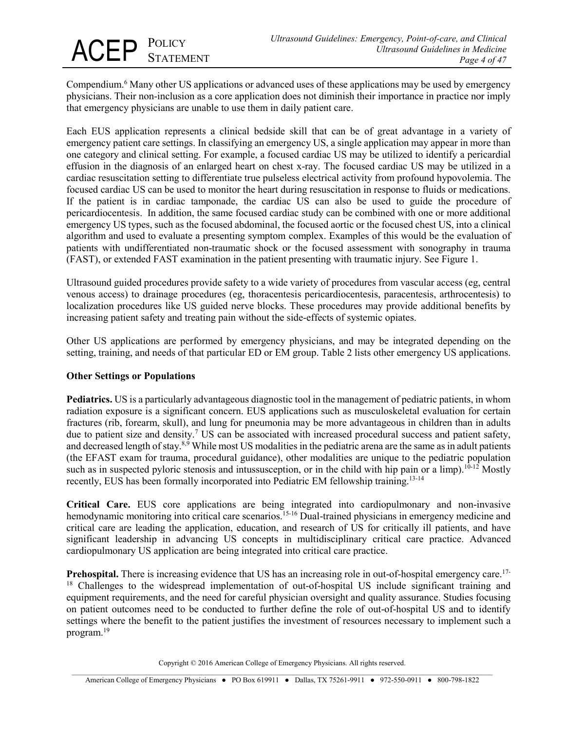Compendium.[6] Many other US applications or advanced uses of these applications may be used by emergency physicians. Their non-inclusion as a core application does not diminish their importance in practice nor imply that emergency physicians are unable to use them in daily patient care.

Each EUS application represents a clinical bedside skill that can be of great advantage in a variety of emergency patient care settings. In classifying an emergency US, a single application may appear in more than one category and clinical setting. For example, a focused cardiac US may be utilized to identify a pericardial effusion in the diagnosis of an enlarged heart on chest x-ray. The focused cardiac US may be utilized in a cardiac resuscitation setting to differentiate true pulseless electrical activity from profound hypovolemia. The focused cardiac US can be used to monitor the heart during resuscitation in response to fluids or medications. If the patient is in cardiac tamponade, the cardiac US can also be used to guide the procedure of pericardiocentesis. In addition, the same focused cardiac study can be combined with one or more additional emergency US types, such as the focused abdominal, the focused aortic or the focused chest US, into a clinical algorithm and used to evaluate a presenting symptom complex. Examples of this would be the evaluation of patients with undifferentiated non-traumatic shock or the focused assessment with sonography in trauma (FAST), or extended FAST examination in the patient presenting with traumatic injury. See Figure 1.

Ultrasound guided procedures provide safety to a wide variety of procedures from vascular access (eg, central venous access) to drainage procedures (eg, thoracentesis pericardiocentesis, paracentesis, arthrocentesis) to localization procedures like US guided nerve blocks. These procedures may provide additional benefits by increasing patient safety and treating pain without the side-effects of systemic opiates.

Other US applications are performed by emergency physicians, and may be integrated depending on the setting, training, and needs of that particular ED or EM group. Table 2 lists other emergency US applications.

**Other Settings or Populations**

**Pediatrics.** US is a particularly advantageous diagnostic tool in the management of pediatric patients, in whom radiation exposure is a significant concern. EUS applications such as musculoskeletal evaluation for certain fractures (rib, forearm, skull), and lung for pneumonia may be more advantageous in children than in adults due to patient size and density.[7] US can be associated with increased procedural success and patient safety, and decreased length of stay.[8,9] While most US modalities in the pediatric arena are the same as in adult patients (the EFAST exam for trauma, procedural guidance), other modalities are unique to the pediatric population such as in suspected pyloric stenosis and intussusception, or in the child with hip pain or a limp).[10-12] Mostly recently, EUS has been formally incorporated into Pediatric EM fellowship training.[13-14]

**Critical Care.** EUS core applications are being integrated into cardiopulmonary and non-invasive hemodynamic monitoring into critical care scenarios.[15-16] Dual-trained physicians in emergency medicine and critical care are leading the application, education, and research of US for critically ill patients, and have significant leadership in advancing US concepts in multidisciplinary critical care practice. Advanced cardiopulmonary US application are being integrated into critical care practice.

**Prehospital.** There is increasing evidence that US has an increasing role in out-of-hospital emergency care.[17-18] Challenges to the widespread implementation of out-of-hospital US include significant training and equipment requirements, and the need for careful physician oversight and quality assurance. Studies focusing on patient outcomes need to be conducted to further define the role of out-of-hospital US and to identify settings where the benefit to the patient justifies the investment of resources necessary to implement such a program.[19]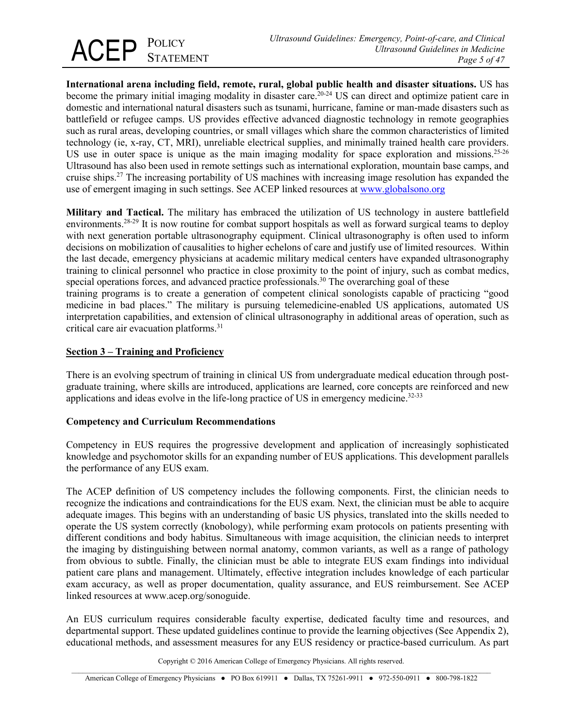**International arena including field, remote, rural, global public health and disaster situations.** US has become the primary initial imaging modality in disaster care.[20-24] US can direct and optimize patient care in domestic and international natural disasters such as tsunami, hurricane, famine or man-made disasters such as battlefield or refugee camps. US provides effective advanced diagnostic technology in remote geographies such as rural areas, developing countries, or small villages which share the common characteristics of limited technology (ie, x-ray, CT, MRI), unreliable electrical supplies, and minimally trained health care providers. US use in outer space is unique as the main imaging modality for space exploration and missions.[25-26] Ultrasound has also been used in remote settings such as international exploration, mountain base camps, and cruise ships.[27] The increasing portability of US machines with increasing image resolution has expanded the use of emergent imaging in such settings. See ACEP linked resources at www.globalsono.org

**Military and Tactical.** The military has embraced the utilization of US technology in austere battlefield environments.[28-29] It is now routine for combat support hospitals as well as forward surgical teams to deploy with next generation portable ultrasonography equipment. Clinical ultrasonography is often used to inform decisions on mobilization of causalities to higher echelons of care and justify use of limited resources. Within the last decade, emergency physicians at academic military medical centers have expanded ultrasonography training to clinical personnel who practice in close proximity to the point of injury, such as combat medics, special operations forces, and advanced practice professionals.[30] The overarching goal of these training programs is to create a generation of competent clinical sonologists capable of practicing "good medicine in bad places." The military is pursuing telemedicine-enabled US applications, automated US interpretation capabilities, and extension of clinical ultrasonography in additional areas of operation, such as critical care air evacuation platforms.[31]

## Section 3 – Training and Proficiency

There is an evolving spectrum of training in clinical US from undergraduate medical education through post-graduate training, where skills are introduced, applications are learned, core concepts are reinforced and new applications and ideas evolve in the life-long practice of US in emergency medicine.[32-33]

### Competency and Curriculum Recommendations

Competency in EUS requires the progressive development and application of increasingly sophisticated knowledge and psychomotor skills for an expanding number of EUS applications. This development parallels the performance of any EUS exam.

The ACEP definition of US competency includes the following components. First, the clinician needs to recognize the indications and contraindications for the EUS exam. Next, the clinician must be able to acquire adequate images. This begins with an understanding of basic US physics, translated into the skills needed to operate the US system correctly (knobology), while performing exam protocols on patients presenting with different conditions and body habitus. Simultaneous with image acquisition, the clinician needs to interpret the imaging by distinguishing between normal anatomy, common variants, as well as a range of pathology from obvious to subtle. Finally, the clinician must be able to integrate EUS exam findings into individual patient care plans and management. Ultimately, effective integration includes knowledge of each particular exam accuracy, as well as proper documentation, quality assurance, and EUS reimbursement. See ACEP linked resources at www.acep.org/sonoguide.

An EUS curriculum requires considerable faculty expertise, dedicated faculty time and resources, and departmental support. These updated guidelines continue to provide the learning objectives (See Appendix 2), educational methods, and assessment measures for any EUS residency or practice-based curriculum. As part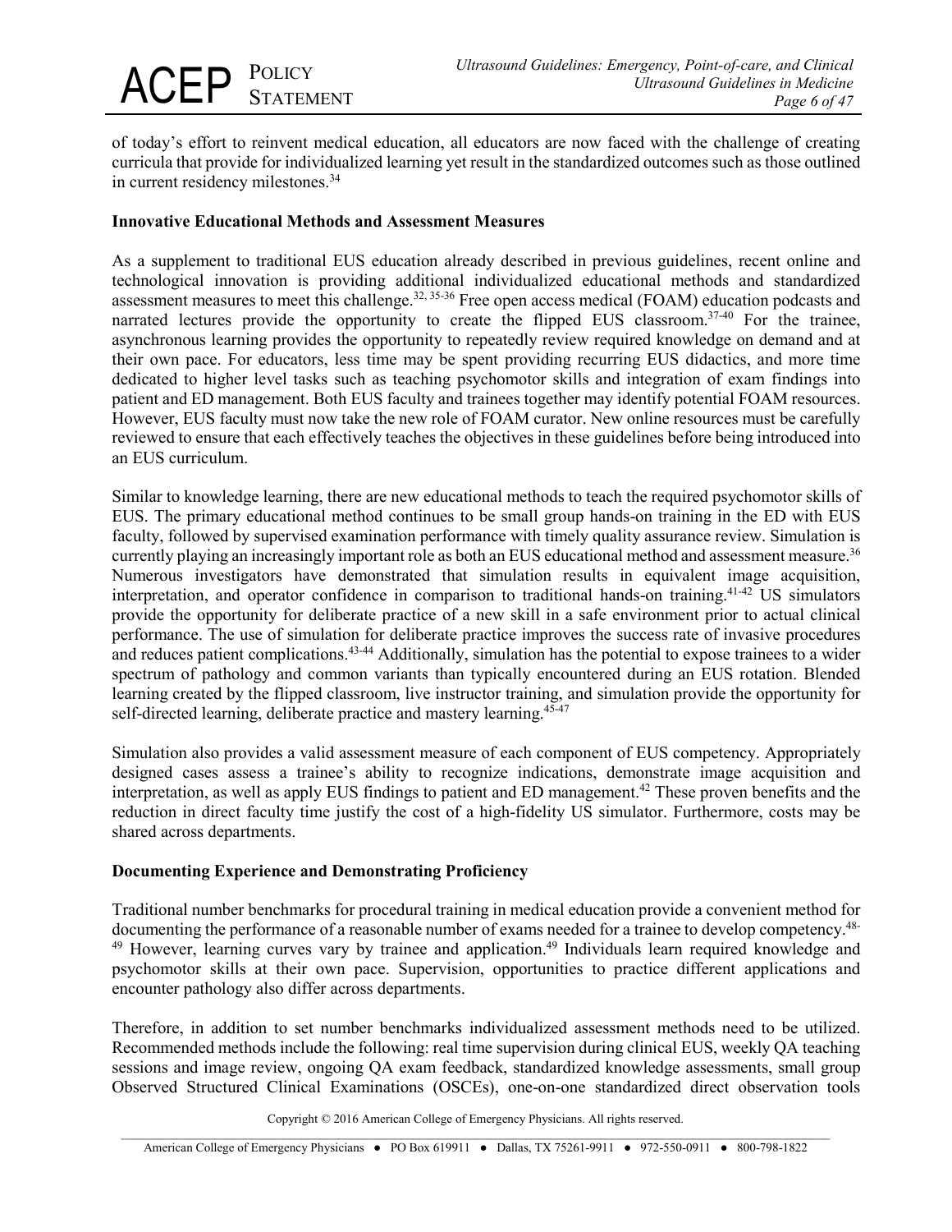of today's effort to reinvent medical education, all educators are now faced with the challenge of creating curricula that provide for individualized learning yet result in the standardized outcomes such as those outlined in current residency milestones.[34]

**Innovative Educational Methods and Assessment Measures**

As a supplement to traditional EUS education already described in previous guidelines, recent online and technological innovation is providing additional individualized educational methods and standardized assessment measures to meet this challenge.[32, 35-36] Free open access medical (FOAM) education podcasts and narrated lectures provide the opportunity to create the flipped EUS classroom.[37-40] For the trainee, asynchronous learning provides the opportunity to repeatedly review required knowledge on demand and at their own pace. For educators, less time may be spent providing recurring EUS didactics, and more time dedicated to higher level tasks such as teaching psychomotor skills and integration of exam findings into patient and ED management. Both EUS faculty and trainees together may identify potential FOAM resources. However, EUS faculty must now take the new role of FOAM curator. New online resources must be carefully reviewed to ensure that each effectively teaches the objectives in these guidelines before being introduced into an EUS curriculum.

Similar to knowledge learning, there are new educational methods to teach the required psychomotor skills of EUS. The primary educational method continues to be small group hands-on training in the ED with EUS faculty, followed by supervised examination performance with timely quality assurance review. Simulation is currently playing an increasingly important role as both an EUS educational method and assessment measure.[36] Numerous investigators have demonstrated that simulation results in equivalent image acquisition, interpretation, and operator confidence in comparison to traditional hands-on training.[41-42] US simulators provide the opportunity for deliberate practice of a new skill in a safe environment prior to actual clinical performance. The use of simulation for deliberate practice improves the success rate of invasive procedures and reduces patient complications.[43-44] Additionally, simulation has the potential to expose trainees to a wider spectrum of pathology and common variants than typically encountered during an EUS rotation. Blended learning created by the flipped classroom, live instructor training, and simulation provide the opportunity for self-directed learning, deliberate practice and mastery learning.[45-47]

Simulation also provides a valid assessment measure of each component of EUS competency. Appropriately designed cases assess a trainee's ability to recognize indications, demonstrate image acquisition and interpretation, as well as apply EUS findings to patient and ED management.[42] These proven benefits and the reduction in direct faculty time justify the cost of a high-fidelity US simulator. Furthermore, costs may be shared across departments.

**Documenting Experience and Demonstrating Proficiency**

Traditional number benchmarks for procedural training in medical education provide a convenient method for documenting the performance of a reasonable number of exams needed for a trainee to develop competency.[48-49] However, learning curves vary by trainee and application.[49] Individuals learn required knowledge and psychomotor skills at their own pace. Supervision, opportunities to practice different applications and encounter pathology also differ across departments.

Therefore, in addition to set number benchmarks individualized assessment methods need to be utilized. Recommended methods include the following: real time supervision during clinical EUS, weekly QA teaching sessions and image review, ongoing QA exam feedback, standardized knowledge assessments, small group Observed Structured Clinical Examinations (OSCEs), one-on-one standardized direct observation tools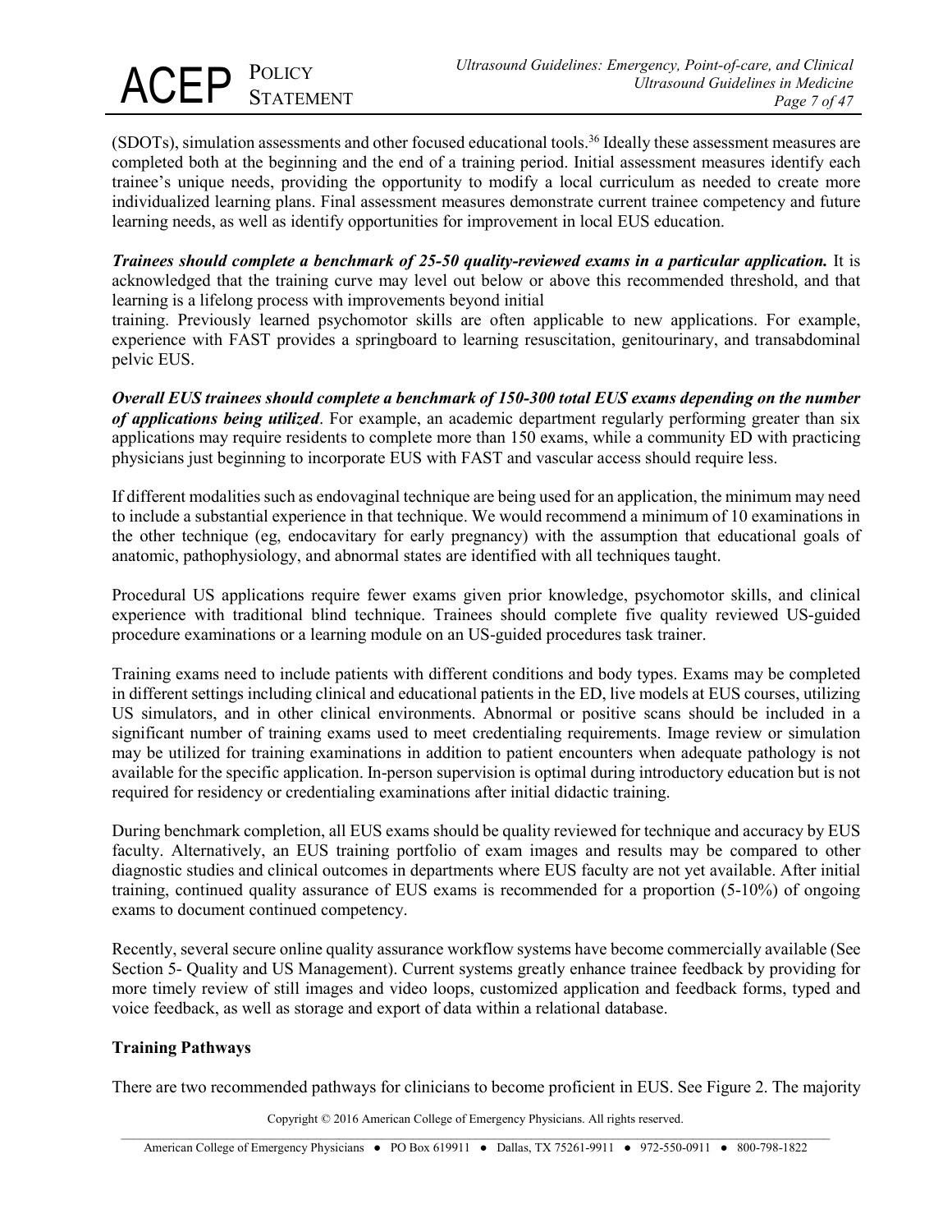(SDOTs), simulation assessments and other focused educational tools.[36] Ideally these assessment measures are completed both at the beginning and the end of a training period. Initial assessment measures identify each trainee's unique needs, providing the opportunity to modify a local curriculum as needed to create more individualized learning plans. Final assessment measures demonstrate current trainee competency and future learning needs, as well as identify opportunities for improvement in local EUS education.

***Trainees should complete a benchmark of 25-50 quality-reviewed exams in a particular application.*** It is acknowledged that the training curve may level out below or above this recommended threshold, and that learning is a lifelong process with improvements beyond initial training. Previously learned psychomotor skills are often applicable to new applications. For example, experience with FAST provides a springboard to learning resuscitation, genitourinary, and transabdominal pelvic EUS.

***Overall EUS trainees should complete a benchmark of 150-300 total EUS exams depending on the number of applications being utilized***. For example, an academic department regularly performing greater than six applications may require residents to complete more than 150 exams, while a community ED with practicing physicians just beginning to incorporate EUS with FAST and vascular access should require less.

If different modalities such as endovaginal technique are being used for an application, the minimum may need to include a substantial experience in that technique. We would recommend a minimum of 10 examinations in the other technique (eg, endocavitary for early pregnancy) with the assumption that educational goals of anatomic, pathophysiology, and abnormal states are identified with all techniques taught.

Procedural US applications require fewer exams given prior knowledge, psychomotor skills, and clinical experience with traditional blind technique. Trainees should complete five quality reviewed US-guided procedure examinations or a learning module on an US-guided procedures task trainer.

Training exams need to include patients with different conditions and body types. Exams may be completed in different settings including clinical and educational patients in the ED, live models at EUS courses, utilizing US simulators, and in other clinical environments. Abnormal or positive scans should be included in a significant number of training exams used to meet credentialing requirements. Image review or simulation may be utilized for training examinations in addition to patient encounters when adequate pathology is not available for the specific application. In-person supervision is optimal during introductory education but is not required for residency or credentialing examinations after initial didactic training.

During benchmark completion, all EUS exams should be quality reviewed for technique and accuracy by EUS faculty. Alternatively, an EUS training portfolio of exam images and results may be compared to other diagnostic studies and clinical outcomes in departments where EUS faculty are not yet available. After initial training, continued quality assurance of EUS exams is recommended for a proportion (5-10%) of ongoing exams to document continued competency.

Recently, several secure online quality assurance workflow systems have become commercially available (See Section 5- Quality and US Management). Current systems greatly enhance trainee feedback by providing for more timely review of still images and video loops, customized application and feedback forms, typed and voice feedback, as well as storage and export of data within a relational database.

**Training Pathways**

There are two recommended pathways for clinicians to become proficient in EUS. See Figure 2. The majority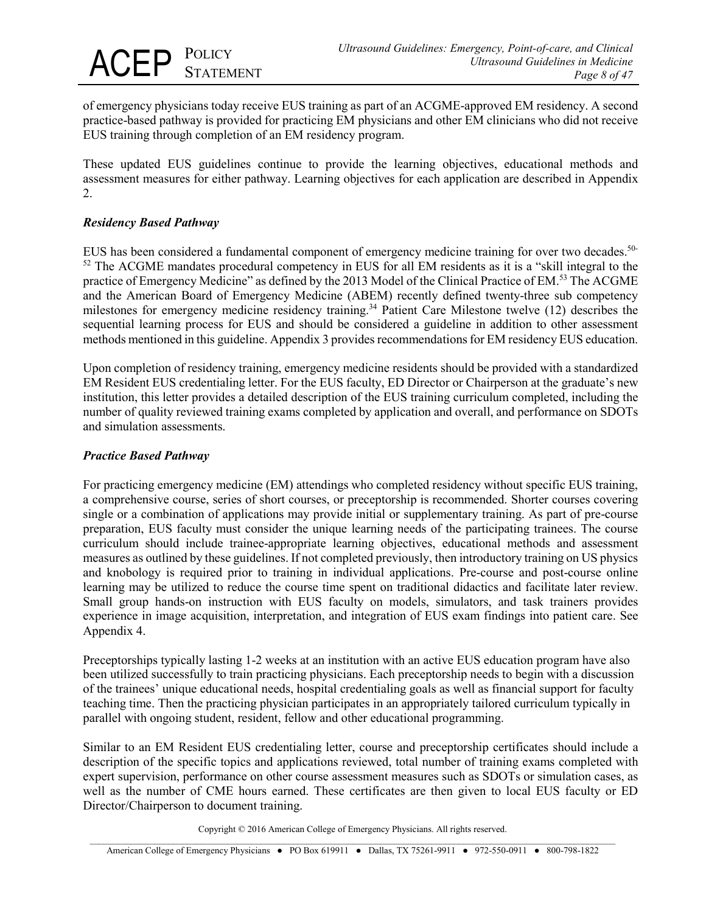of emergency physicians today receive EUS training as part of an ACGME-approved EM residency. A second practice-based pathway is provided for practicing EM physicians and other EM clinicians who did not receive EUS training through completion of an EM residency program.

These updated EUS guidelines continue to provide the learning objectives, educational methods and assessment measures for either pathway. Learning objectives for each application are described in Appendix 2.

***Residency Based Pathway***

EUS has been considered a fundamental component of emergency medicine training for over two decades.[50-52] The ACGME mandates procedural competency in EUS for all EM residents as it is a "skill integral to the practice of Emergency Medicine" as defined by the 2013 Model of the Clinical Practice of EM.[53] The ACGME and the American Board of Emergency Medicine (ABEM) recently defined twenty-three sub competency milestones for emergency medicine residency training.[34] Patient Care Milestone twelve (12) describes the sequential learning process for EUS and should be considered a guideline in addition to other assessment methods mentioned in this guideline. Appendix 3 provides recommendations for EM residency EUS education.

Upon completion of residency training, emergency medicine residents should be provided with a standardized EM Resident EUS credentialing letter. For the EUS faculty, ED Director or Chairperson at the graduate's new institution, this letter provides a detailed description of the EUS training curriculum completed, including the number of quality reviewed training exams completed by application and overall, and performance on SDOTs and simulation assessments.

***Practice Based Pathway***

For practicing emergency medicine (EM) attendings who completed residency without specific EUS training, a comprehensive course, series of short courses, or preceptorship is recommended. Shorter courses covering single or a combination of applications may provide initial or supplementary training. As part of pre-course preparation, EUS faculty must consider the unique learning needs of the participating trainees. The course curriculum should include trainee-appropriate learning objectives, educational methods and assessment measures as outlined by these guidelines. If not completed previously, then introductory training on US physics and knobology is required prior to training in individual applications. Pre-course and post-course online learning may be utilized to reduce the course time spent on traditional didactics and facilitate later review. Small group hands-on instruction with EUS faculty on models, simulators, and task trainers provides experience in image acquisition, interpretation, and integration of EUS exam findings into patient care. See Appendix 4.

Preceptorships typically lasting 1-2 weeks at an institution with an active EUS education program have also been utilized successfully to train practicing physicians. Each preceptorship needs to begin with a discussion of the trainees' unique educational needs, hospital credentialing goals as well as financial support for faculty teaching time. Then the practicing physician participates in an appropriately tailored curriculum typically in parallel with ongoing student, resident, fellow and other educational programming.

Similar to an EM Resident EUS credentialing letter, course and preceptorship certificates should include a description of the specific topics and applications reviewed, total number of training exams completed with expert supervision, performance on other course assessment measures such as SDOTs or simulation cases, as well as the number of CME hours earned. These certificates are then given to local EUS faculty or ED Director/Chairperson to document training.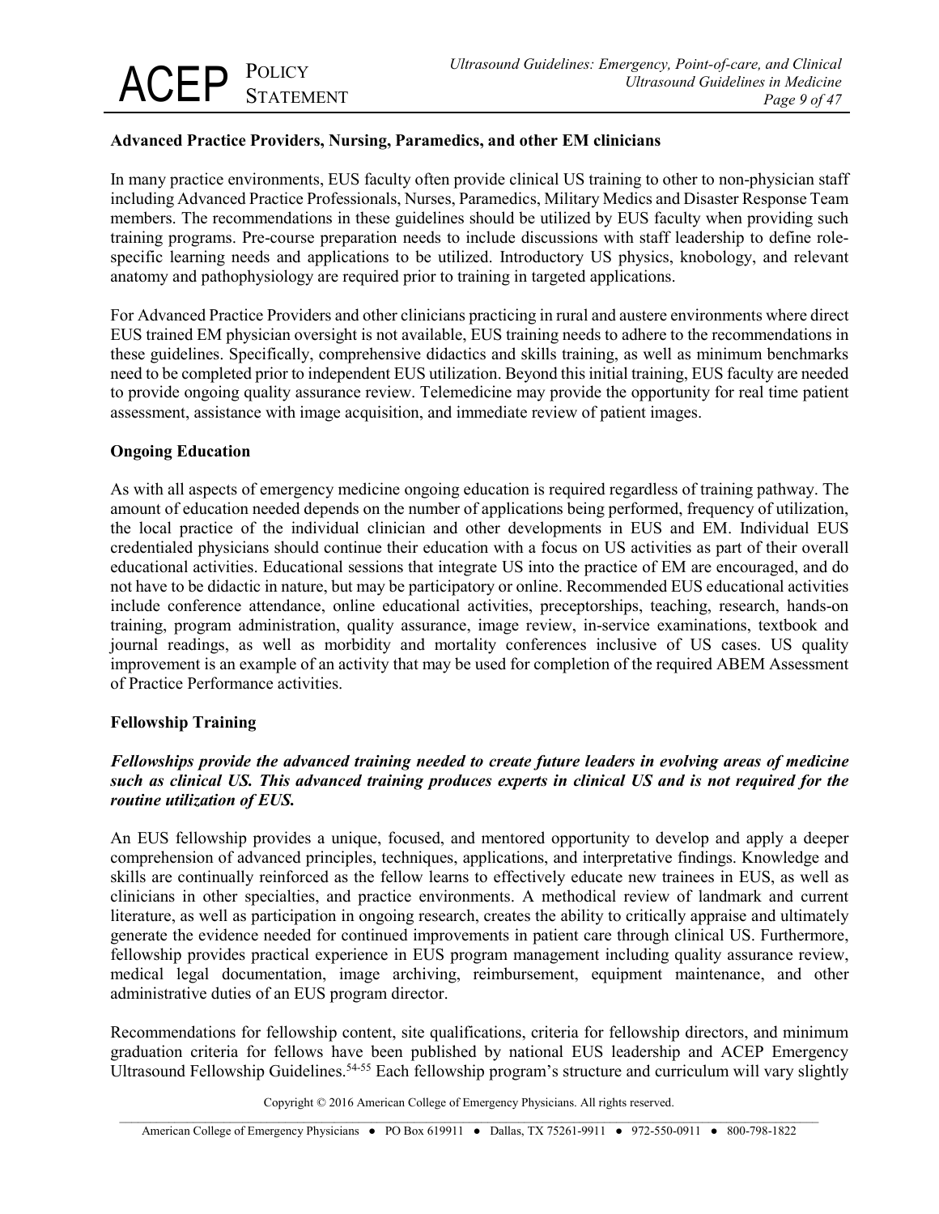**Advanced Practice Providers, Nursing, Paramedics, and other EM clinicians**

In many practice environments, EUS faculty often provide clinical US training to other to non-physician staff including Advanced Practice Professionals, Nurses, Paramedics, Military Medics and Disaster Response Team members. The recommendations in these guidelines should be utilized by EUS faculty when providing such training programs. Pre-course preparation needs to include discussions with staff leadership to define role-specific learning needs and applications to be utilized. Introductory US physics, knobology, and relevant anatomy and pathophysiology are required prior to training in targeted applications.

For Advanced Practice Providers and other clinicians practicing in rural and austere environments where direct EUS trained EM physician oversight is not available, EUS training needs to adhere to the recommendations in these guidelines. Specifically, comprehensive didactics and skills training, as well as minimum benchmarks need to be completed prior to independent EUS utilization. Beyond this initial training, EUS faculty are needed to provide ongoing quality assurance review. Telemedicine may provide the opportunity for real time patient assessment, assistance with image acquisition, and immediate review of patient images.

**Ongoing Education**

As with all aspects of emergency medicine ongoing education is required regardless of training pathway. The amount of education needed depends on the number of applications being performed, frequency of utilization, the local practice of the individual clinician and other developments in EUS and EM. Individual EUS credentialed physicians should continue their education with a focus on US activities as part of their overall educational activities. Educational sessions that integrate US into the practice of EM are encouraged, and do not have to be didactic in nature, but may be participatory or online. Recommended EUS educational activities include conference attendance, online educational activities, preceptorships, teaching, research, hands-on training, program administration, quality assurance, image review, in-service examinations, textbook and journal readings, as well as morbidity and mortality conferences inclusive of US cases. US quality improvement is an example of an activity that may be used for completion of the required ABEM Assessment of Practice Performance activities.

**Fellowship Training**

***Fellowships provide the advanced training needed to create future leaders in evolving areas of medicine such as clinical US. This advanced training produces experts in clinical US and is not required for the routine utilization of EUS.***

An EUS fellowship provides a unique, focused, and mentored opportunity to develop and apply a deeper comprehension of advanced principles, techniques, applications, and interpretative findings. Knowledge and skills are continually reinforced as the fellow learns to effectively educate new trainees in EUS, as well as clinicians in other specialties, and practice environments. A methodical review of landmark and current literature, as well as participation in ongoing research, creates the ability to critically appraise and ultimately generate the evidence needed for continued improvements in patient care through clinical US. Furthermore, fellowship provides practical experience in EUS program management including quality assurance review, medical legal documentation, image archiving, reimbursement, equipment maintenance, and other administrative duties of an EUS program director.

Recommendations for fellowship content, site qualifications, criteria for fellowship directors, and minimum graduation criteria for fellows have been published by national EUS leadership and ACEP Emergency Ultrasound Fellowship Guidelines.[54-55] Each fellowship program's structure and curriculum will vary slightly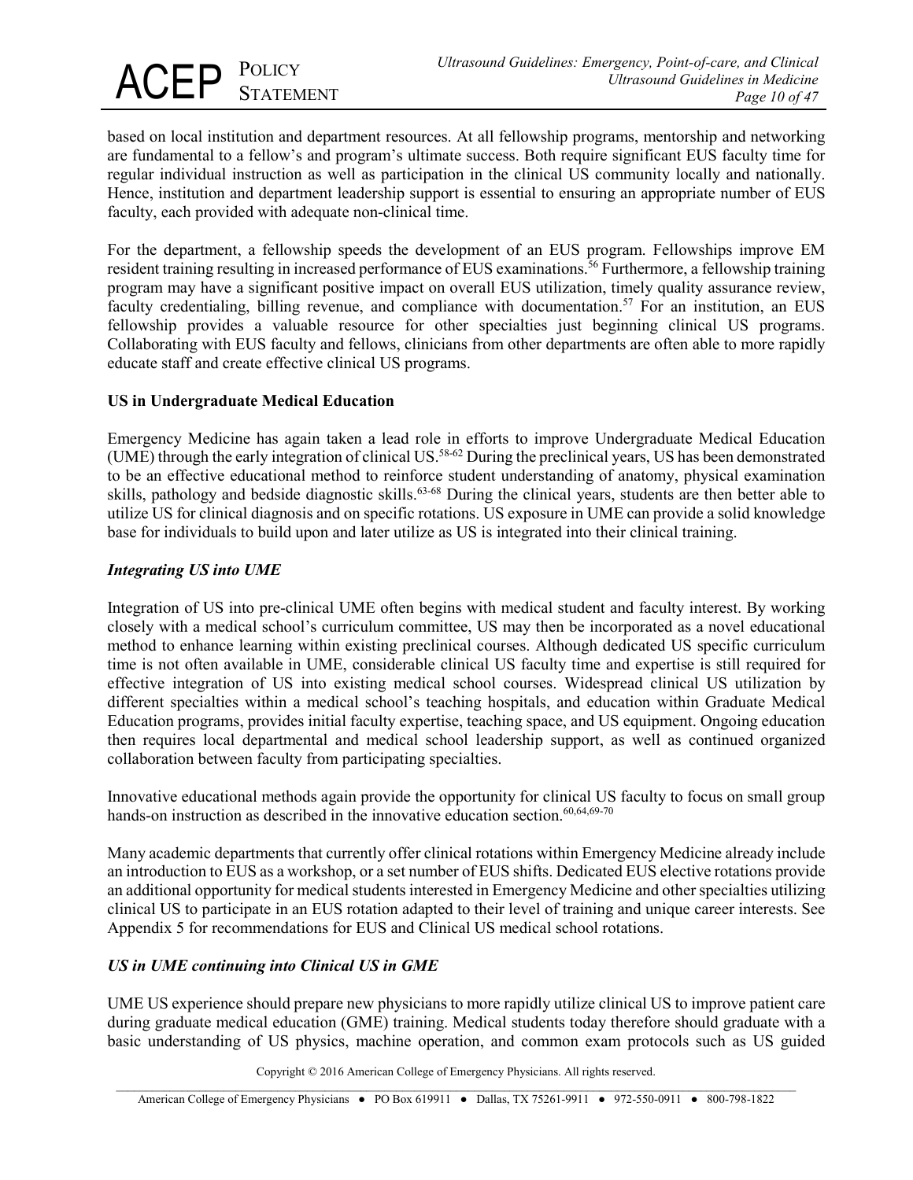based on local institution and department resources. At all fellowship programs, mentorship and networking are fundamental to a fellow's and program's ultimate success. Both require significant EUS faculty time for regular individual instruction as well as participation in the clinical US community locally and nationally. Hence, institution and department leadership support is essential to ensuring an appropriate number of EUS faculty, each provided with adequate non-clinical time.

For the department, a fellowship speeds the development of an EUS program. Fellowships improve EM resident training resulting in increased performance of EUS examinations.[56] Furthermore, a fellowship training program may have a significant positive impact on overall EUS utilization, timely quality assurance review, faculty credentialing, billing revenue, and compliance with documentation.[57] For an institution, an EUS fellowship provides a valuable resource for other specialties just beginning clinical US programs. Collaborating with EUS faculty and fellows, clinicians from other departments are often able to more rapidly educate staff and create effective clinical US programs.

**US in Undergraduate Medical Education**

Emergency Medicine has again taken a lead role in efforts to improve Undergraduate Medical Education (UME) through the early integration of clinical US.[58-62] During the preclinical years, US has been demonstrated to be an effective educational method to reinforce student understanding of anatomy, physical examination skills, pathology and bedside diagnostic skills.[63-68] During the clinical years, students are then better able to utilize US for clinical diagnosis and on specific rotations. US exposure in UME can provide a solid knowledge base for individuals to build upon and later utilize as US is integrated into their clinical training.

***Integrating US into UME***

Integration of US into pre-clinical UME often begins with medical student and faculty interest. By working closely with a medical school's curriculum committee, US may then be incorporated as a novel educational method to enhance learning within existing preclinical courses. Although dedicated US specific curriculum time is not often available in UME, considerable clinical US faculty time and expertise is still required for effective integration of US into existing medical school courses. Widespread clinical US utilization by different specialties within a medical school's teaching hospitals, and education within Graduate Medical Education programs, provides initial faculty expertise, teaching space, and US equipment. Ongoing education then requires local departmental and medical school leadership support, as well as continued organized collaboration between faculty from participating specialties.

Innovative educational methods again provide the opportunity for clinical US faculty to focus on small group hands-on instruction as described in the innovative education section.[60,64,69-70]

Many academic departments that currently offer clinical rotations within Emergency Medicine already include an introduction to EUS as a workshop, or a set number of EUS shifts. Dedicated EUS elective rotations provide an additional opportunity for medical students interested in Emergency Medicine and other specialties utilizing clinical US to participate in an EUS rotation adapted to their level of training and unique career interests. See Appendix 5 for recommendations for EUS and Clinical US medical school rotations.

***US in UME continuing into Clinical US in GME***

UME US experience should prepare new physicians to more rapidly utilize clinical US to improve patient care during graduate medical education (GME) training. Medical students today therefore should graduate with a basic understanding of US physics, machine operation, and common exam protocols such as US guided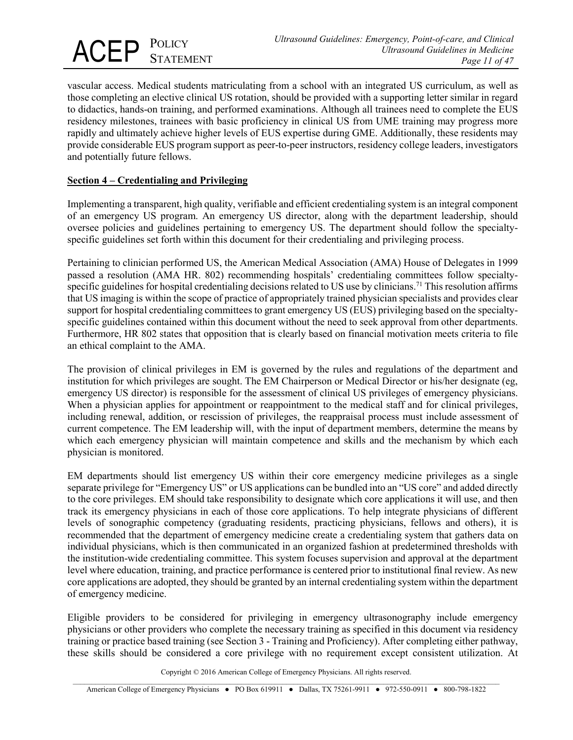vascular access. Medical students matriculating from a school with an integrated US curriculum, as well as those completing an elective clinical US rotation, should be provided with a supporting letter similar in regard to didactics, hands-on training, and performed examinations. Although all trainees need to complete the EUS residency milestones, trainees with basic proficiency in clinical US from UME training may progress more rapidly and ultimately achieve higher levels of EUS expertise during GME. Additionally, these residents may provide considerable EUS program support as peer-to-peer instructors, residency college leaders, investigators and potentially future fellows.

## Section 4 – Credentialing and Privileging

Implementing a transparent, high quality, verifiable and efficient credentialing system is an integral component of an emergency US program. An emergency US director, along with the department leadership, should oversee policies and guidelines pertaining to emergency US. The department should follow the specialty-specific guidelines set forth within this document for their credentialing and privileging process.

Pertaining to clinician performed US, the American Medical Association (AMA) House of Delegates in 1999 passed a resolution (AMA HR. 802) recommending hospitals' credentialing committees follow specialty-specific guidelines for hospital credentialing decisions related to US use by clinicians.[71] This resolution affirms that US imaging is within the scope of practice of appropriately trained physician specialists and provides clear support for hospital credentialing committees to grant emergency US (EUS) privileging based on the specialty-specific guidelines contained within this document without the need to seek approval from other departments. Furthermore, HR 802 states that opposition that is clearly based on financial motivation meets criteria to file an ethical complaint to the AMA.

The provision of clinical privileges in EM is governed by the rules and regulations of the department and institution for which privileges are sought. The EM Chairperson or Medical Director or his/her designate (eg, emergency US director) is responsible for the assessment of clinical US privileges of emergency physicians. When a physician applies for appointment or reappointment to the medical staff and for clinical privileges, including renewal, addition, or rescission of privileges, the reappraisal process must include assessment of current competence. The EM leadership will, with the input of department members, determine the means by which each emergency physician will maintain competence and skills and the mechanism by which each physician is monitored.

EM departments should list emergency US within their core emergency medicine privileges as a single separate privilege for "Emergency US" or US applications can be bundled into an "US core" and added directly to the core privileges. EM should take responsibility to designate which core applications it will use, and then track its emergency physicians in each of those core applications. To help integrate physicians of different levels of sonographic competency (graduating residents, practicing physicians, fellows and others), it is recommended that the department of emergency medicine create a credentialing system that gathers data on individual physicians, which is then communicated in an organized fashion at predetermined thresholds with the institution-wide credentialing committee. This system focuses supervision and approval at the department level where education, training, and practice performance is centered prior to institutional final review. As new core applications are adopted, they should be granted by an internal credentialing system within the department of emergency medicine.

Eligible providers to be considered for privileging in emergency ultrasonography include emergency physicians or other providers who complete the necessary training as specified in this document via residency training or practice based training (see Section 3 - Training and Proficiency). After completing either pathway, these skills should be considered a core privilege with no requirement except consistent utilization. At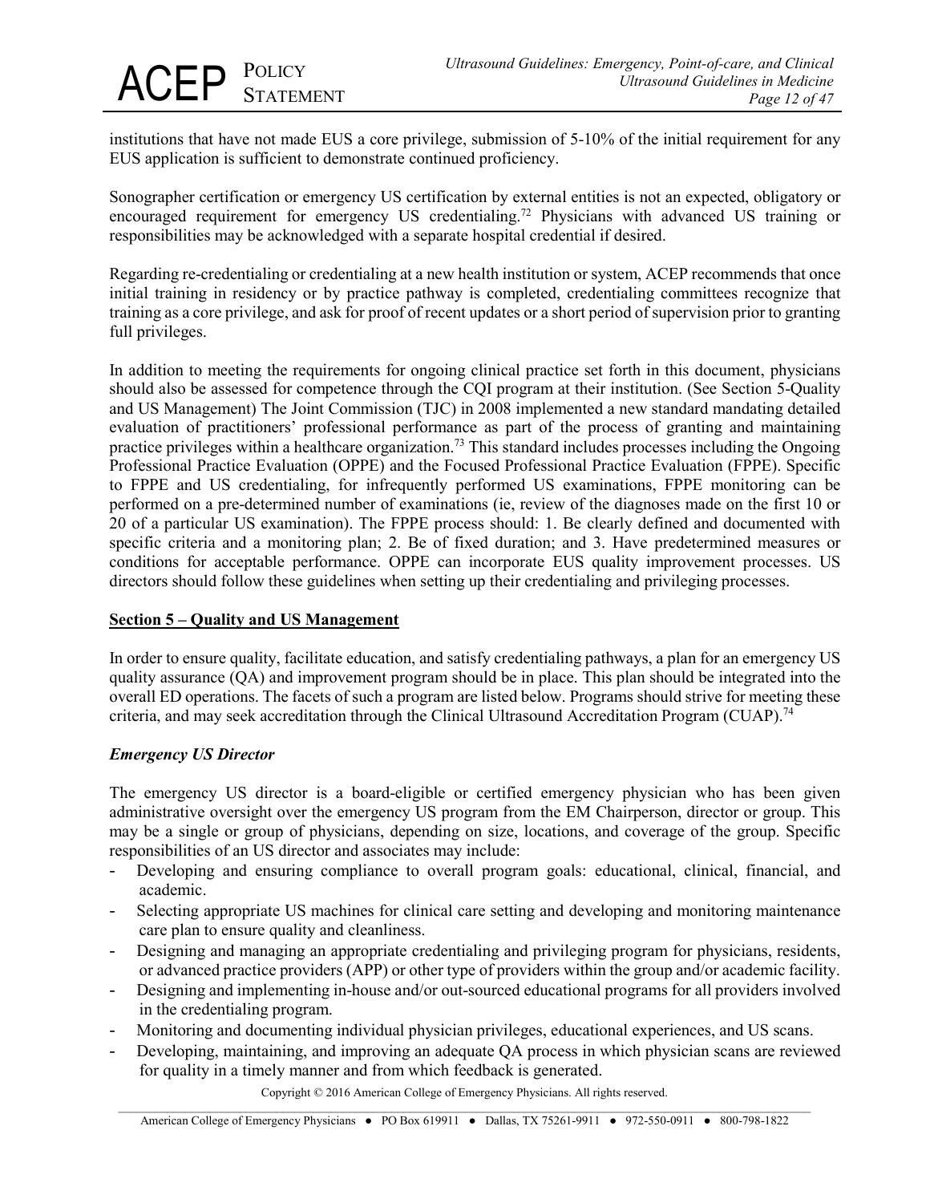institutions that have not made EUS a core privilege, submission of 5-10% of the initial requirement for any EUS application is sufficient to demonstrate continued proficiency.

Sonographer certification or emergency US certification by external entities is not an expected, obligatory or encouraged requirement for emergency US credentialing.[72] Physicians with advanced US training or responsibilities may be acknowledged with a separate hospital credential if desired.

Regarding re-credentialing or credentialing at a new health institution or system, ACEP recommends that once initial training in residency or by practice pathway is completed, credentialing committees recognize that training as a core privilege, and ask for proof of recent updates or a short period of supervision prior to granting full privileges.

In addition to meeting the requirements for ongoing clinical practice set forth in this document, physicians should also be assessed for competence through the CQI program at their institution. (See Section 5-Quality and US Management) The Joint Commission (TJC) in 2008 implemented a new standard mandating detailed evaluation of practitioners' professional performance as part of the process of granting and maintaining practice privileges within a healthcare organization.[73] This standard includes processes including the Ongoing Professional Practice Evaluation (OPPE) and the Focused Professional Practice Evaluation (FPPE). Specific to FPPE and US credentialing, for infrequently performed US examinations, FPPE monitoring can be performed on a pre-determined number of examinations (ie, review of the diagnoses made on the first 10 or 20 of a particular US examination). The FPPE process should: 1. Be clearly defined and documented with specific criteria and a monitoring plan; 2. Be of fixed duration; and 3. Have predetermined measures or conditions for acceptable performance. OPPE can incorporate EUS quality improvement processes. US directors should follow these guidelines when setting up their credentialing and privileging processes.

## Section 5 – Quality and US Management

In order to ensure quality, facilitate education, and satisfy credentialing pathways, a plan for an emergency US quality assurance (QA) and improvement program should be in place. This plan should be integrated into the overall ED operations. The facets of such a program are listed below. Programs should strive for meeting these criteria, and may seek accreditation through the Clinical Ultrasound Accreditation Program (CUAP).[74]

### *Emergency US Director*

The emergency US director is a board-eligible or certified emergency physician who has been given administrative oversight over the emergency US program from the EM Chairperson, director or group. This may be a single or group of physicians, depending on size, locations, and coverage of the group. Specific responsibilities of an US director and associates may include:

- Developing and ensuring compliance to overall program goals: educational, clinical, financial, and academic.
- Selecting appropriate US machines for clinical care setting and developing and monitoring maintenance care plan to ensure quality and cleanliness.
- Designing and managing an appropriate credentialing and privileging program for physicians, residents, or advanced practice providers (APP) or other type of providers within the group and/or academic facility.
- Designing and implementing in-house and/or out-sourced educational programs for all providers involved in the credentialing program.
- Monitoring and documenting individual physician privileges, educational experiences, and US scans.
- Developing, maintaining, and improving an adequate QA process in which physician scans are reviewed for quality in a timely manner and from which feedback is generated.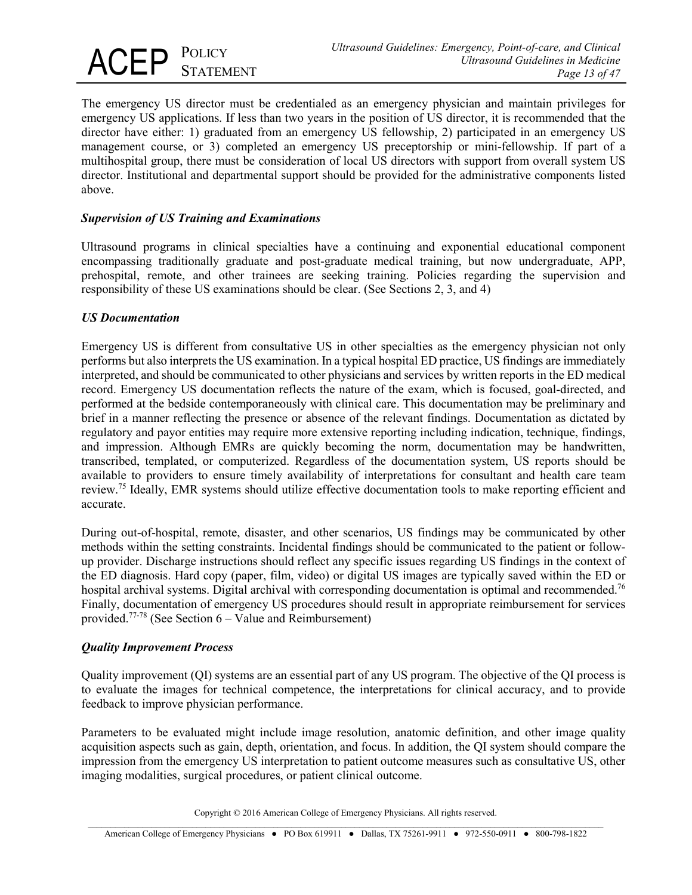The emergency US director must be credentialed as an emergency physician and maintain privileges for emergency US applications. If less than two years in the position of US director, it is recommended that the director have either: 1) graduated from an emergency US fellowship, 2) participated in an emergency US management course, or 3) completed an emergency US preceptorship or mini-fellowship. If part of a multihospital group, there must be consideration of local US directors with support from overall system US director. Institutional and departmental support should be provided for the administrative components listed above.

***Supervision of US Training and Examinations***

Ultrasound programs in clinical specialties have a continuing and exponential educational component encompassing traditionally graduate and post-graduate medical training, but now undergraduate, APP, prehospital, remote, and other trainees are seeking training. Policies regarding the supervision and responsibility of these US examinations should be clear. (See Sections 2, 3, and 4)

***US Documentation***

Emergency US is different from consultative US in other specialties as the emergency physician not only performs but also interprets the US examination. In a typical hospital ED practice, US findings are immediately interpreted, and should be communicated to other physicians and services by written reports in the ED medical record. Emergency US documentation reflects the nature of the exam, which is focused, goal-directed, and performed at the bedside contemporaneously with clinical care. This documentation may be preliminary and brief in a manner reflecting the presence or absence of the relevant findings. Documentation as dictated by regulatory and payor entities may require more extensive reporting including indication, technique, findings, and impression. Although EMRs are quickly becoming the norm, documentation may be handwritten, transcribed, templated, or computerized. Regardless of the documentation system, US reports should be available to providers to ensure timely availability of interpretations for consultant and health care team review.[75] Ideally, EMR systems should utilize effective documentation tools to make reporting efficient and accurate.

During out-of-hospital, remote, disaster, and other scenarios, US findings may be communicated by other methods within the setting constraints. Incidental findings should be communicated to the patient or follow-up provider. Discharge instructions should reflect any specific issues regarding US findings in the context of the ED diagnosis. Hard copy (paper, film, video) or digital US images are typically saved within the ED or hospital archival systems. Digital archival with corresponding documentation is optimal and recommended.[76] Finally, documentation of emergency US procedures should result in appropriate reimbursement for services provided.[77-78] (See Section 6 – Value and Reimbursement)

***Quality Improvement Process***

Quality improvement (QI) systems are an essential part of any US program. The objective of the QI process is to evaluate the images for technical competence, the interpretations for clinical accuracy, and to provide feedback to improve physician performance.

Parameters to be evaluated might include image resolution, anatomic definition, and other image quality acquisition aspects such as gain, depth, orientation, and focus. In addition, the QI system should compare the impression from the emergency US interpretation to patient outcome measures such as consultative US, other imaging modalities, surgical procedures, or patient clinical outcome.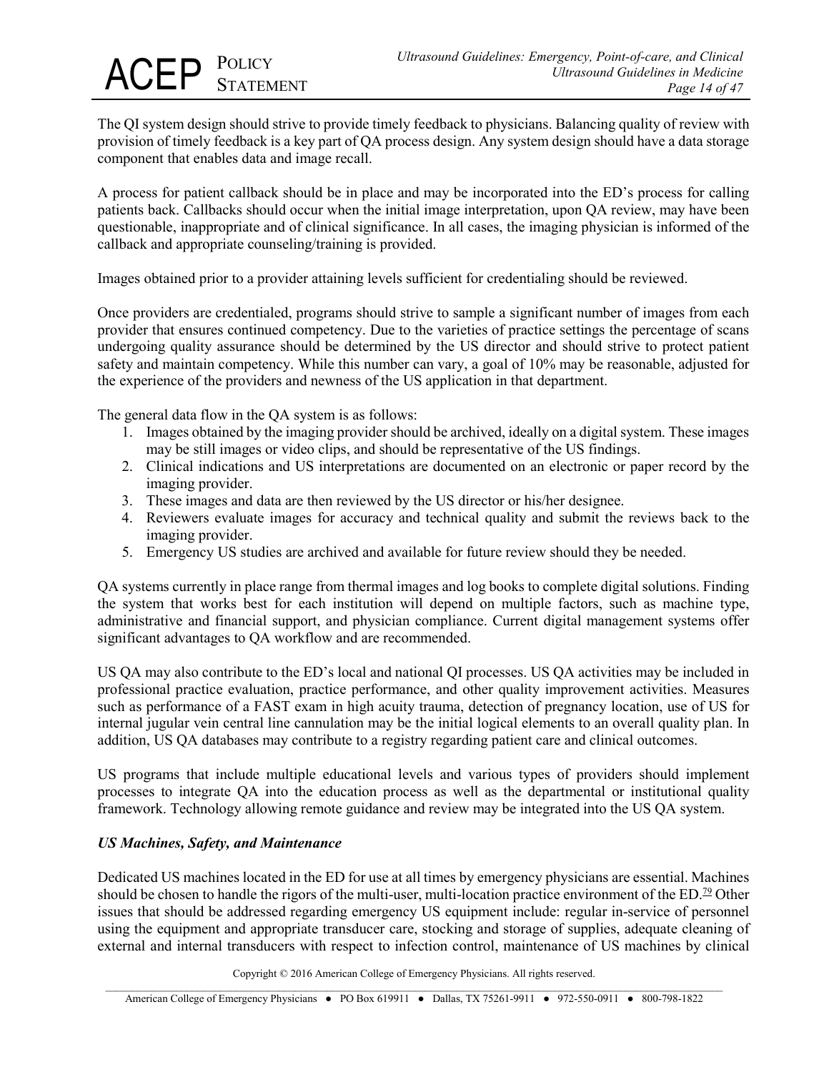The QI system design should strive to provide timely feedback to physicians. Balancing quality of review with provision of timely feedback is a key part of QA process design. Any system design should have a data storage component that enables data and image recall.

A process for patient callback should be in place and may be incorporated into the ED's process for calling patients back. Callbacks should occur when the initial image interpretation, upon QA review, may have been questionable, inappropriate and of clinical significance. In all cases, the imaging physician is informed of the callback and appropriate counseling/training is provided.

Images obtained prior to a provider attaining levels sufficient for credentialing should be reviewed.

Once providers are credentialed, programs should strive to sample a significant number of images from each provider that ensures continued competency. Due to the varieties of practice settings the percentage of scans undergoing quality assurance should be determined by the US director and should strive to protect patient safety and maintain competency. While this number can vary, a goal of 10% may be reasonable, adjusted for the experience of the providers and newness of the US application in that department.

The general data flow in the QA system is as follows:

1. Images obtained by the imaging provider should be archived, ideally on a digital system. These images may be still images or video clips, and should be representative of the US findings.
2. Clinical indications and US interpretations are documented on an electronic or paper record by the imaging provider.
3. These images and data are then reviewed by the US director or his/her designee.
4. Reviewers evaluate images for accuracy and technical quality and submit the reviews back to the imaging provider.
5. Emergency US studies are archived and available for future review should they be needed.

QA systems currently in place range from thermal images and log books to complete digital solutions. Finding the system that works best for each institution will depend on multiple factors, such as machine type, administrative and financial support, and physician compliance. Current digital management systems offer significant advantages to QA workflow and are recommended.

US QA may also contribute to the ED's local and national QI processes. US QA activities may be included in professional practice evaluation, practice performance, and other quality improvement activities. Measures such as performance of a FAST exam in high acuity trauma, detection of pregnancy location, use of US for internal jugular vein central line cannulation may be the initial logical elements to an overall quality plan. In addition, US QA databases may contribute to a registry regarding patient care and clinical outcomes.

US programs that include multiple educational levels and various types of providers should implement processes to integrate QA into the education process as well as the departmental or institutional quality framework. Technology allowing remote guidance and review may be integrated into the US QA system.

### *US Machines, Safety, and Maintenance*

Dedicated US machines located in the ED for use at all times by emergency physicians are essential. Machines should be chosen to handle the rigors of the multi-user, multi-location practice environment of the ED.[79] Other issues that should be addressed regarding emergency US equipment include: regular in-service of personnel using the equipment and appropriate transducer care, stocking and storage of supplies, adequate cleaning of external and internal transducers with respect to infection control, maintenance of US machines by clinical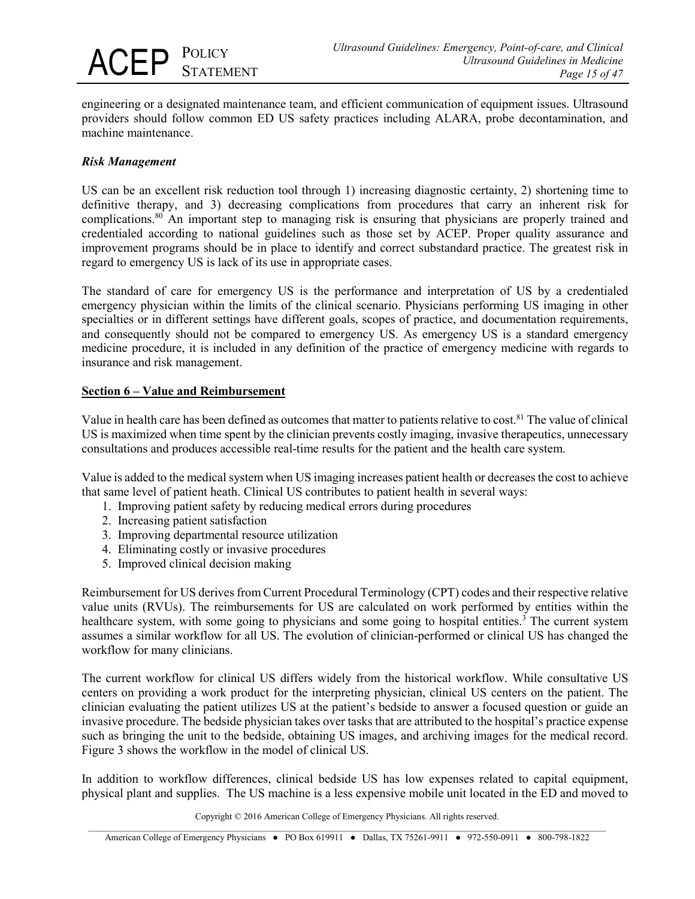engineering or a designated maintenance team, and efficient communication of equipment issues. Ultrasound providers should follow common ED US safety practices including ALARA, probe decontamination, and machine maintenance.

***Risk Management***

US can be an excellent risk reduction tool through 1) increasing diagnostic certainty, 2) shortening time to definitive therapy, and 3) decreasing complications from procedures that carry an inherent risk for complications.[80] An important step to managing risk is ensuring that physicians are properly trained and credentialed according to national guidelines such as those set by ACEP. Proper quality assurance and improvement programs should be in place to identify and correct substandard practice. The greatest risk in regard to emergency US is lack of its use in appropriate cases.

The standard of care for emergency US is the performance and interpretation of US by a credentialed emergency physician within the limits of the clinical scenario. Physicians performing US imaging in other specialties or in different settings have different goals, scopes of practice, and documentation requirements, and consequently should not be compared to emergency US. As emergency US is a standard emergency medicine procedure, it is included in any definition of the practice of emergency medicine with regards to insurance and risk management.

## Section 6 – Value and Reimbursement

Value in health care has been defined as outcomes that matter to patients relative to cost.[81] The value of clinical US is maximized when time spent by the clinician prevents costly imaging, invasive therapeutics, unnecessary consultations and produces accessible real-time results for the patient and the health care system.

Value is added to the medical system when US imaging increases patient health or decreases the cost to achieve that same level of patient heath. Clinical US contributes to patient health in several ways:

1. Improving patient safety by reducing medical errors during procedures
2. Increasing patient satisfaction
3. Improving departmental resource utilization
4. Eliminating costly or invasive procedures
5. Improved clinical decision making

Reimbursement for US derives from Current Procedural Terminology (CPT) codes and their respective relative value units (RVUs). The reimbursements for US are calculated on work performed by entities within the healthcare system, with some going to physicians and some going to hospital entities.[3] The current system assumes a similar workflow for all US. The evolution of clinician-performed or clinical US has changed the workflow for many clinicians.

The current workflow for clinical US differs widely from the historical workflow. While consultative US centers on providing a work product for the interpreting physician, clinical US centers on the patient. The clinician evaluating the patient utilizes US at the patient's bedside to answer a focused question or guide an invasive procedure. The bedside physician takes over tasks that are attributed to the hospital's practice expense such as bringing the unit to the bedside, obtaining US images, and archiving images for the medical record. Figure 3 shows the workflow in the model of clinical US.

In addition to workflow differences, clinical bedside US has low expenses related to capital equipment, physical plant and supplies. The US machine is a less expensive mobile unit located in the ED and moved to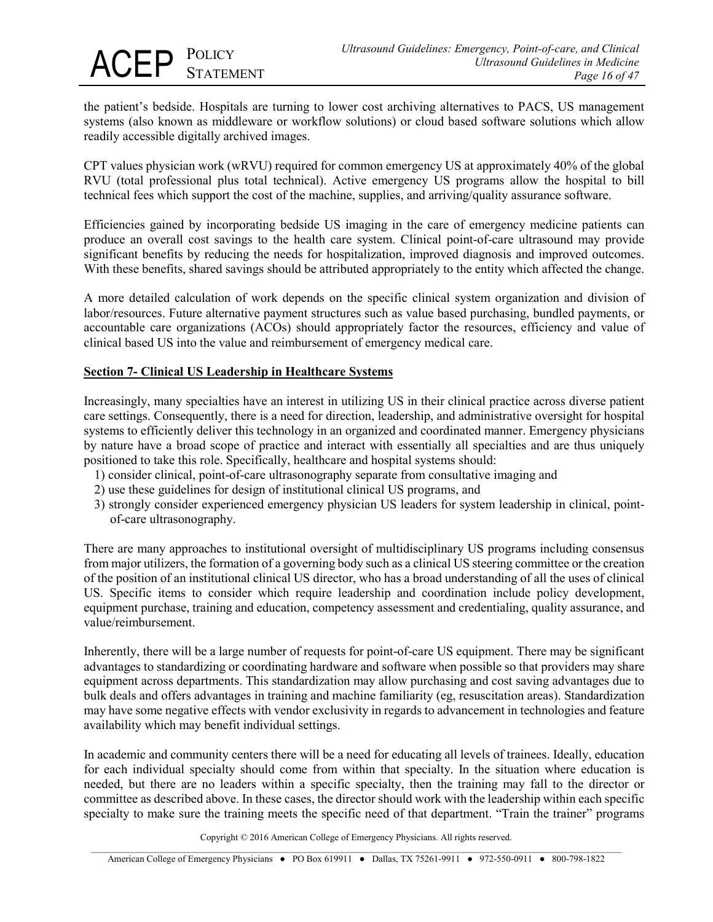the patient's bedside. Hospitals are turning to lower cost archiving alternatives to PACS, US management systems (also known as middleware or workflow solutions) or cloud based software solutions which allow readily accessible digitally archived images.

CPT values physician work (wRVU) required for common emergency US at approximately 40% of the global RVU (total professional plus total technical). Active emergency US programs allow the hospital to bill technical fees which support the cost of the machine, supplies, and arriving/quality assurance software.

Efficiencies gained by incorporating bedside US imaging in the care of emergency medicine patients can produce an overall cost savings to the health care system. Clinical point-of-care ultrasound may provide significant benefits by reducing the needs for hospitalization, improved diagnosis and improved outcomes. With these benefits, shared savings should be attributed appropriately to the entity which affected the change.

A more detailed calculation of work depends on the specific clinical system organization and division of labor/resources. Future alternative payment structures such as value based purchasing, bundled payments, or accountable care organizations (ACOs) should appropriately factor the resources, efficiency and value of clinical based US into the value and reimbursement of emergency medical care.

## Section 7- Clinical US Leadership in Healthcare Systems

Increasingly, many specialties have an interest in utilizing US in their clinical practice across diverse patient care settings. Consequently, there is a need for direction, leadership, and administrative oversight for hospital systems to efficiently deliver this technology in an organized and coordinated manner. Emergency physicians by nature have a broad scope of practice and interact with essentially all specialties and are thus uniquely positioned to take this role. Specifically, healthcare and hospital systems should:

1) consider clinical, point-of-care ultrasonography separate from consultative imaging and
2) use these guidelines for design of institutional clinical US programs, and
3) strongly consider experienced emergency physician US leaders for system leadership in clinical, point-of-care ultrasonography.

There are many approaches to institutional oversight of multidisciplinary US programs including consensus from major utilizers, the formation of a governing body such as a clinical US steering committee or the creation of the position of an institutional clinical US director, who has a broad understanding of all the uses of clinical US. Specific items to consider which require leadership and coordination include policy development, equipment purchase, training and education, competency assessment and credentialing, quality assurance, and value/reimbursement.

Inherently, there will be a large number of requests for point-of-care US equipment. There may be significant advantages to standardizing or coordinating hardware and software when possible so that providers may share equipment across departments. This standardization may allow purchasing and cost saving advantages due to bulk deals and offers advantages in training and machine familiarity (eg, resuscitation areas). Standardization may have some negative effects with vendor exclusivity in regards to advancement in technologies and feature availability which may benefit individual settings.

In academic and community centers there will be a need for educating all levels of trainees. Ideally, education for each individual specialty should come from within that specialty. In the situation where education is needed, but there are no leaders within a specific specialty, then the training may fall to the director or committee as described above. In these cases, the director should work with the leadership within each specific specialty to make sure the training meets the specific need of that department. "Train the trainer" programs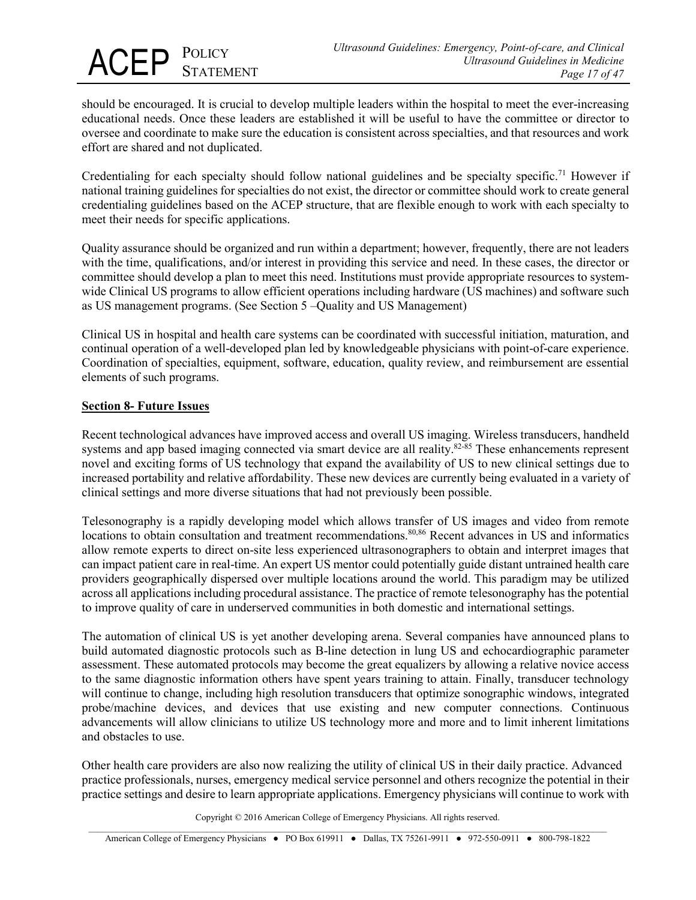should be encouraged. It is crucial to develop multiple leaders within the hospital to meet the ever-increasing educational needs. Once these leaders are established it will be useful to have the committee or director to oversee and coordinate to make sure the education is consistent across specialties, and that resources and work effort are shared and not duplicated.

Credentialing for each specialty should follow national guidelines and be specialty specific.[71] However if national training guidelines for specialties do not exist, the director or committee should work to create general credentialing guidelines based on the ACEP structure, that are flexible enough to work with each specialty to meet their needs for specific applications.

Quality assurance should be organized and run within a department; however, frequently, there are not leaders with the time, qualifications, and/or interest in providing this service and need. In these cases, the director or committee should develop a plan to meet this need. Institutions must provide appropriate resources to system-wide Clinical US programs to allow efficient operations including hardware (US machines) and software such as US management programs. (See Section 5 –Quality and US Management)

Clinical US in hospital and health care systems can be coordinated with successful initiation, maturation, and continual operation of a well-developed plan led by knowledgeable physicians with point-of-care experience. Coordination of specialties, equipment, software, education, quality review, and reimbursement are essential elements of such programs.

## Section 8- Future Issues

Recent technological advances have improved access and overall US imaging. Wireless transducers, handheld systems and app based imaging connected via smart device are all reality.[82-85] These enhancements represent novel and exciting forms of US technology that expand the availability of US to new clinical settings due to increased portability and relative affordability. These new devices are currently being evaluated in a variety of clinical settings and more diverse situations that had not previously been possible.

Telesonography is a rapidly developing model which allows transfer of US images and video from remote locations to obtain consultation and treatment recommendations.[80,86] Recent advances in US and informatics allow remote experts to direct on-site less experienced ultrasonographers to obtain and interpret images that can impact patient care in real-time. An expert US mentor could potentially guide distant untrained health care providers geographically dispersed over multiple locations around the world. This paradigm may be utilized across all applications including procedural assistance. The practice of remote telesonography has the potential to improve quality of care in underserved communities in both domestic and international settings.

The automation of clinical US is yet another developing arena. Several companies have announced plans to build automated diagnostic protocols such as B-line detection in lung US and echocardiographic parameter assessment. These automated protocols may become the great equalizers by allowing a relative novice access to the same diagnostic information others have spent years training to attain. Finally, transducer technology will continue to change, including high resolution transducers that optimize sonographic windows, integrated probe/machine devices, and devices that use existing and new computer connections. Continuous advancements will allow clinicians to utilize US technology more and more and to limit inherent limitations and obstacles to use.

Other health care providers are also now realizing the utility of clinical US in their daily practice. Advanced practice professionals, nurses, emergency medical service personnel and others recognize the potential in their practice settings and desire to learn appropriate applications. Emergency physicians will continue to work with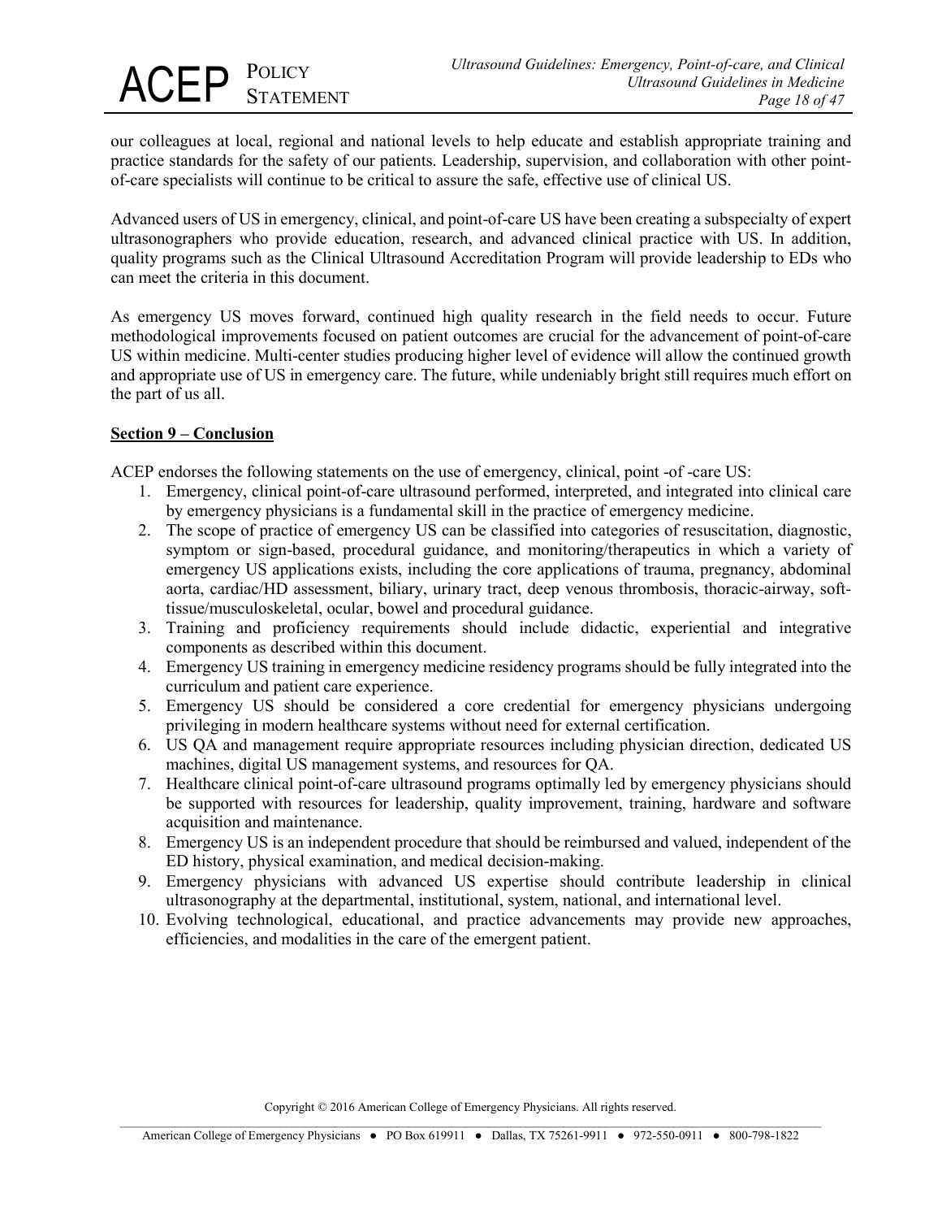our colleagues at local, regional and national levels to help educate and establish appropriate training and practice standards for the safety of our patients. Leadership, supervision, and collaboration with other point-of-care specialists will continue to be critical to assure the safe, effective use of clinical US.

Advanced users of US in emergency, clinical, and point-of-care US have been creating a subspecialty of expert ultrasonographers who provide education, research, and advanced clinical practice with US. In addition, quality programs such as the Clinical Ultrasound Accreditation Program will provide leadership to EDs who can meet the criteria in this document.

As emergency US moves forward, continued high quality research in the field needs to occur. Future methodological improvements focused on patient outcomes are crucial for the advancement of point-of-care US within medicine. Multi-center studies producing higher level of evidence will allow the continued growth and appropriate use of US in emergency care. The future, while undeniably bright still requires much effort on the part of us all.

**Section 9 – Conclusion**

ACEP endorses the following statements on the use of emergency, clinical, point -of -care US:

1. Emergency, clinical point-of-care ultrasound performed, interpreted, and integrated into clinical care by emergency physicians is a fundamental skill in the practice of emergency medicine.
2. The scope of practice of emergency US can be classified into categories of resuscitation, diagnostic, symptom or sign-based, procedural guidance, and monitoring/therapeutics in which a variety of emergency US applications exists, including the core applications of trauma, pregnancy, abdominal aorta, cardiac/HD assessment, biliary, urinary tract, deep venous thrombosis, thoracic-airway, soft-tissue/musculoskeletal, ocular, bowel and procedural guidance.
3. Training and proficiency requirements should include didactic, experiential and integrative components as described within this document.
4. Emergency US training in emergency medicine residency programs should be fully integrated into the curriculum and patient care experience.
5. Emergency US should be considered a core credential for emergency physicians undergoing privileging in modern healthcare systems without need for external certification.
6. US QA and management require appropriate resources including physician direction, dedicated US machines, digital US management systems, and resources for QA.
7. Healthcare clinical point-of-care ultrasound programs optimally led by emergency physicians should be supported with resources for leadership, quality improvement, training, hardware and software acquisition and maintenance.
8. Emergency US is an independent procedure that should be reimbursed and valued, independent of the ED history, physical examination, and medical decision-making.
9. Emergency physicians with advanced US expertise should contribute leadership in clinical ultrasonography at the departmental, institutional, system, national, and international level.
10. Evolving technological, educational, and practice advancements may provide new approaches, efficiencies, and modalities in the care of the emergent patient.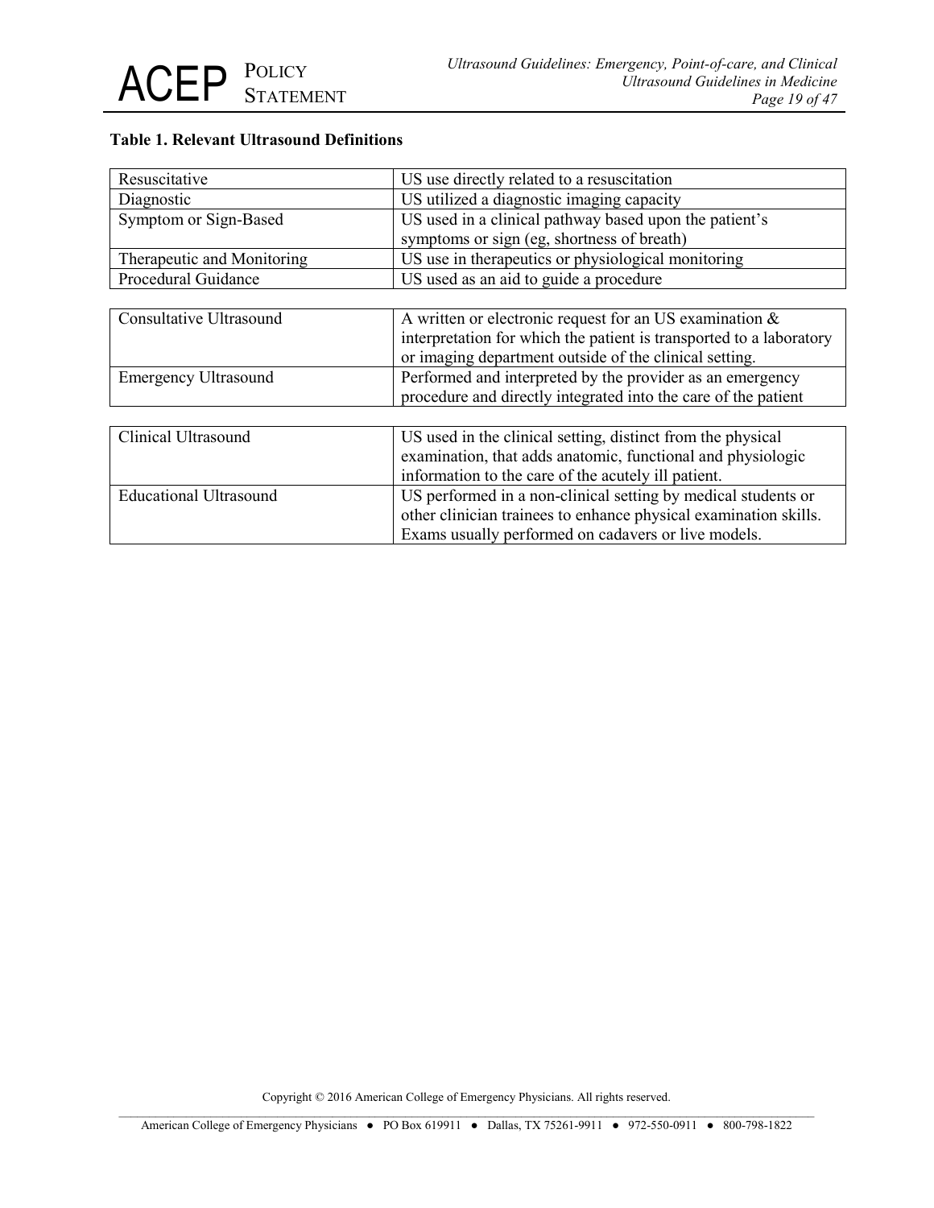**Table 1. Relevant Ultrasound Definitions**

| | |
|---|---|
| Resuscitative | US use directly related to a resuscitation |
| Diagnostic | US utilized a diagnostic imaging capacity |
| Symptom or Sign-Based | US used in a clinical pathway based upon the patient's symptoms or sign (eg, shortness of breath) |
| Therapeutic and Monitoring | US use in therapeutics or physiological monitoring |
| Procedural Guidance | US used as an aid to guide a procedure |
| Consultative Ultrasound | A written or electronic request for an US examination & interpretation for which the patient is transported to a laboratory or imaging department outside of the clinical setting. |
| Emergency Ultrasound | Performed and interpreted by the provider as an emergency procedure and directly integrated into the care of the patient |
| Clinical Ultrasound | US used in the clinical setting, distinct from the physical examination, that adds anatomic, functional and physiologic information to the care of the acutely ill patient. |
| Educational Ultrasound | US performed in a non-clinical setting by medical students or other clinician trainees to enhance physical examination skills. Exams usually performed on cadavers or live models. |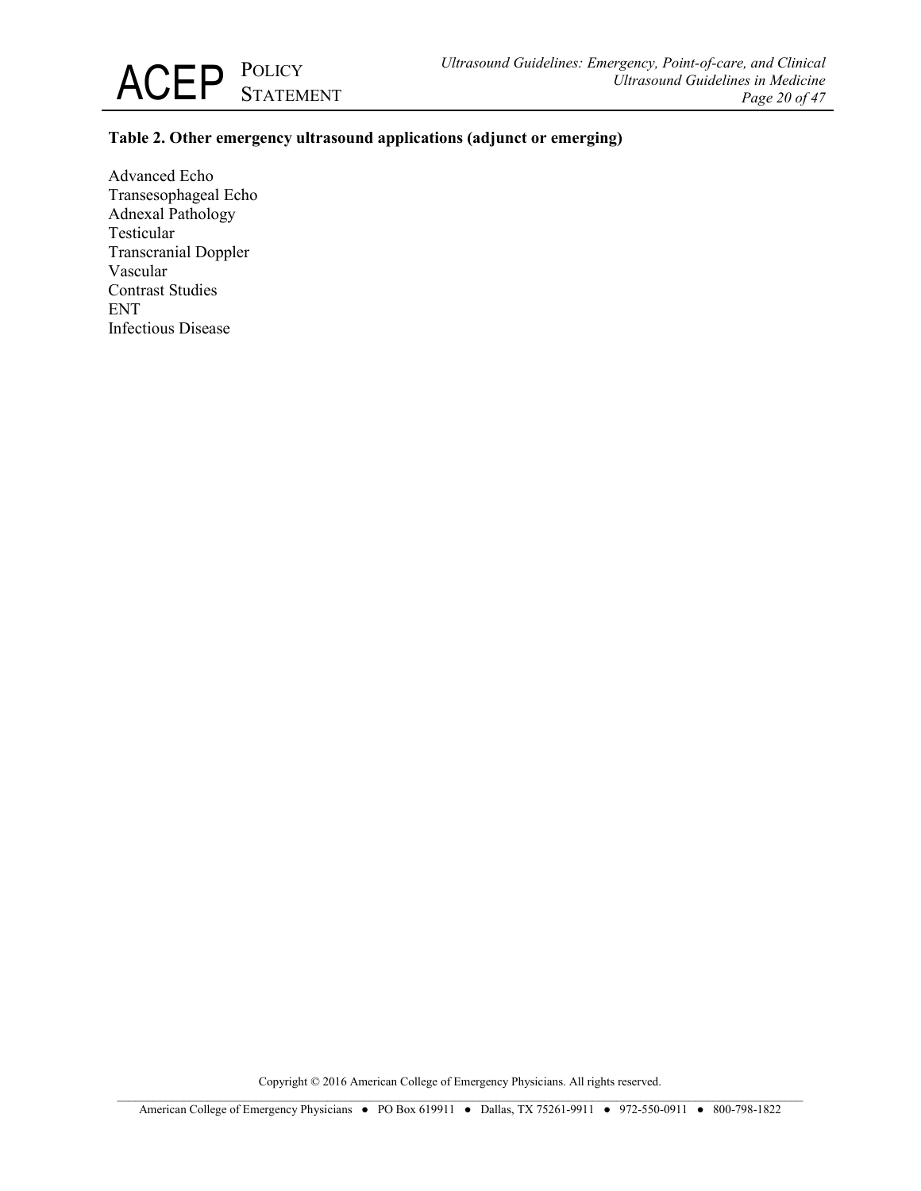**Table 2. Other emergency ultrasound applications (adjunct or emerging)**

Advanced Echo
Transesophageal Echo
Adnexal Pathology
Testicular
Transcranial Doppler
Vascular
Contrast Studies
ENT
Infectious Disease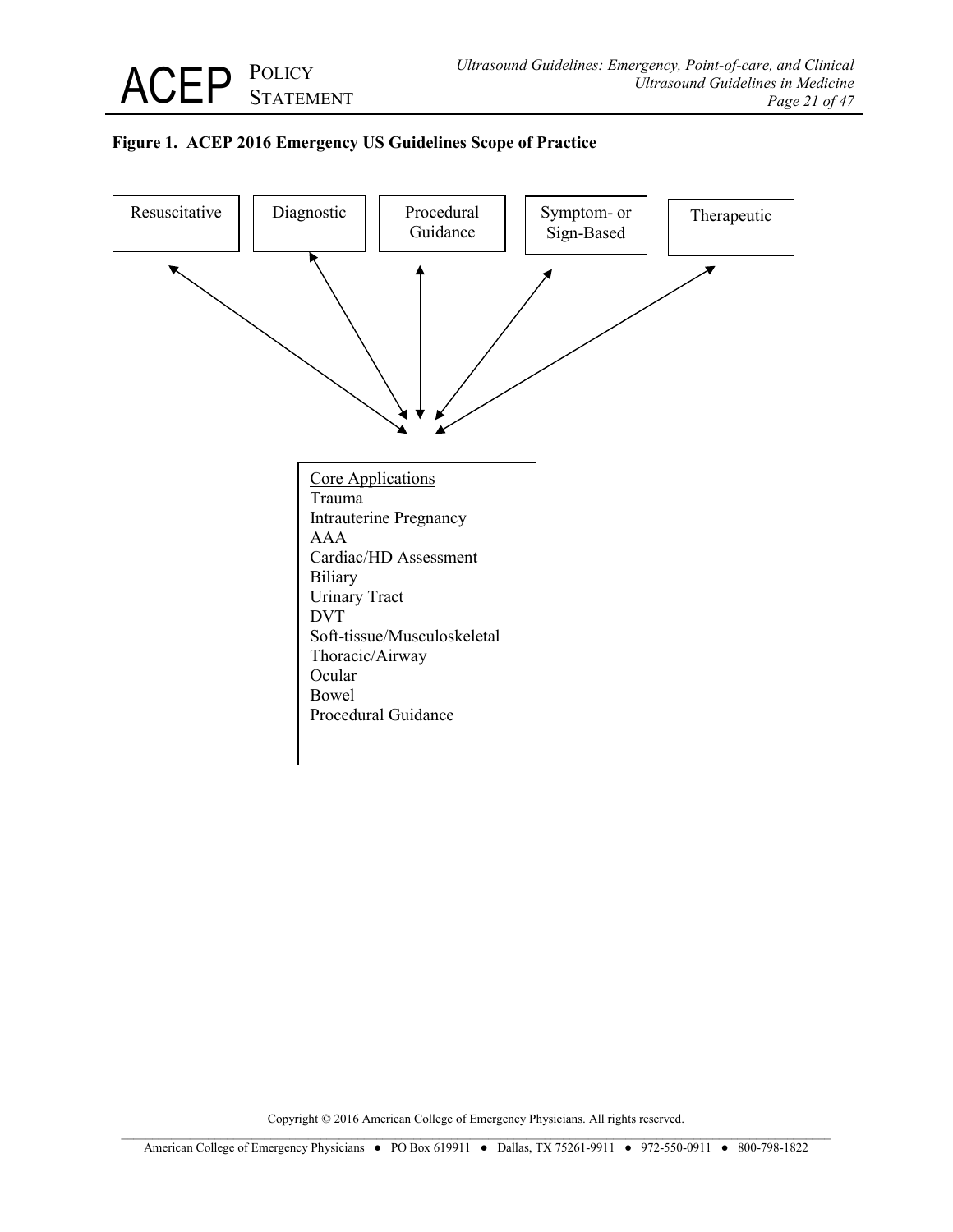**Figure 1. ACEP 2016 Emergency US Guidelines Scope of Practice**

Resuscitative

Diagnostic

Procedural Guidance

Symptom- or Sign-Based

Therapeutic

Core Applications

Trauma
Intrauterine Pregnancy
AAA
Cardiac/HD Assessment
Biliary
Urinary Tract
DVT
Soft-tissue/Musculoskeletal
Thoracic/Airway
Ocular
Bowel
Procedural Guidance

Copyright © 2016 American College of Emergency Physicians. All rights reserved.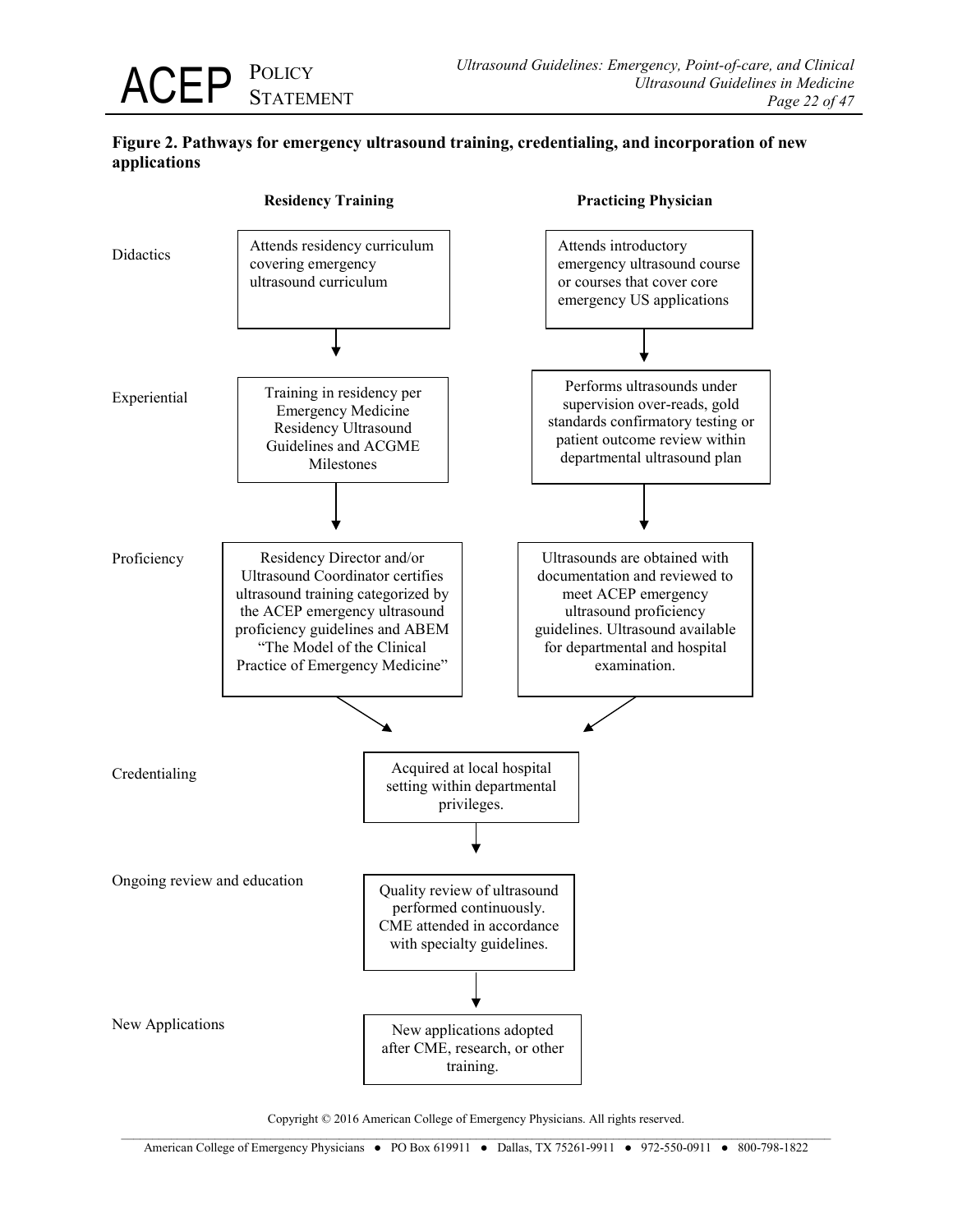**Figure 2. Pathways for emergency ultrasound training, credentialing, and incorporation of new applications**

| | Residency Training | Practicing Physician |
|---|---|---|
| Didactics | Attends residency curriculum covering emergency ultrasound curriculum | Attends introductory emergency ultrasound course or courses that cover core emergency US applications |
| Experiential | Training in residency per Emergency Medicine Residency Ultrasound Guidelines and ACGME Milestones | Performs ultrasounds under supervision over-reads, gold standards confirmatory testing or patient outcome review within departmental ultrasound plan |
| Proficiency | Residency Director and/or Ultrasound Coordinator certifies ultrasound training categorized by the ACEP emergency ultrasound proficiency guidelines and ABEM "The Model of the Clinical Practice of Emergency Medicine" | Ultrasounds are obtained with documentation and reviewed to meet ACEP emergency ultrasound proficiency guidelines. Ultrasound available for departmental and hospital examination. |

Both pathways converge into:

- **Credentialing:** Acquired at local hospital setting within departmental privileges.
- **Ongoing review and education:** Quality review of ultrasound performed continuously. CME attended in accordance with specialty guidelines.
- **New Applications:** New applications adopted after CME, research, or other training.

Copyright © 2016 American College of Emergency Physicians. All rights reserved.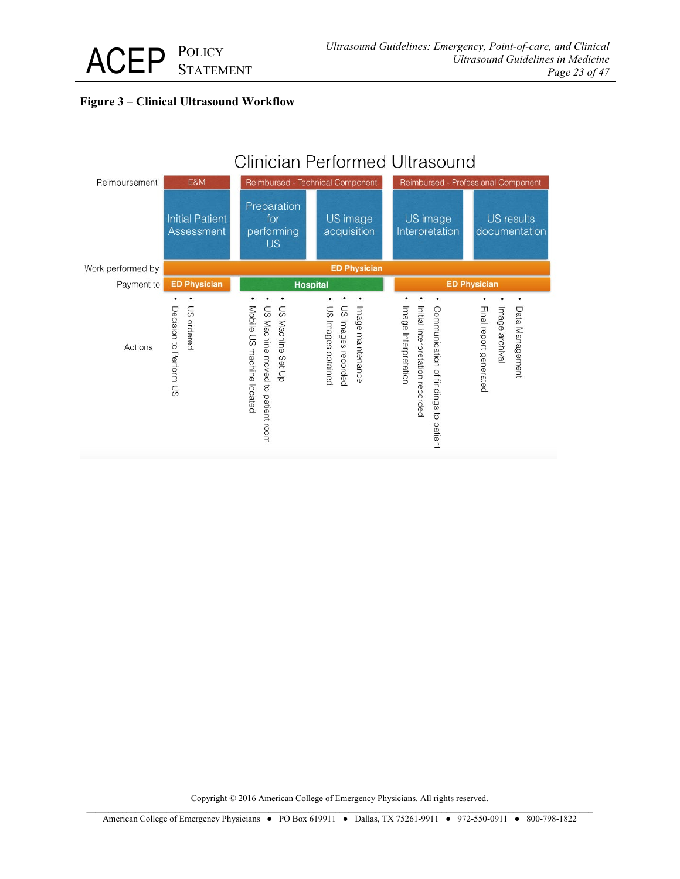**Figure 3 – Clinical Ultrasound Workflow**

## Clinician Performed Ultrasound

| | | | | | |
|---|---|---|---|---|---|
| Reimbursement | E&M | Reimbursed - Technical Component | | Reimbursed - Professional Component | |
| | Initial Patient Assessment | Preparation for performing US | US image acquisition | US image Interpretation | US results documentation |
| Work performed by | ED Physician | | | | |
| Payment to | ED Physician | Hospital | | ED Physician | |
| Actions | • US ordered<br>• Decision to Perform US | • US Machine Set Up<br>• US Machine moved to patient room<br>• Mobile US machine located | • Image maintenance<br>• US Images recorded<br>• US images obtained | • Communication of findings to patient<br>• Initial interpretation recorded<br>• Image Interpretation | • Data Management<br>• Image archival<br>• Final report generated |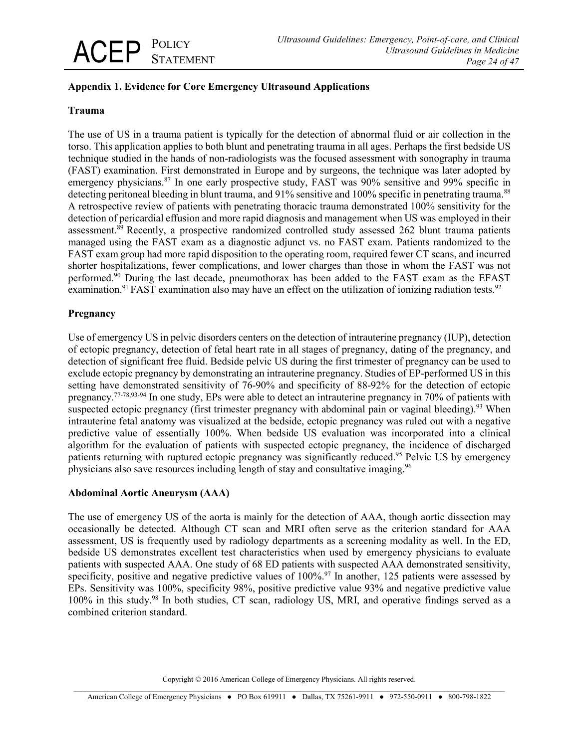## Appendix 1. Evidence for Core Emergency Ultrasound Applications

### Trauma

The use of US in a trauma patient is typically for the detection of abnormal fluid or air collection in the torso. This application applies to both blunt and penetrating trauma in all ages. Perhaps the first bedside US technique studied in the hands of non-radiologists was the focused assessment with sonography in trauma (FAST) examination. First demonstrated in Europe and by surgeons, the technique was later adopted by emergency physicians.[87] In one early prospective study, FAST was 90% sensitive and 99% specific in detecting peritoneal bleeding in blunt trauma, and 91% sensitive and 100% specific in penetrating trauma.[88] A retrospective review of patients with penetrating thoracic trauma demonstrated 100% sensitivity for the detection of pericardial effusion and more rapid diagnosis and management when US was employed in their assessment.[89] Recently, a prospective randomized controlled study assessed 262 blunt trauma patients managed using the FAST exam as a diagnostic adjunct vs. no FAST exam. Patients randomized to the FAST exam group had more rapid disposition to the operating room, required fewer CT scans, and incurred shorter hospitalizations, fewer complications, and lower charges than those in whom the FAST was not performed.[90] During the last decade, pneumothorax has been added to the FAST exam as the EFAST examination.[91] FAST examination also may have an effect on the utilization of ionizing radiation tests.[92]

### Pregnancy

Use of emergency US in pelvic disorders centers on the detection of intrauterine pregnancy (IUP), detection of ectopic pregnancy, detection of fetal heart rate in all stages of pregnancy, dating of the pregnancy, and detection of significant free fluid. Bedside pelvic US during the first trimester of pregnancy can be used to exclude ectopic pregnancy by demonstrating an intrauterine pregnancy. Studies of EP-performed US in this setting have demonstrated sensitivity of 76-90% and specificity of 88-92% for the detection of ectopic pregnancy.[77-78,93-94] In one study, EPs were able to detect an intrauterine pregnancy in 70% of patients with suspected ectopic pregnancy (first trimester pregnancy with abdominal pain or vaginal bleeding).[93] When intrauterine fetal anatomy was visualized at the bedside, ectopic pregnancy was ruled out with a negative predictive value of essentially 100%. When bedside US evaluation was incorporated into a clinical algorithm for the evaluation of patients with suspected ectopic pregnancy, the incidence of discharged patients returning with ruptured ectopic pregnancy was significantly reduced.[95] Pelvic US by emergency physicians also save resources including length of stay and consultative imaging.[96]

### Abdominal Aortic Aneurysm (AAA)

The use of emergency US of the aorta is mainly for the detection of AAA, though aortic dissection may occasionally be detected. Although CT scan and MRI often serve as the criterion standard for AAA assessment, US is frequently used by radiology departments as a screening modality as well. In the ED, bedside US demonstrates excellent test characteristics when used by emergency physicians to evaluate patients with suspected AAA. One study of 68 ED patients with suspected AAA demonstrated sensitivity, specificity, positive and negative predictive values of 100%.[97] In another, 125 patients were assessed by EPs. Sensitivity was 100%, specificity 98%, positive predictive value 93% and negative predictive value 100% in this study.[98] In both studies, CT scan, radiology US, MRI, and operative findings served as a combined criterion standard.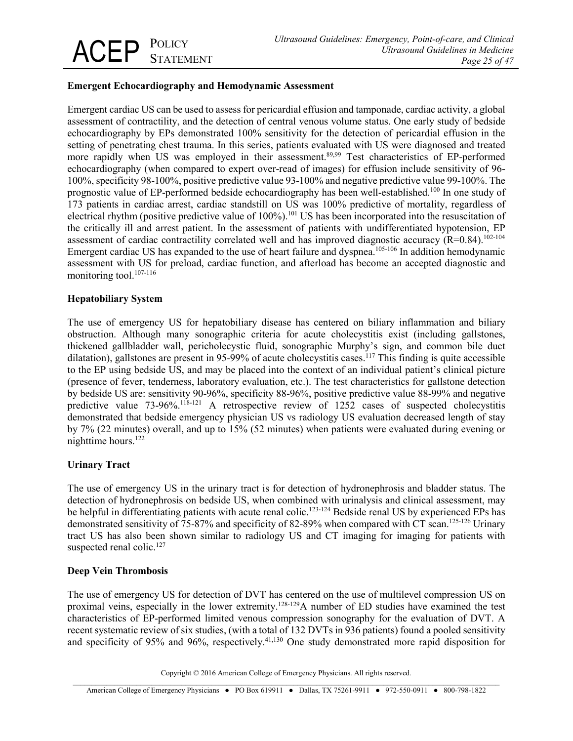**Emergent Echocardiography and Hemodynamic Assessment**

Emergent cardiac US can be used to assess for pericardial effusion and tamponade, cardiac activity, a global assessment of contractility, and the detection of central venous volume status. One early study of bedside echocardiography by EPs demonstrated 100% sensitivity for the detection of pericardial effusion in the setting of penetrating chest trauma. In this series, patients evaluated with US were diagnosed and treated more rapidly when US was employed in their assessment.[89,99] Test characteristics of EP-performed echocardiography (when compared to expert over-read of images) for effusion include sensitivity of 96-100%, specificity 98-100%, positive predictive value 93-100% and negative predictive value 99-100%. The prognostic value of EP-performed bedside echocardiography has been well-established.[100] In one study of 173 patients in cardiac arrest, cardiac standstill on US was 100% predictive of mortality, regardless of electrical rhythm (positive predictive value of 100%).[101] US has been incorporated into the resuscitation of the critically ill and arrest patient. In the assessment of patients with undifferentiated hypotension, EP assessment of cardiac contractility correlated well and has improved diagnostic accuracy ($R=0.84$).[102-104] Emergent cardiac US has expanded to the use of heart failure and dyspnea.[105-106] In addition hemodynamic assessment with US for preload, cardiac function, and afterload has become an accepted diagnostic and monitoring tool.[107-116]

**Hepatobiliary System**

The use of emergency US for hepatobiliary disease has centered on biliary inflammation and biliary obstruction. Although many sonographic criteria for acute cholecystitis exist (including gallstones, thickened gallbladder wall, pericholecystic fluid, sonographic Murphy's sign, and common bile duct dilatation), gallstones are present in 95-99% of acute cholecystitis cases.[117] This finding is quite accessible to the EP using bedside US, and may be placed into the context of an individual patient's clinical picture (presence of fever, tenderness, laboratory evaluation, etc.). The test characteristics for gallstone detection by bedside US are: sensitivity 90-96%, specificity 88-96%, positive predictive value 88-99% and negative predictive value 73-96%.[118-121] A retrospective review of 1252 cases of suspected cholecystitis demonstrated that bedside emergency physician US vs radiology US evaluation decreased length of stay by 7% (22 minutes) overall, and up to 15% (52 minutes) when patients were evaluated during evening or nighttime hours.[122]

**Urinary Tract**

The use of emergency US in the urinary tract is for detection of hydronephrosis and bladder status. The detection of hydronephrosis on bedside US, when combined with urinalysis and clinical assessment, may be helpful in differentiating patients with acute renal colic.[123-124] Bedside renal US by experienced EPs has demonstrated sensitivity of 75-87% and specificity of 82-89% when compared with CT scan.[125-126] Urinary tract US has also been shown similar to radiology US and CT imaging for imaging for patients with suspected renal colic.[127]

**Deep Vein Thrombosis**

The use of emergency US for detection of DVT has centered on the use of multilevel compression US on proximal veins, especially in the lower extremity.[128-129] A number of ED studies have examined the test characteristics of EP-performed limited venous compression sonography for the evaluation of DVT. A recent systematic review of six studies, (with a total of 132 DVTs in 936 patients) found a pooled sensitivity and specificity of 95% and 96%, respectively.[41,130] One study demonstrated more rapid disposition for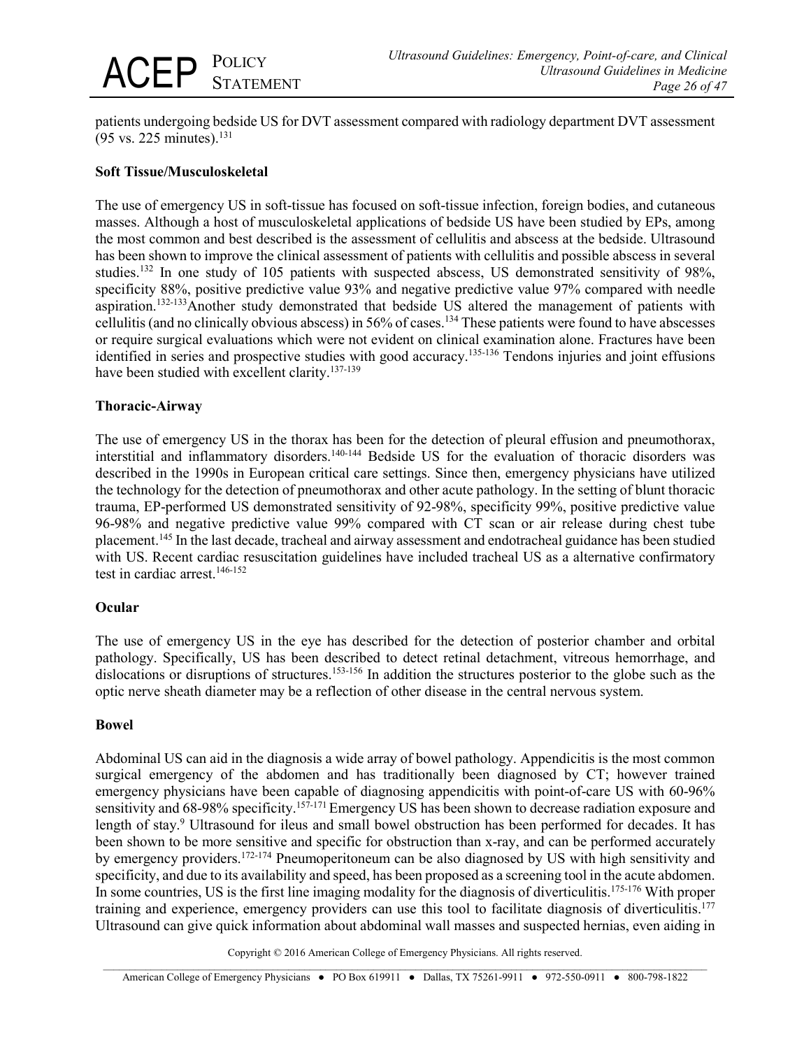patients undergoing bedside US for DVT assessment compared with radiology department DVT assessment (95 vs. 225 minutes).[131]

**Soft Tissue/Musculoskeletal**

The use of emergency US in soft-tissue has focused on soft-tissue infection, foreign bodies, and cutaneous masses. Although a host of musculoskeletal applications of bedside US have been studied by EPs, among the most common and best described is the assessment of cellulitis and abscess at the bedside. Ultrasound has been shown to improve the clinical assessment of patients with cellulitis and possible abscess in several studies.[132] In one study of 105 patients with suspected abscess, US demonstrated sensitivity of 98%, specificity 88%, positive predictive value 93% and negative predictive value 97% compared with needle aspiration.[132-133]Another study demonstrated that bedside US altered the management of patients with cellulitis (and no clinically obvious abscess) in 56% of cases.[134] These patients were found to have abscesses or require surgical evaluations which were not evident on clinical examination alone. Fractures have been identified in series and prospective studies with good accuracy.[135-136] Tendons injuries and joint effusions have been studied with excellent clarity.[137-139]

**Thoracic-Airway**

The use of emergency US in the thorax has been for the detection of pleural effusion and pneumothorax, interstitial and inflammatory disorders.[140-144] Bedside US for the evaluation of thoracic disorders was described in the 1990s in European critical care settings. Since then, emergency physicians have utilized the technology for the detection of pneumothorax and other acute pathology. In the setting of blunt thoracic trauma, EP-performed US demonstrated sensitivity of 92-98%, specificity 99%, positive predictive value 96-98% and negative predictive value 99% compared with CT scan or air release during chest tube placement.[145] In the last decade, tracheal and airway assessment and endotracheal guidance has been studied with US. Recent cardiac resuscitation guidelines have included tracheal US as a alternative confirmatory test in cardiac arrest.[146-152]

**Ocular**

The use of emergency US in the eye has described for the detection of posterior chamber and orbital pathology. Specifically, US has been described to detect retinal detachment, vitreous hemorrhage, and dislocations or disruptions of structures.[153-156] In addition the structures posterior to the globe such as the optic nerve sheath diameter may be a reflection of other disease in the central nervous system.

**Bowel**

Abdominal US can aid in the diagnosis a wide array of bowel pathology. Appendicitis is the most common surgical emergency of the abdomen and has traditionally been diagnosed by CT; however trained emergency physicians have been capable of diagnosing appendicitis with point-of-care US with 60-96% sensitivity and 68-98% specificity.[157-171] Emergency US has been shown to decrease radiation exposure and length of stay.[9] Ultrasound for ileus and small bowel obstruction has been performed for decades. It has been shown to be more sensitive and specific for obstruction than x-ray, and can be performed accurately by emergency providers.[172-174] Pneumoperitoneum can be also diagnosed by US with high sensitivity and specificity, and due to its availability and speed, has been proposed as a screening tool in the acute abdomen. In some countries, US is the first line imaging modality for the diagnosis of diverticulitis.[175-176] With proper training and experience, emergency providers can use this tool to facilitate diagnosis of diverticulitis.[177] Ultrasound can give quick information about abdominal wall masses and suspected hernias, even aiding in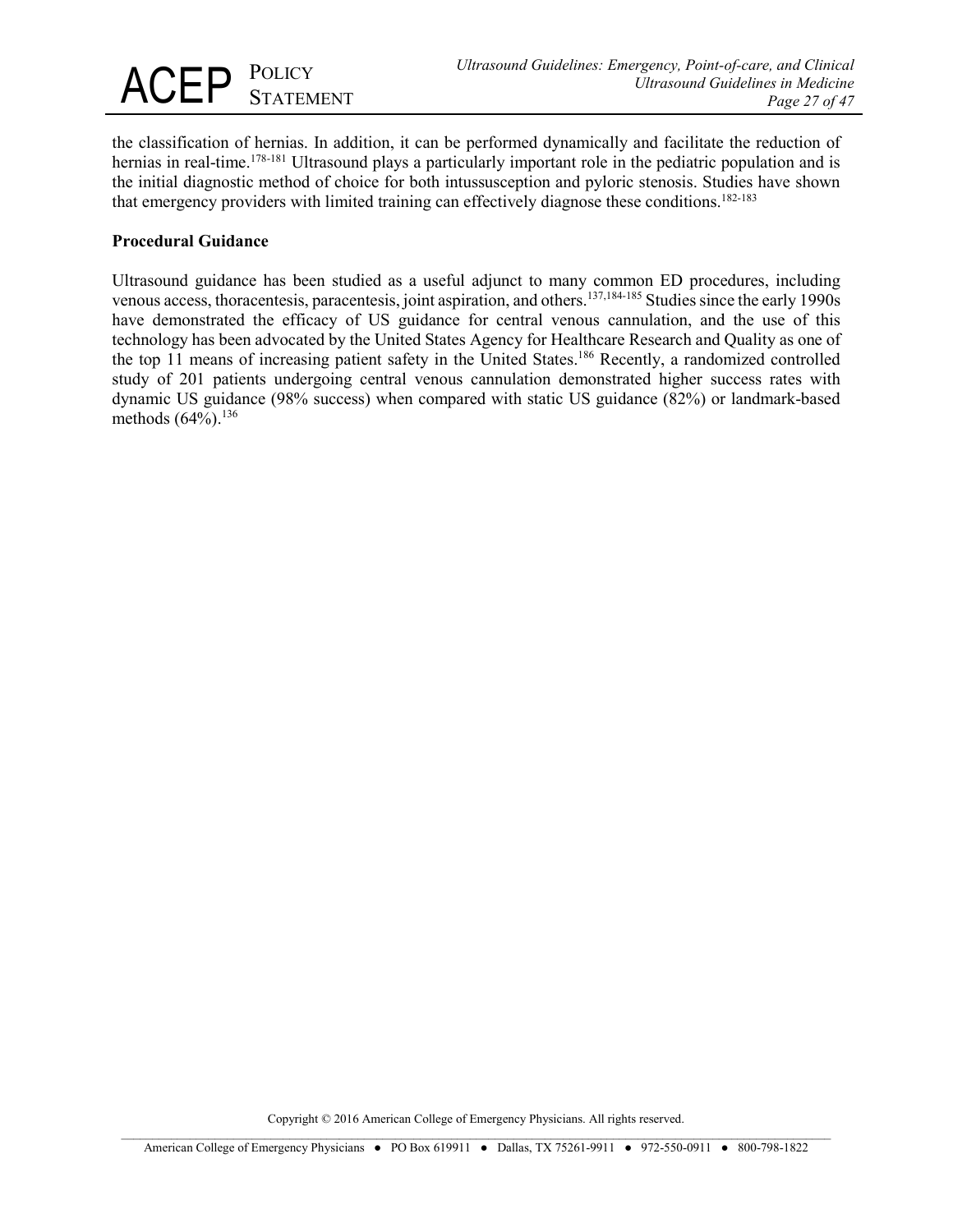the classification of hernias. In addition, it can be performed dynamically and facilitate the reduction of hernias in real-time.[178-181] Ultrasound plays a particularly important role in the pediatric population and is the initial diagnostic method of choice for both intussusception and pyloric stenosis. Studies have shown that emergency providers with limited training can effectively diagnose these conditions.[182-183]

**Procedural Guidance**

Ultrasound guidance has been studied as a useful adjunct to many common ED procedures, including venous access, thoracentesis, paracentesis, joint aspiration, and others.[137,184-185] Studies since the early 1990s have demonstrated the efficacy of US guidance for central venous cannulation, and the use of this technology has been advocated by the United States Agency for Healthcare Research and Quality as one of the top 11 means of increasing patient safety in the United States.[186] Recently, a randomized controlled study of 201 patients undergoing central venous cannulation demonstrated higher success rates with dynamic US guidance (98% success) when compared with static US guidance (82%) or landmark-based methods (64%).[136]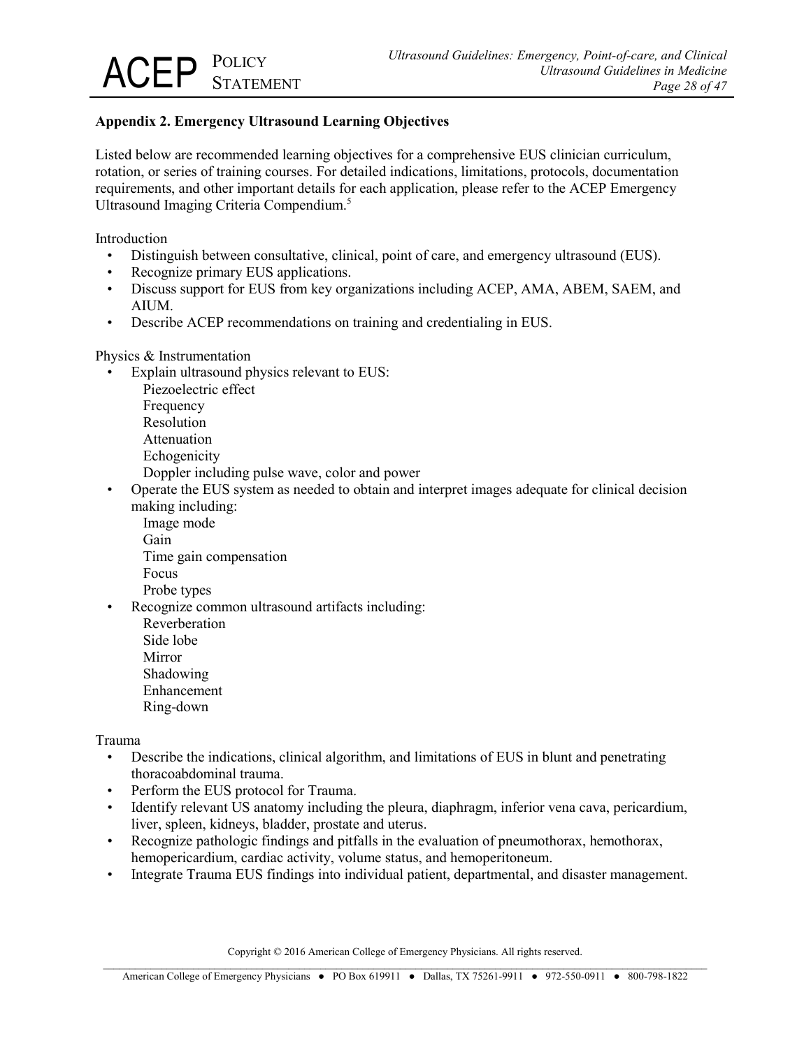## Appendix 2. Emergency Ultrasound Learning Objectives

Listed below are recommended learning objectives for a comprehensive EUS clinician curriculum, rotation, or series of training courses. For detailed indications, limitations, protocols, documentation requirements, and other important details for each application, please refer to the ACEP Emergency Ultrasound Imaging Criteria Compendium.[5]

Introduction

- Distinguish between consultative, clinical, point of care, and emergency ultrasound (EUS).
- Recognize primary EUS applications.
- Discuss support for EUS from key organizations including ACEP, AMA, ABEM, SAEM, and AIUM.
- Describe ACEP recommendations on training and credentialing in EUS.

Physics & Instrumentation

- Explain ultrasound physics relevant to EUS:
  - Piezoelectric effect
  - Frequency
  - Resolution
  - Attenuation
  - Echogenicity
  - Doppler including pulse wave, color and power
- Operate the EUS system as needed to obtain and interpret images adequate for clinical decision making including:
  - Image mode
  - Gain
  - Time gain compensation
  - Focus
  - Probe types
- Recognize common ultrasound artifacts including:
  - Reverberation
  - Side lobe
  - Mirror
  - Shadowing
  - Enhancement
  - Ring-down

Trauma

- Describe the indications, clinical algorithm, and limitations of EUS in blunt and penetrating thoracoabdominal trauma.
- Perform the EUS protocol for Trauma.
- Identify relevant US anatomy including the pleura, diaphragm, inferior vena cava, pericardium, liver, spleen, kidneys, bladder, prostate and uterus.
- Recognize pathologic findings and pitfalls in the evaluation of pneumothorax, hemothorax, hemopericardium, cardiac activity, volume status, and hemoperitoneum.
- Integrate Trauma EUS findings into individual patient, departmental, and disaster management.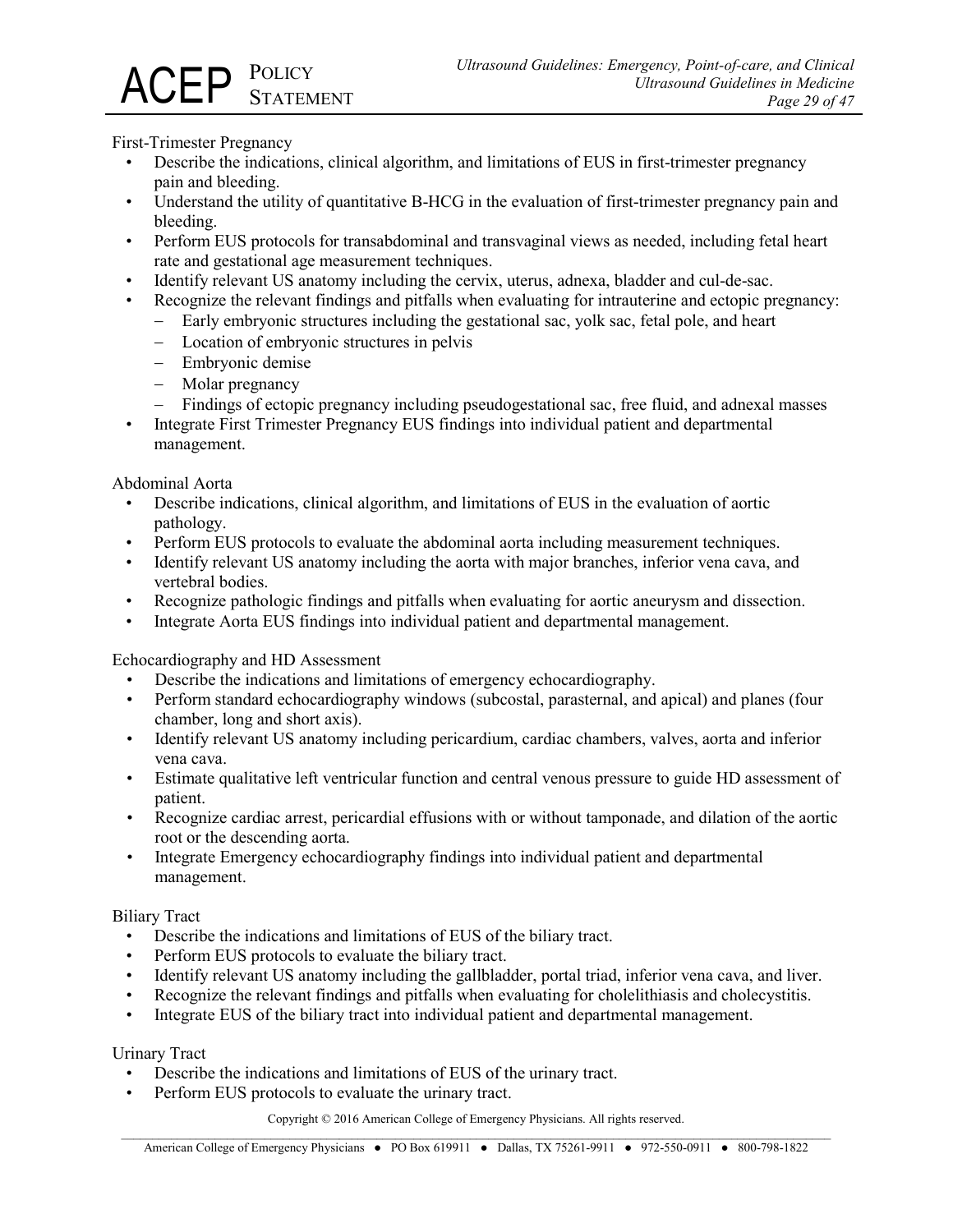First-Trimester Pregnancy

- Describe the indications, clinical algorithm, and limitations of EUS in first-trimester pregnancy pain and bleeding.
- Understand the utility of quantitative B-HCG in the evaluation of first-trimester pregnancy pain and bleeding.
- Perform EUS protocols for transabdominal and transvaginal views as needed, including fetal heart rate and gestational age measurement techniques.
- Identify relevant US anatomy including the cervix, uterus, adnexa, bladder and cul-de-sac.
- Recognize the relevant findings and pitfalls when evaluating for intrauterine and ectopic pregnancy:
  - Early embryonic structures including the gestational sac, yolk sac, fetal pole, and heart
  - Location of embryonic structures in pelvis
  - Embryonic demise
  - Molar pregnancy
  - Findings of ectopic pregnancy including pseudogestational sac, free fluid, and adnexal masses
- Integrate First Trimester Pregnancy EUS findings into individual patient and departmental management.

Abdominal Aorta

- Describe indications, clinical algorithm, and limitations of EUS in the evaluation of aortic pathology.
- Perform EUS protocols to evaluate the abdominal aorta including measurement techniques.
- Identify relevant US anatomy including the aorta with major branches, inferior vena cava, and vertebral bodies.
- Recognize pathologic findings and pitfalls when evaluating for aortic aneurysm and dissection.
- Integrate Aorta EUS findings into individual patient and departmental management.

Echocardiography and HD Assessment

- Describe the indications and limitations of emergency echocardiography.
- Perform standard echocardiography windows (subcostal, parasternal, and apical) and planes (four chamber, long and short axis).
- Identify relevant US anatomy including pericardium, cardiac chambers, valves, aorta and inferior vena cava.
- Estimate qualitative left ventricular function and central venous pressure to guide HD assessment of patient.
- Recognize cardiac arrest, pericardial effusions with or without tamponade, and dilation of the aortic root or the descending aorta.
- Integrate Emergency echocardiography findings into individual patient and departmental management.

Biliary Tract

- Describe the indications and limitations of EUS of the biliary tract.
- Perform EUS protocols to evaluate the biliary tract.
- Identify relevant US anatomy including the gallbladder, portal triad, inferior vena cava, and liver.
- Recognize the relevant findings and pitfalls when evaluating for cholelithiasis and cholecystitis.
- Integrate EUS of the biliary tract into individual patient and departmental management.

Urinary Tract

- Describe the indications and limitations of EUS of the urinary tract.
- Perform EUS protocols to evaluate the urinary tract.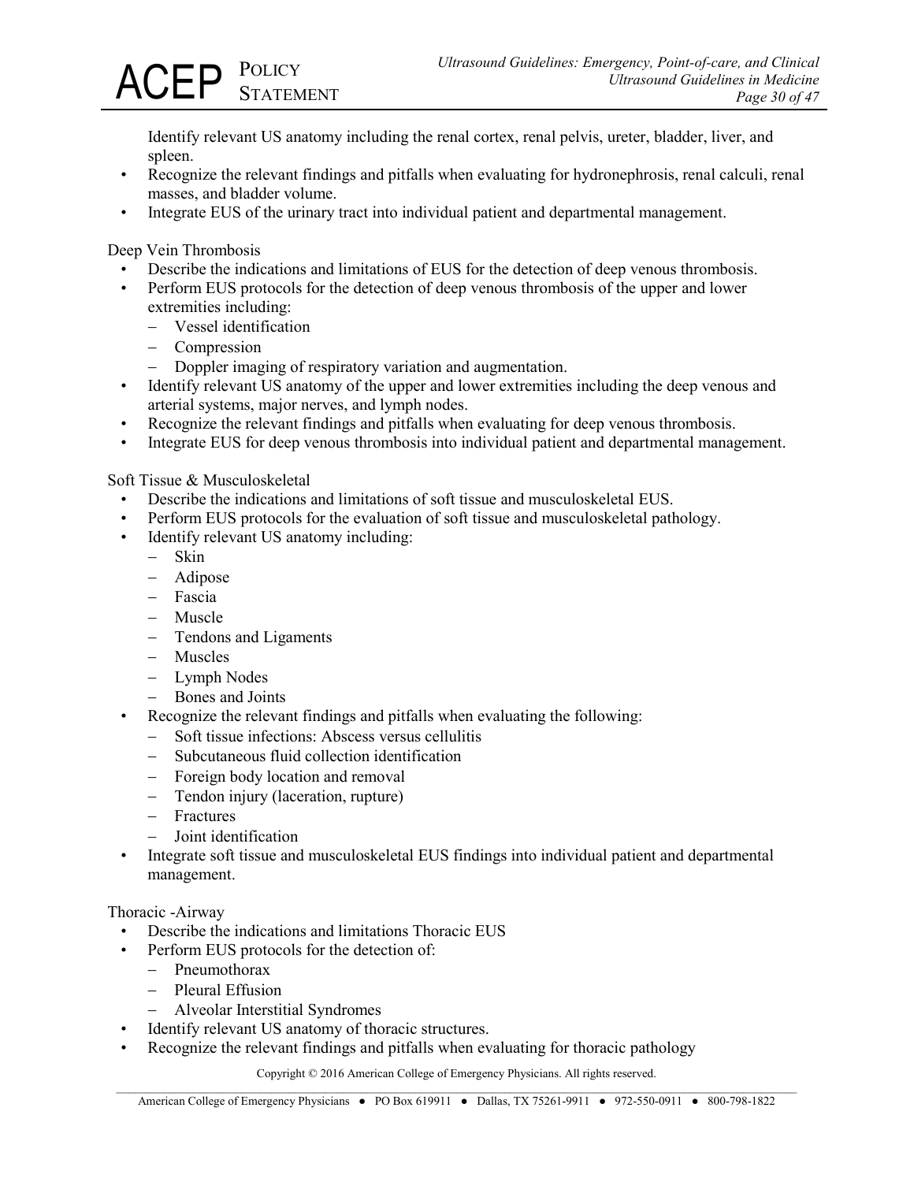Identify relevant US anatomy including the renal cortex, renal pelvis, ureter, bladder, liver, and spleen.

- Recognize the relevant findings and pitfalls when evaluating for hydronephrosis, renal calculi, renal masses, and bladder volume.
- Integrate EUS of the urinary tract into individual patient and departmental management.

Deep Vein Thrombosis

- Describe the indications and limitations of EUS for the detection of deep venous thrombosis.
- Perform EUS protocols for the detection of deep venous thrombosis of the upper and lower extremities including:
  - Vessel identification
  - Compression
  - Doppler imaging of respiratory variation and augmentation.
- Identify relevant US anatomy of the upper and lower extremities including the deep venous and arterial systems, major nerves, and lymph nodes.
- Recognize the relevant findings and pitfalls when evaluating for deep venous thrombosis.
- Integrate EUS for deep venous thrombosis into individual patient and departmental management.

Soft Tissue & Musculoskeletal

- Describe the indications and limitations of soft tissue and musculoskeletal EUS.
- Perform EUS protocols for the evaluation of soft tissue and musculoskeletal pathology.
- Identify relevant US anatomy including:
  - Skin
  - Adipose
  - Fascia
  - Muscle
  - Tendons and Ligaments
  - Muscles
  - Lymph Nodes
  - Bones and Joints
- Recognize the relevant findings and pitfalls when evaluating the following:
  - Soft tissue infections: Abscess versus cellulitis
  - Subcutaneous fluid collection identification
  - Foreign body location and removal
  - Tendon injury (laceration, rupture)
  - Fractures
  - Joint identification
- Integrate soft tissue and musculoskeletal EUS findings into individual patient and departmental management.

Thoracic -Airway

- Describe the indications and limitations Thoracic EUS
- Perform EUS protocols for the detection of:
  - Pneumothorax
  - Pleural Effusion
  - Alveolar Interstitial Syndromes
- Identify relevant US anatomy of thoracic structures.
- Recognize the relevant findings and pitfalls when evaluating for thoracic pathology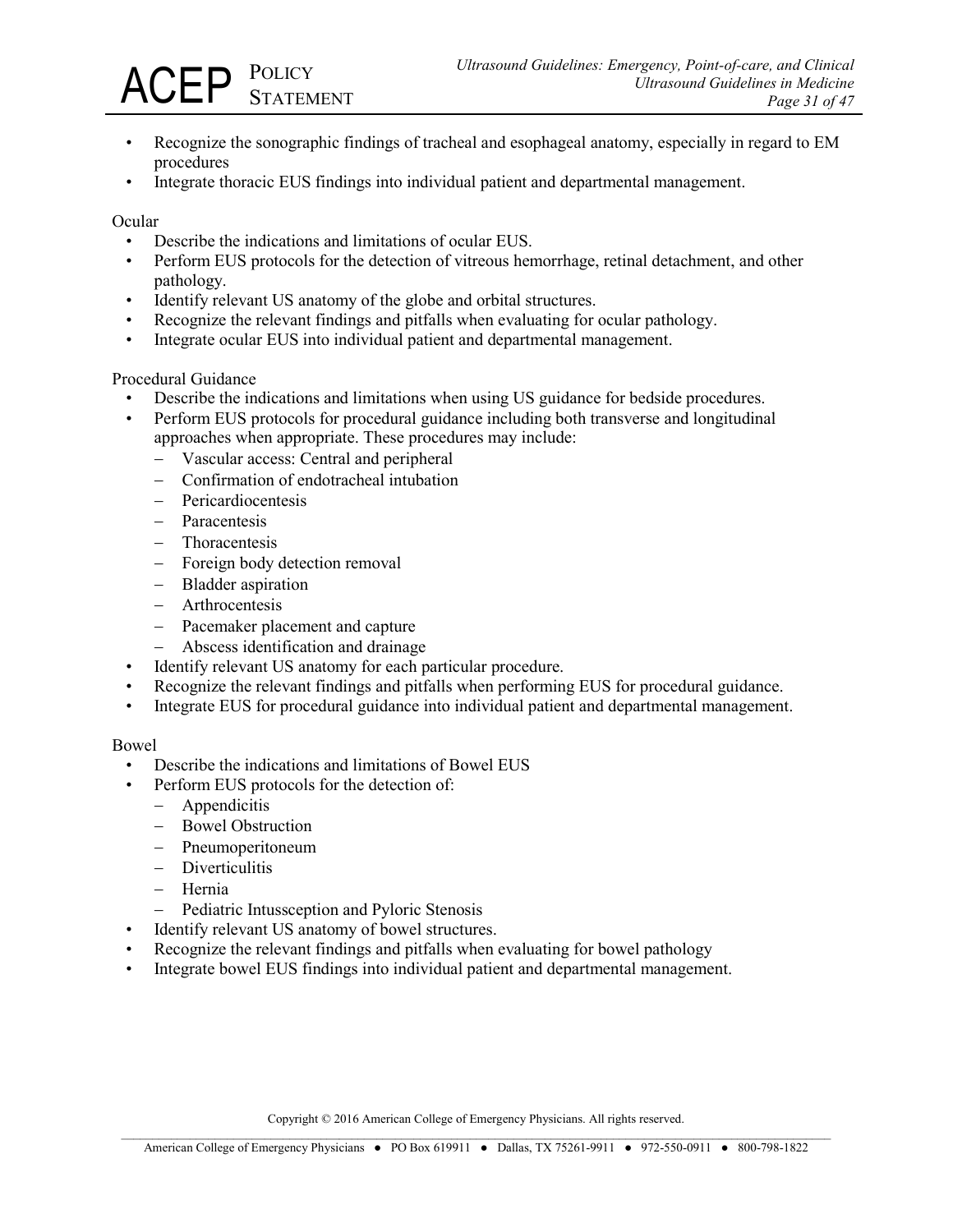- Recognize the sonographic findings of tracheal and esophageal anatomy, especially in regard to EM procedures
- Integrate thoracic EUS findings into individual patient and departmental management.

Ocular

- Describe the indications and limitations of ocular EUS.
- Perform EUS protocols for the detection of vitreous hemorrhage, retinal detachment, and other pathology.
- Identify relevant US anatomy of the globe and orbital structures.
- Recognize the relevant findings and pitfalls when evaluating for ocular pathology.
- Integrate ocular EUS into individual patient and departmental management.

Procedural Guidance

- Describe the indications and limitations when using US guidance for bedside procedures.
- Perform EUS protocols for procedural guidance including both transverse and longitudinal approaches when appropriate. These procedures may include:
  - Vascular access: Central and peripheral
  - Confirmation of endotracheal intubation
  - Pericardiocentesis
  - Paracentesis
  - Thoracentesis
  - Foreign body detection removal
  - Bladder aspiration
  - Arthrocentesis
  - Pacemaker placement and capture
  - Abscess identification and drainage
- Identify relevant US anatomy for each particular procedure.
- Recognize the relevant findings and pitfalls when performing EUS for procedural guidance.
- Integrate EUS for procedural guidance into individual patient and departmental management.

Bowel

- Describe the indications and limitations of Bowel EUS
- Perform EUS protocols for the detection of:
  - Appendicitis
  - Bowel Obstruction
  - Pneumoperitoneum
  - Diverticulitis
  - Hernia
  - Pediatric Intussception and Pyloric Stenosis
- Identify relevant US anatomy of bowel structures.
- Recognize the relevant findings and pitfalls when evaluating for bowel pathology
- Integrate bowel EUS findings into individual patient and departmental management.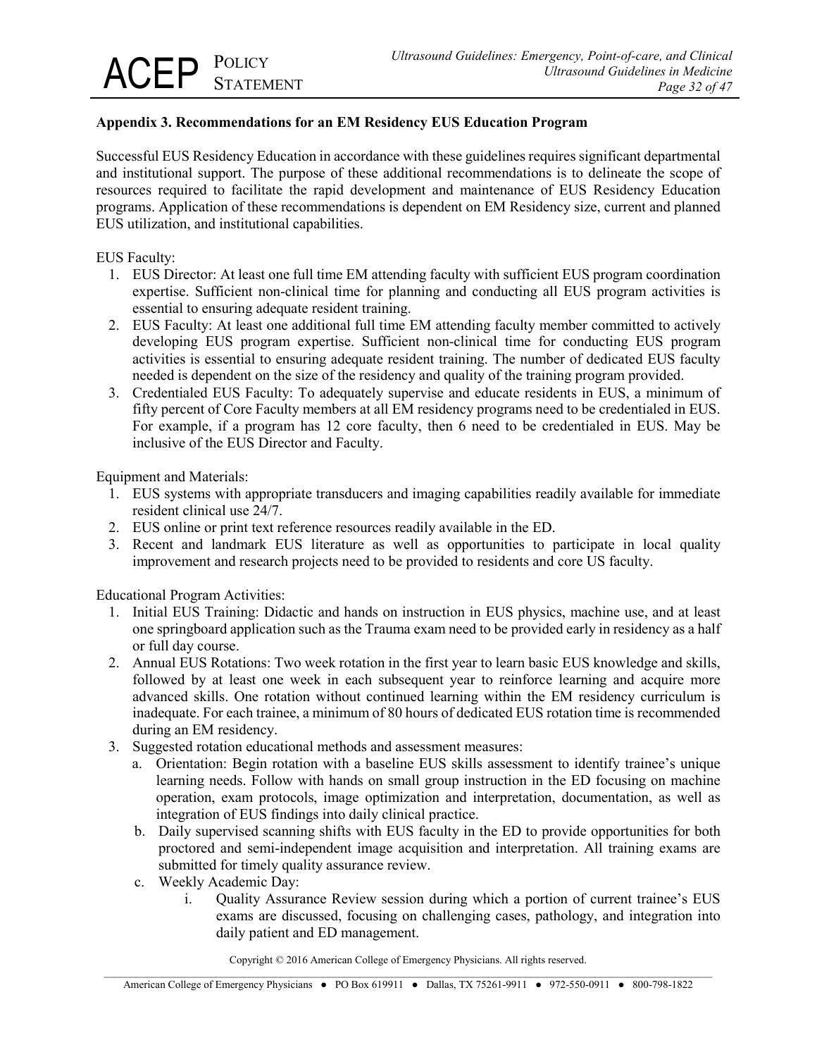**Appendix 3. Recommendations for an EM Residency EUS Education Program**

Successful EUS Residency Education in accordance with these guidelines requires significant departmental and institutional support. The purpose of these additional recommendations is to delineate the scope of resources required to facilitate the rapid development and maintenance of EUS Residency Education programs. Application of these recommendations is dependent on EM Residency size, current and planned EUS utilization, and institutional capabilities.

EUS Faculty:

1. EUS Director: At least one full time EM attending faculty with sufficient EUS program coordination expertise. Sufficient non-clinical time for planning and conducting all EUS program activities is essential to ensuring adequate resident training.
2. EUS Faculty: At least one additional full time EM attending faculty member committed to actively developing EUS program expertise. Sufficient non-clinical time for conducting EUS program activities is essential to ensuring adequate resident training. The number of dedicated EUS faculty needed is dependent on the size of the residency and quality of the training program provided.
3. Credentialed EUS Faculty: To adequately supervise and educate residents in EUS, a minimum of fifty percent of Core Faculty members at all EM residency programs need to be credentialed in EUS. For example, if a program has 12 core faculty, then 6 need to be credentialed in EUS. May be inclusive of the EUS Director and Faculty.

Equipment and Materials:

1. EUS systems with appropriate transducers and imaging capabilities readily available for immediate resident clinical use 24/7.
2. EUS online or print text reference resources readily available in the ED.
3. Recent and landmark EUS literature as well as opportunities to participate in local quality improvement and research projects need to be provided to residents and core US faculty.

Educational Program Activities:

1. Initial EUS Training: Didactic and hands on instruction in EUS physics, machine use, and at least one springboard application such as the Trauma exam need to be provided early in residency as a half or full day course.
2. Annual EUS Rotations: Two week rotation in the first year to learn basic EUS knowledge and skills, followed by at least one week in each subsequent year to reinforce learning and acquire more advanced skills. One rotation without continued learning within the EM residency curriculum is inadequate. For each trainee, a minimum of 80 hours of dedicated EUS rotation time is recommended during an EM residency.
3. Suggested rotation educational methods and assessment measures:
   a. Orientation: Begin rotation with a baseline EUS skills assessment to identify trainee's unique learning needs. Follow with hands on small group instruction in the ED focusing on machine operation, exam protocols, image optimization and interpretation, documentation, as well as integration of EUS findings into daily clinical practice.
   b. Daily supervised scanning shifts with EUS faculty in the ED to provide opportunities for both proctored and semi-independent image acquisition and interpretation. All training exams are submitted for timely quality assurance review.
   c. Weekly Academic Day:
      i. Quality Assurance Review session during which a portion of current trainee's EUS exams are discussed, focusing on challenging cases, pathology, and integration into daily patient and ED management.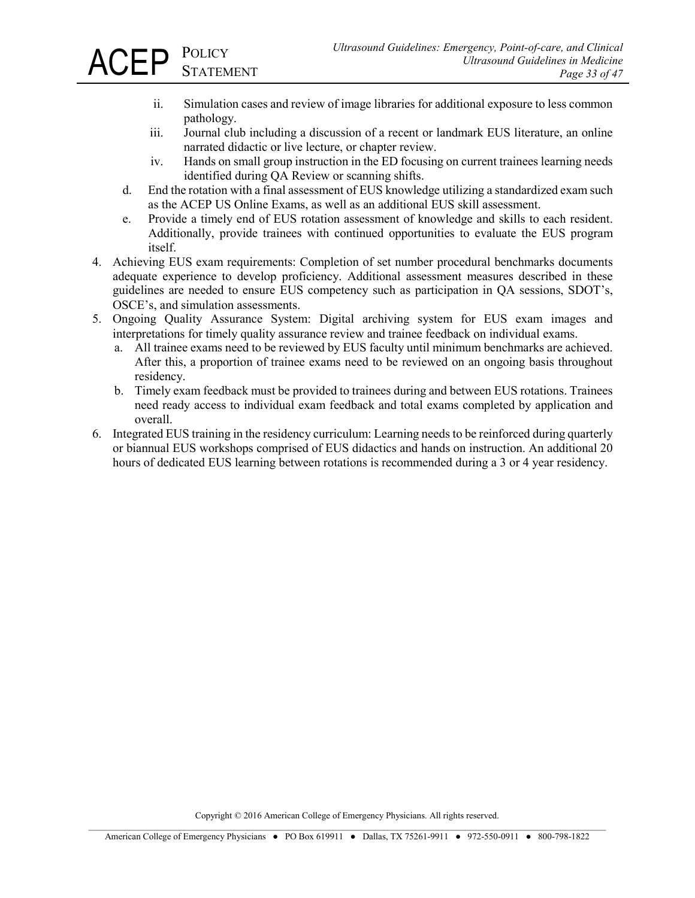ii. Simulation cases and review of image libraries for additional exposure to less common pathology.
   iii. Journal club including a discussion of a recent or landmark EUS literature, an online narrated didactic or live lecture, or chapter review.
   iv. Hands on small group instruction in the ED focusing on current trainees learning needs identified during QA Review or scanning shifts.

   d. End the rotation with a final assessment of EUS knowledge utilizing a standardized exam such as the ACEP US Online Exams, as well as an additional EUS skill assessment.
   e. Provide a timely end of EUS rotation assessment of knowledge and skills to each resident. Additionally, provide trainees with continued opportunities to evaluate the EUS program itself.

4. Achieving EUS exam requirements: Completion of set number procedural benchmarks documents adequate experience to develop proficiency. Additional assessment measures described in these guidelines are needed to ensure EUS competency such as participation in QA sessions, SDOT's, OSCE's, and simulation assessments.
5. Ongoing Quality Assurance System: Digital archiving system for EUS exam images and interpretations for timely quality assurance review and trainee feedback on individual exams.
   a. All trainee exams need to be reviewed by EUS faculty until minimum benchmarks are achieved. After this, a proportion of trainee exams need to be reviewed on an ongoing basis throughout residency.
   b. Timely exam feedback must be provided to trainees during and between EUS rotations. Trainees need ready access to individual exam feedback and total exams completed by application and overall.
6. Integrated EUS training in the residency curriculum: Learning needs to be reinforced during quarterly or biannual EUS workshops comprised of EUS didactics and hands on instruction. An additional 20 hours of dedicated EUS learning between rotations is recommended during a 3 or 4 year residency.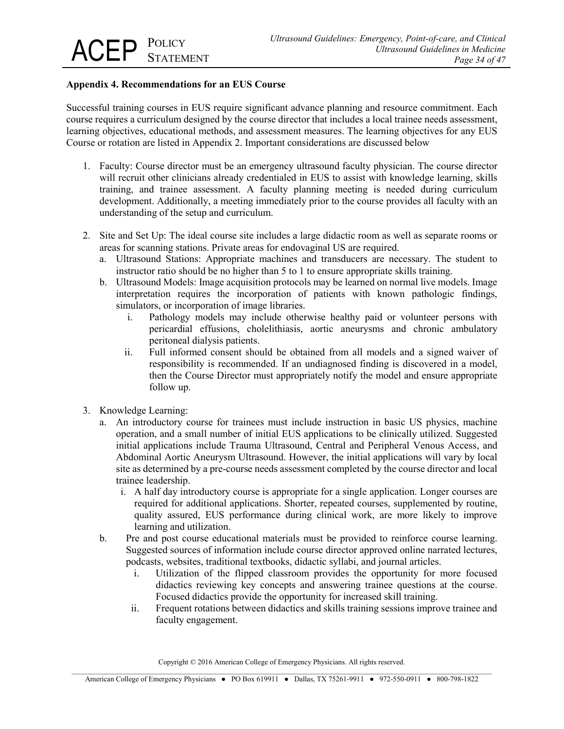**Appendix 4. Recommendations for an EUS Course**

Successful training courses in EUS require significant advance planning and resource commitment. Each course requires a curriculum designed by the course director that includes a local trainee needs assessment, learning objectives, educational methods, and assessment measures. The learning objectives for any EUS Course or rotation are listed in Appendix 2. Important considerations are discussed below

1. Faculty: Course director must be an emergency ultrasound faculty physician. The course director will recruit other clinicians already credentialed in EUS to assist with knowledge learning, skills training, and trainee assessment. A faculty planning meeting is needed during curriculum development. Additionally, a meeting immediately prior to the course provides all faculty with an understanding of the setup and curriculum.

2. Site and Set Up: The ideal course site includes a large didactic room as well as separate rooms or areas for scanning stations. Private areas for endovaginal US are required.
   a. Ultrasound Stations: Appropriate machines and transducers are necessary. The student to instructor ratio should be no higher than 5 to 1 to ensure appropriate skills training.
   b. Ultrasound Models: Image acquisition protocols may be learned on normal live models. Image interpretation requires the incorporation of patients with known pathologic findings, simulators, or incorporation of image libraries.
      i. Pathology models may include otherwise healthy paid or volunteer persons with pericardial effusions, cholelithiasis, aortic aneurysms and chronic ambulatory peritoneal dialysis patients.
      ii. Full informed consent should be obtained from all models and a signed waiver of responsibility is recommended. If an undiagnosed finding is discovered in a model, then the Course Director must appropriately notify the model and ensure appropriate follow up.

3. Knowledge Learning:
   a. An introductory course for trainees must include instruction in basic US physics, machine operation, and a small number of initial EUS applications to be clinically utilized. Suggested initial applications include Trauma Ultrasound, Central and Peripheral Venous Access, and Abdominal Aortic Aneurysm Ultrasound. However, the initial applications will vary by local site as determined by a pre-course needs assessment completed by the course director and local trainee leadership.
      i. A half day introductory course is appropriate for a single application. Longer courses are required for additional applications. Shorter, repeated courses, supplemented by routine, quality assured, EUS performance during clinical work, are more likely to improve learning and utilization.
   b. Pre and post course educational materials must be provided to reinforce course learning. Suggested sources of information include course director approved online narrated lectures, podcasts, websites, traditional textbooks, didactic syllabi, and journal articles.
      i. Utilization of the flipped classroom provides the opportunity for more focused didactics reviewing key concepts and answering trainee questions at the course. Focused didactics provide the opportunity for increased skill training.
      ii. Frequent rotations between didactics and skills training sessions improve trainee and faculty engagement.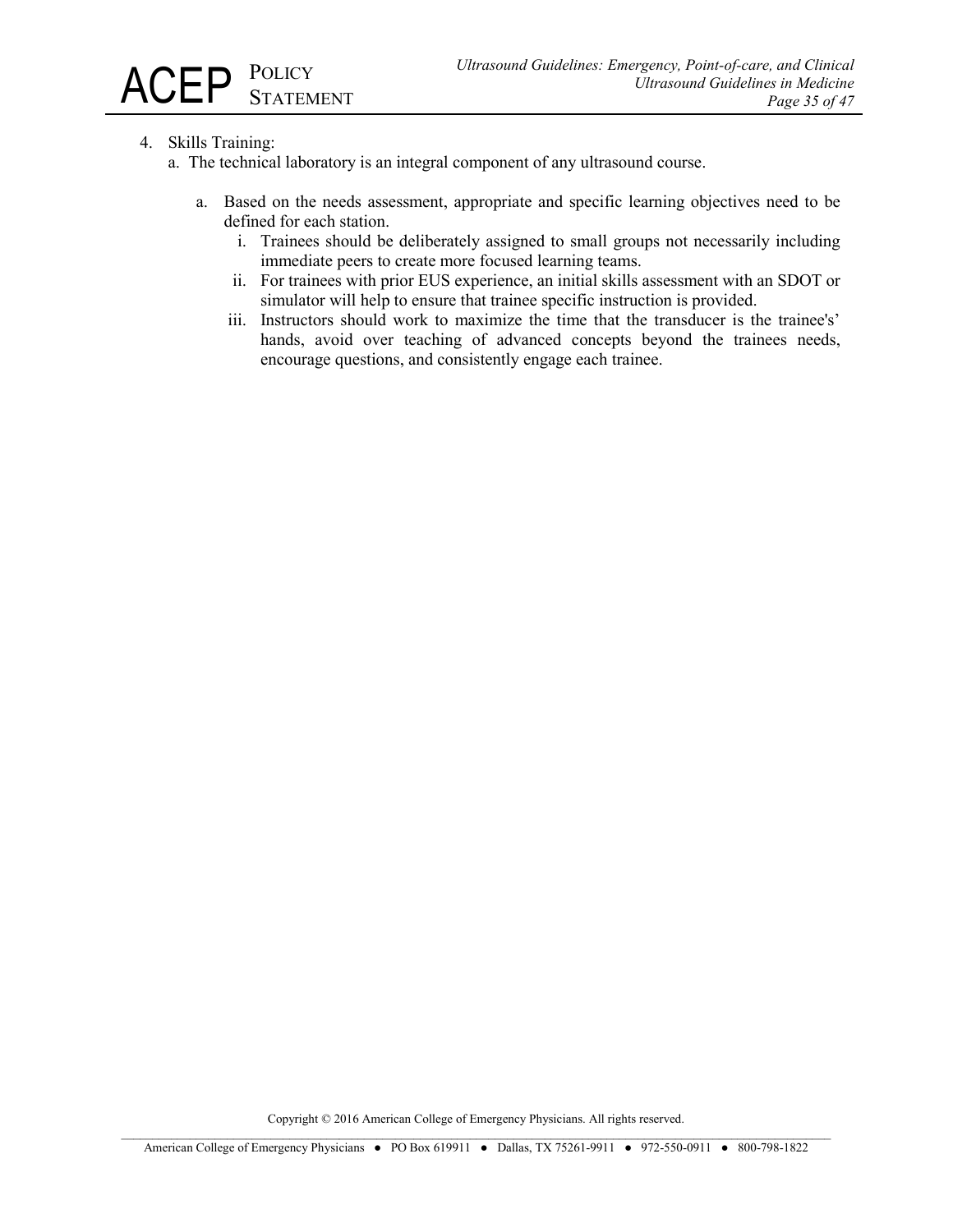4. Skills Training:
   a. The technical laboratory is an integral component of any ultrasound course.

      a. Based on the needs assessment, appropriate and specific learning objectives need to be defined for each station.
         i. Trainees should be deliberately assigned to small groups not necessarily including immediate peers to create more focused learning teams.
         ii. For trainees with prior EUS experience, an initial skills assessment with an SDOT or simulator will help to ensure that trainee specific instruction is provided.
         iii. Instructors should work to maximize the time that the transducer is the trainee's' hands, avoid over teaching of advanced concepts beyond the trainees needs, encourage questions, and consistently engage each trainee.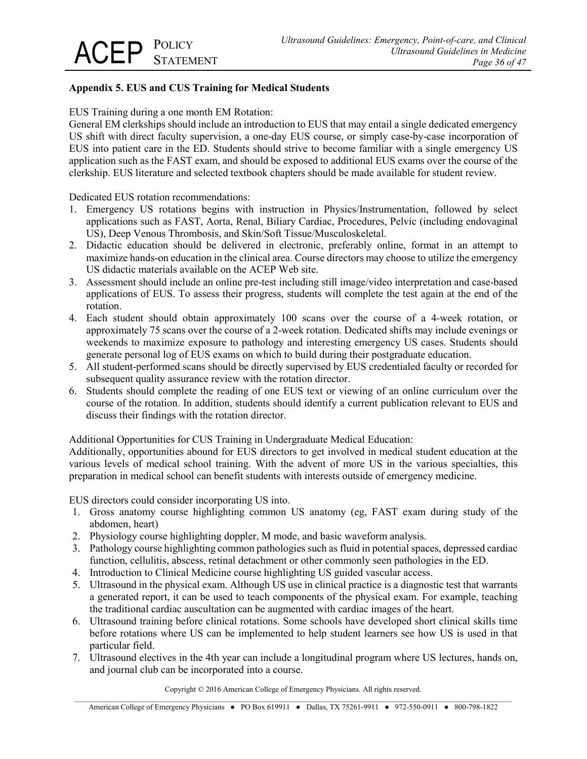### Appendix 5. EUS and CUS Training for Medical Students

EUS Training during a one month EM Rotation:
General EM clerkships should include an introduction to EUS that may entail a single dedicated emergency US shift with direct faculty supervision, a one-day EUS course, or simply case-by-case incorporation of EUS into patient care in the ED. Students should strive to become familiar with a single emergency US application such as the FAST exam, and should be exposed to additional EUS exams over the course of the clerkship. EUS literature and selected textbook chapters should be made available for student review.

Dedicated EUS rotation recommendations:

1. Emergency US rotations begins with instruction in Physics/Instrumentation, followed by select applications such as FAST, Aorta, Renal, Biliary Cardiac, Procedures, Pelvic (including endovaginal US), Deep Venous Thrombosis, and Skin/Soft Tissue/Musculoskeletal.
2. Didactic education should be delivered in electronic, preferably online, format in an attempt to maximize hands-on education in the clinical area. Course directors may choose to utilize the emergency US didactic materials available on the ACEP Web site.
3. Assessment should include an online pre-test including still image/video interpretation and case-based applications of EUS. To assess their progress, students will complete the test again at the end of the rotation.
4. Each student should obtain approximately 100 scans over the course of a 4-week rotation, or approximately 75 scans over the course of a 2-week rotation. Dedicated shifts may include evenings or weekends to maximize exposure to pathology and interesting emergency US cases. Students should generate personal log of EUS exams on which to build during their postgraduate education.
5. All student-performed scans should be directly supervised by EUS credentialed faculty or recorded for subsequent quality assurance review with the rotation director.
6. Students should complete the reading of one EUS text or viewing of an online curriculum over the course of the rotation. In addition, students should identify a current publication relevant to EUS and discuss their findings with the rotation director.

Additional Opportunities for CUS Training in Undergraduate Medical Education:
Additionally, opportunities abound for EUS directors to get involved in medical student education at the various levels of medical school training. With the advent of more US in the various specialties, this preparation in medical school can benefit students with interests outside of emergency medicine.

EUS directors could consider incorporating US into.

1. Gross anatomy course highlighting common US anatomy (eg, FAST exam during study of the abdomen, heart)
2. Physiology course highlighting doppler, M mode, and basic waveform analysis.
3. Pathology course highlighting common pathologies such as fluid in potential spaces, depressed cardiac function, cellulitis, abscess, retinal detachment or other commonly seen pathologies in the ED.
4. Introduction to Clinical Medicine course highlighting US guided vascular access.
5. Ultrasound in the physical exam. Although US use in clinical practice is a diagnostic test that warrants a generated report, it can be used to teach components of the physical exam. For example, teaching the traditional cardiac auscultation can be augmented with cardiac images of the heart.
6. Ultrasound training before clinical rotations. Some schools have developed short clinical skills time before rotations where US can be implemented to help student learners see how US is used in that particular field.
7. Ultrasound electives in the 4th year can include a longitudinal program where US lectures, hands on, and journal club can be incorporated into a course.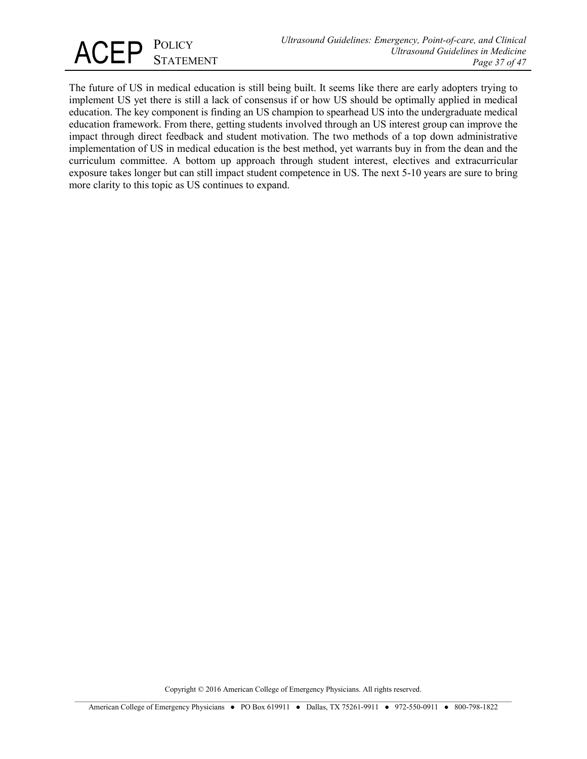The future of US in medical education is still being built. It seems like there are early adopters trying to implement US yet there is still a lack of consensus if or how US should be optimally applied in medical education. The key component is finding an US champion to spearhead US into the undergraduate medical education framework. From there, getting students involved through an US interest group can improve the impact through direct feedback and student motivation. The two methods of a top down administrative implementation of US in medical education is the best method, yet warrants buy in from the dean and the curriculum committee. A bottom up approach through student interest, electives and extracurricular exposure takes longer but can still impact student competence in US. The next 5-10 years are sure to bring more clarity to this topic as US continues to expand.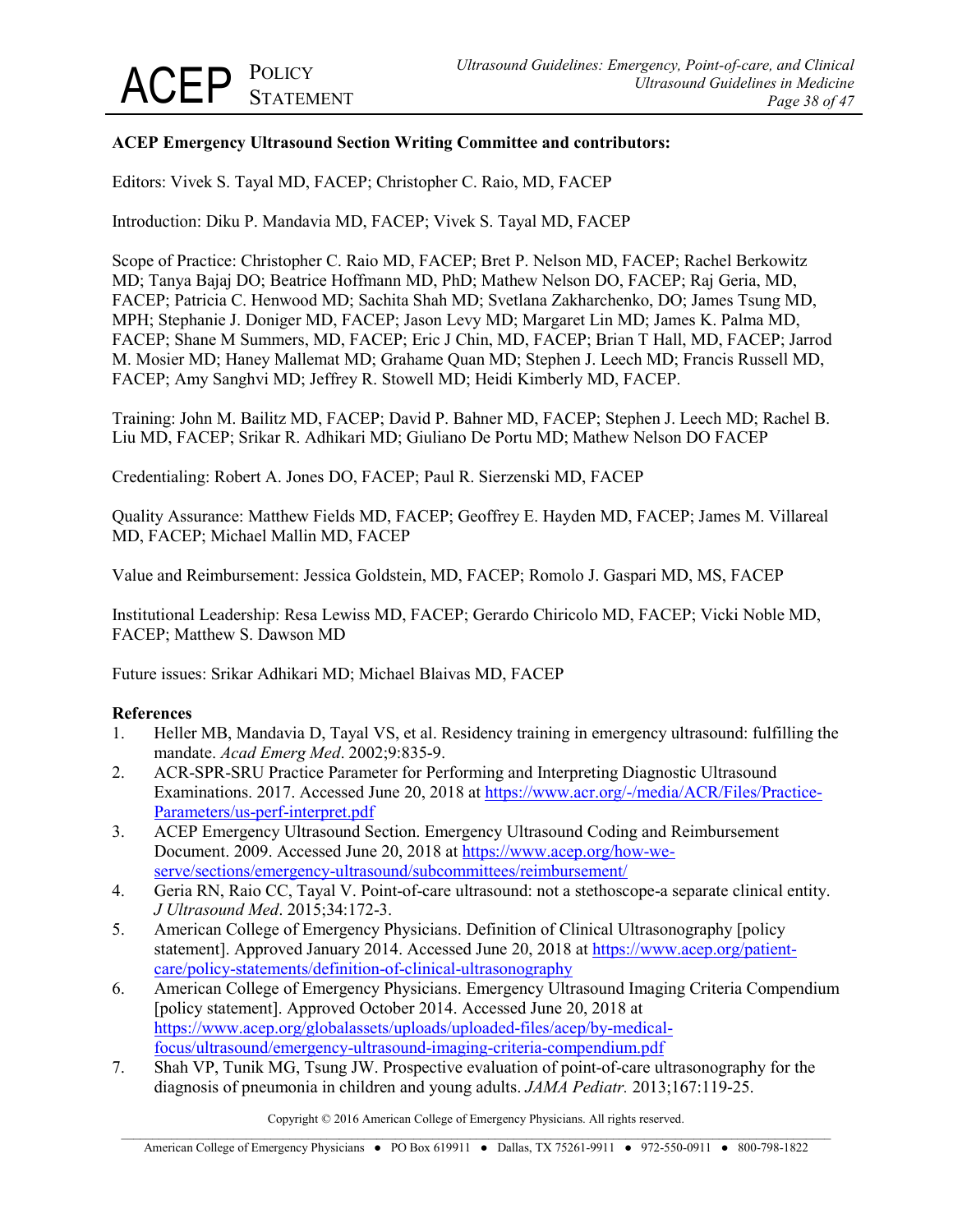**ACEP Emergency Ultrasound Section Writing Committee and contributors:**

Editors: Vivek S. Tayal MD, FACEP; Christopher C. Raio, MD, FACEP

Introduction: Diku P. Mandavia MD, FACEP; Vivek S. Tayal MD, FACEP

Scope of Practice: Christopher C. Raio MD, FACEP; Bret P. Nelson MD, FACEP; Rachel Berkowitz MD; Tanya Bajaj DO; Beatrice Hoffmann MD, PhD; Mathew Nelson DO, FACEP; Raj Geria, MD, FACEP; Patricia C. Henwood MD; Sachita Shah MD; Svetlana Zakharchenko, DO; James Tsung MD, MPH; Stephanie J. Doniger MD, FACEP; Jason Levy MD; Margaret Lin MD; James K. Palma MD, FACEP; Shane M Summers, MD, FACEP; Eric J Chin, MD, FACEP; Brian T Hall, MD, FACEP; Jarrod M. Mosier MD; Haney Mallemat MD; Grahame Quan MD; Stephen J. Leech MD; Francis Russell MD, FACEP; Amy Sanghvi MD; Jeffrey R. Stowell MD; Heidi Kimberly MD, FACEP.

Training: John M. Bailitz MD, FACEP; David P. Bahner MD, FACEP; Stephen J. Leech MD; Rachel B. Liu MD, FACEP; Srikar R. Adhikari MD; Giuliano De Portu MD; Mathew Nelson DO FACEP

Credentialing: Robert A. Jones DO, FACEP; Paul R. Sierzenski MD, FACEP

Quality Assurance: Matthew Fields MD, FACEP; Geoffrey E. Hayden MD, FACEP; James M. Villareal MD, FACEP; Michael Mallin MD, FACEP

Value and Reimbursement: Jessica Goldstein, MD, FACEP; Romolo J. Gaspari MD, MS, FACEP

Institutional Leadership: Resa Lewiss MD, FACEP; Gerardo Chiricolo MD, FACEP; Vicki Noble MD, FACEP; Matthew S. Dawson MD

Future issues: Srikar Adhikari MD; Michael Blaivas MD, FACEP

**References**

1. Heller MB, Mandavia D, Tayal VS, et al. Residency training in emergency ultrasound: fulfilling the mandate. *Acad Emerg Med*. 2002;9:835-9.
2. ACR-SPR-SRU Practice Parameter for Performing and Interpreting Diagnostic Ultrasound Examinations. 2017. Accessed June 20, 2018 at https://www.acr.org/-/media/ACR/Files/Practice-Parameters/us-perf-interpret.pdf
3. ACEP Emergency Ultrasound Section. Emergency Ultrasound Coding and Reimbursement Document. 2009. Accessed June 20, 2018 at https://www.acep.org/how-we-serve/sections/emergency-ultrasound/subcommittees/reimbursement/
4. Geria RN, Raio CC, Tayal V. Point-of-care ultrasound: not a stethoscope-a separate clinical entity. *J Ultrasound Med*. 2015;34:172-3.
5. American College of Emergency Physicians. Definition of Clinical Ultrasonography [policy statement]. Approved January 2014. Accessed June 20, 2018 at https://www.acep.org/patient-care/policy-statements/definition-of-clinical-ultrasonography
6. American College of Emergency Physicians. Emergency Ultrasound Imaging Criteria Compendium [policy statement]. Approved October 2014. Accessed June 20, 2018 at https://www.acep.org/globalassets/uploads/uploaded-files/acep/by-medical-focus/ultrasound/emergency-ultrasound-imaging-criteria-compendium.pdf
7. Shah VP, Tunik MG, Tsung JW. Prospective evaluation of point-of-care ultrasonography for the diagnosis of pneumonia in children and young adults. *JAMA Pediatr.* 2013;167:119-25.

Copyright © 2016 American College of Emergency Physicians. All rights reserved.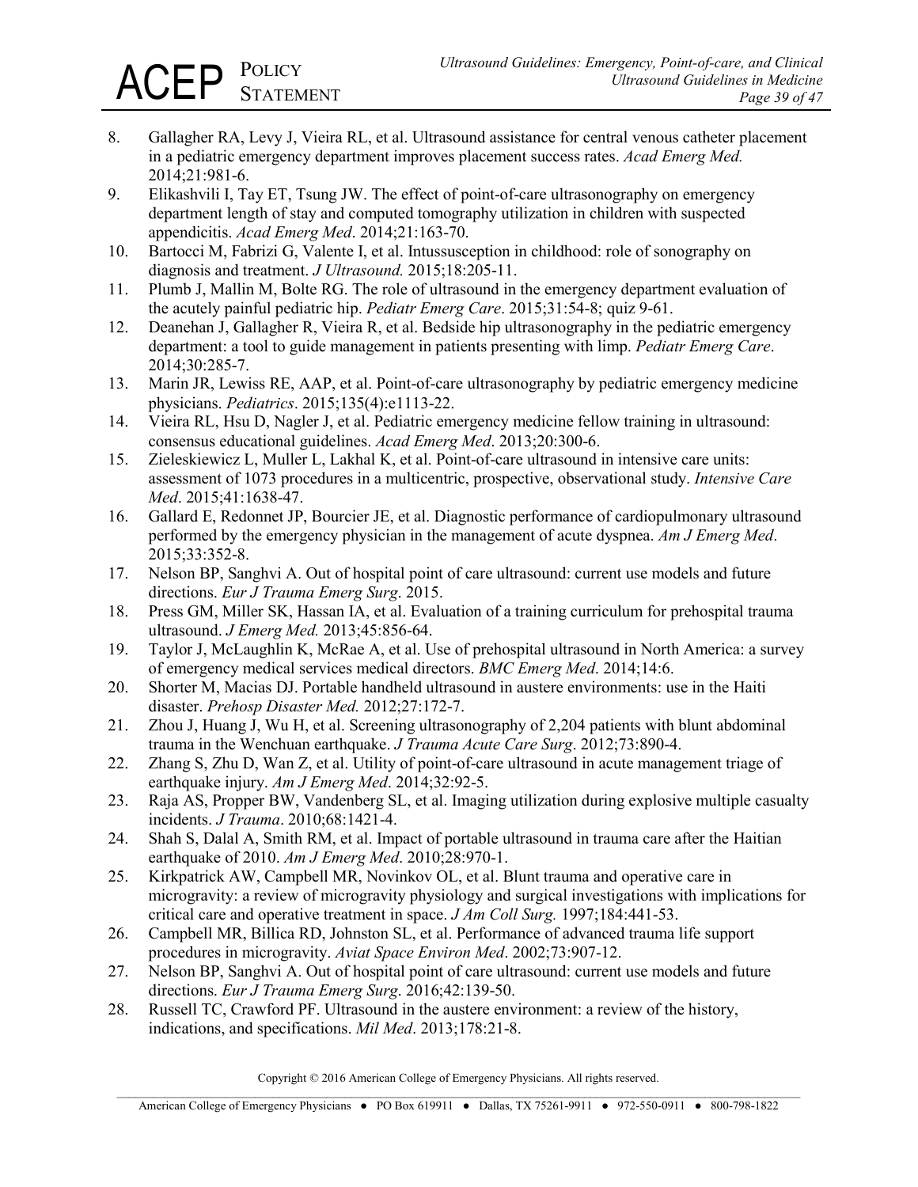8. Gallagher RA, Levy J, Vieira RL, et al. Ultrasound assistance for central venous catheter placement in a pediatric emergency department improves placement success rates. *Acad Emerg Med.* 2014;21:981-6.
9. Elikashvili I, Tay ET, Tsung JW. The effect of point-of-care ultrasonography on emergency department length of stay and computed tomography utilization in children with suspected appendicitis. *Acad Emerg Med*. 2014;21:163-70.
10. Bartocci M, Fabrizi G, Valente I, et al. Intussusception in childhood: role of sonography on diagnosis and treatment. *J Ultrasound.* 2015;18:205-11.
11. Plumb J, Mallin M, Bolte RG. The role of ultrasound in the emergency department evaluation of the acutely painful pediatric hip. *Pediatr Emerg Care*. 2015;31:54-8; quiz 9-61.
12. Deanehan J, Gallagher R, Vieira R, et al. Bedside hip ultrasonography in the pediatric emergency department: a tool to guide management in patients presenting with limp. *Pediatr Emerg Care*. 2014;30:285-7.
13. Marin JR, Lewiss RE, AAP, et al. Point-of-care ultrasonography by pediatric emergency medicine physicians. *Pediatrics*. 2015;135(4):e1113-22.
14. Vieira RL, Hsu D, Nagler J, et al. Pediatric emergency medicine fellow training in ultrasound: consensus educational guidelines. *Acad Emerg Med*. 2013;20:300-6.
15. Zieleskiewicz L, Muller L, Lakhal K, et al. Point-of-care ultrasound in intensive care units: assessment of 1073 procedures in a multicentric, prospective, observational study. *Intensive Care Med*. 2015;41:1638-47.
16. Gallard E, Redonnet JP, Bourcier JE, et al. Diagnostic performance of cardiopulmonary ultrasound performed by the emergency physician in the management of acute dyspnea. *Am J Emerg Med*. 2015;33:352-8.
17. Nelson BP, Sanghvi A. Out of hospital point of care ultrasound: current use models and future directions. *Eur J Trauma Emerg Surg*. 2015.
18. Press GM, Miller SK, Hassan IA, et al. Evaluation of a training curriculum for prehospital trauma ultrasound. *J Emerg Med.* 2013;45:856-64.
19. Taylor J, McLaughlin K, McRae A, et al. Use of prehospital ultrasound in North America: a survey of emergency medical services medical directors. *BMC Emerg Med*. 2014;14:6.
20. Shorter M, Macias DJ. Portable handheld ultrasound in austere environments: use in the Haiti disaster. *Prehosp Disaster Med.* 2012;27:172-7.
21. Zhou J, Huang J, Wu H, et al. Screening ultrasonography of 2,204 patients with blunt abdominal trauma in the Wenchuan earthquake. *J Trauma Acute Care Surg*. 2012;73:890-4.
22. Zhang S, Zhu D, Wan Z, et al. Utility of point-of-care ultrasound in acute management triage of earthquake injury. *Am J Emerg Med*. 2014;32:92-5.
23. Raja AS, Propper BW, Vandenberg SL, et al. Imaging utilization during explosive multiple casualty incidents. *J Trauma*. 2010;68:1421-4.
24. Shah S, Dalal A, Smith RM, et al. Impact of portable ultrasound in trauma care after the Haitian earthquake of 2010. *Am J Emerg Med*. 2010;28:970-1.
25. Kirkpatrick AW, Campbell MR, Novinkov OL, et al. Blunt trauma and operative care in microgravity: a review of microgravity physiology and surgical investigations with implications for critical care and operative treatment in space. *J Am Coll Surg.* 1997;184:441-53.
26. Campbell MR, Billica RD, Johnston SL, et al. Performance of advanced trauma life support procedures in microgravity. *Aviat Space Environ Med*. 2002;73:907-12.
27. Nelson BP, Sanghvi A. Out of hospital point of care ultrasound: current use models and future directions. *Eur J Trauma Emerg Surg*. 2016;42:139-50.
28. Russell TC, Crawford PF. Ultrasound in the austere environment: a review of the history, indications, and specifications. *Mil Med*. 2013;178:21-8.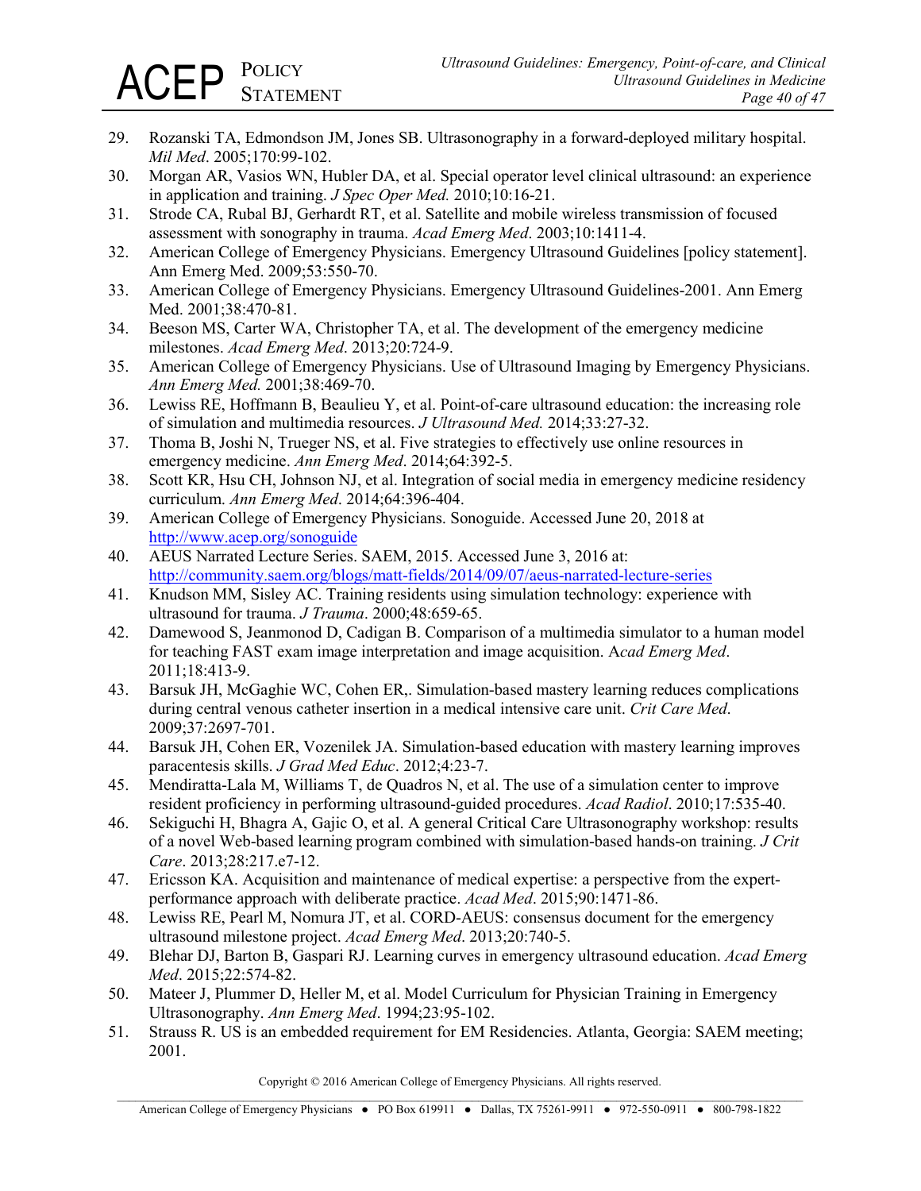29. Rozanski TA, Edmondson JM, Jones SB. Ultrasonography in a forward-deployed military hospital. *Mil Med*. 2005;170:99-102.
30. Morgan AR, Vasios WN, Hubler DA, et al. Special operator level clinical ultrasound: an experience in application and training. *J Spec Oper Med.* 2010;10:16-21.
31. Strode CA, Rubal BJ, Gerhardt RT, et al. Satellite and mobile wireless transmission of focused assessment with sonography in trauma. *Acad Emerg Med*. 2003;10:1411-4.
32. American College of Emergency Physicians. Emergency Ultrasound Guidelines [policy statement]. Ann Emerg Med. 2009;53:550-70.
33. American College of Emergency Physicians. Emergency Ultrasound Guidelines-2001. Ann Emerg Med. 2001;38:470-81.
34. Beeson MS, Carter WA, Christopher TA, et al. The development of the emergency medicine milestones. *Acad Emerg Med*. 2013;20:724-9.
35. American College of Emergency Physicians. Use of Ultrasound Imaging by Emergency Physicians. *Ann Emerg Med.* 2001;38:469-70.
36. Lewiss RE, Hoffmann B, Beaulieu Y, et al. Point-of-care ultrasound education: the increasing role of simulation and multimedia resources. *J Ultrasound Med.* 2014;33:27-32.
37. Thoma B, Joshi N, Trueger NS, et al. Five strategies to effectively use online resources in emergency medicine. *Ann Emerg Med*. 2014;64:392-5.
38. Scott KR, Hsu CH, Johnson NJ, et al. Integration of social media in emergency medicine residency curriculum. *Ann Emerg Med*. 2014;64:396-404.
39. American College of Emergency Physicians. Sonoguide. Accessed June 20, 2018 at http://www.acep.org/sonoguide
40. AEUS Narrated Lecture Series. SAEM, 2015. Accessed June 3, 2016 at: http://community.saem.org/blogs/matt-fields/2014/09/07/aeus-narrated-lecture-series
41. Knudson MM, Sisley AC. Training residents using simulation technology: experience with ultrasound for trauma. *J Trauma*. 2000;48:659-65.
42. Damewood S, Jeanmonod D, Cadigan B. Comparison of a multimedia simulator to a human model for teaching FAST exam image interpretation and image acquisition. A*cad Emerg Med*. 2011;18:413-9.
43. Barsuk JH, McGaghie WC, Cohen ER,. Simulation-based mastery learning reduces complications during central venous catheter insertion in a medical intensive care unit. *Crit Care Med*. 2009;37:2697-701.
44. Barsuk JH, Cohen ER, Vozenilek JA. Simulation-based education with mastery learning improves paracentesis skills. *J Grad Med Educ*. 2012;4:23-7.
45. Mendiratta-Lala M, Williams T, de Quadros N, et al. The use of a simulation center to improve resident proficiency in performing ultrasound-guided procedures. *Acad Radiol*. 2010;17:535-40.
46. Sekiguchi H, Bhagra A, Gajic O, et al. A general Critical Care Ultrasonography workshop: results of a novel Web-based learning program combined with simulation-based hands-on training. *J Crit Care*. 2013;28:217.e7-12.
47. Ericsson KA. Acquisition and maintenance of medical expertise: a perspective from the expert-performance approach with deliberate practice. *Acad Med*. 2015;90:1471-86.
48. Lewiss RE, Pearl M, Nomura JT, et al. CORD-AEUS: consensus document for the emergency ultrasound milestone project. *Acad Emerg Med*. 2013;20:740-5.
49. Blehar DJ, Barton B, Gaspari RJ. Learning curves in emergency ultrasound education. *Acad Emerg Med*. 2015;22:574-82.
50. Mateer J, Plummer D, Heller M, et al. Model Curriculum for Physician Training in Emergency Ultrasonography. *Ann Emerg Med*. 1994;23:95-102.
51. Strauss R. US is an embedded requirement for EM Residencies. Atlanta, Georgia: SAEM meeting; 2001.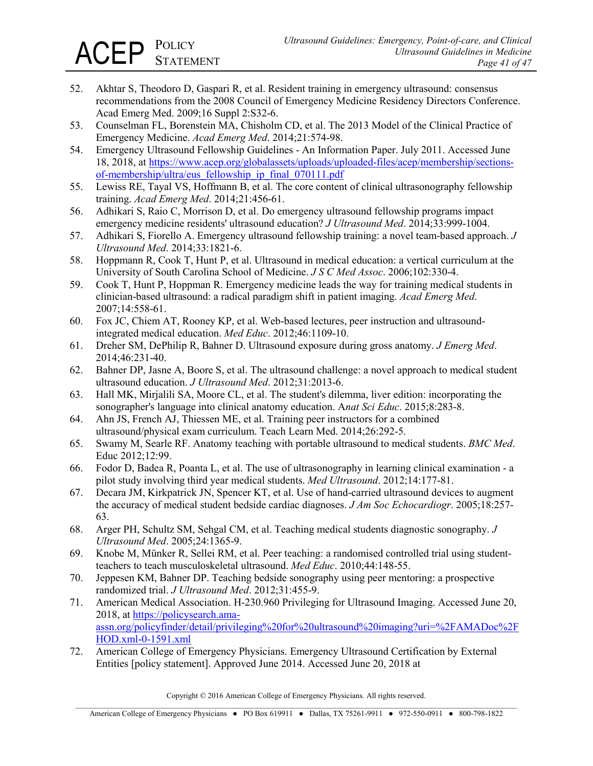52. Akhtar S, Theodoro D, Gaspari R, et al. Resident training in emergency ultrasound: consensus recommendations from the 2008 Council of Emergency Medicine Residency Directors Conference. Acad Emerg Med. 2009;16 Suppl 2:S32-6.
53. Counselman FL, Borenstein MA, Chisholm CD, et al. The 2013 Model of the Clinical Practice of Emergency Medicine. *Acad Emerg Med*. 2014;21:574-98.
54. Emergency Ultrasound Fellowship Guidelines - An Information Paper. July 2011. Accessed June 18, 2018, at https://www.acep.org/globalassets/uploads/uploaded-files/acep/membership/sections-of-membership/ultra/eus_fellowship_ip_final_070111.pdf
55. Lewiss RE, Tayal VS, Hoffmann B, et al. The core content of clinical ultrasonography fellowship training. *Acad Emerg Med*. 2014;21:456-61.
56. Adhikari S, Raio C, Morrison D, et al. Do emergency ultrasound fellowship programs impact emergency medicine residents' ultrasound education? *J Ultrasound Med*. 2014;33:999-1004.
57. Adhikari S, Fiorello A. Emergency ultrasound fellowship training: a novel team-based approach. *J Ultrasound Med*. 2014;33:1821-6.
58. Hoppmann R, Cook T, Hunt P, et al. Ultrasound in medical education: a vertical curriculum at the University of South Carolina School of Medicine. *J S C Med Assoc*. 2006;102:330-4.
59. Cook T, Hunt P, Hoppman R. Emergency medicine leads the way for training medical students in clinician-based ultrasound: a radical paradigm shift in patient imaging. *Acad Emerg Med*. 2007;14:558-61.
60. Fox JC, Chiem AT, Rooney KP, et al. Web-based lectures, peer instruction and ultrasound-integrated medical education. *Med Educ*. 2012;46:1109-10.
61. Dreher SM, DePhilip R, Bahner D. Ultrasound exposure during gross anatomy. *J Emerg Med*. 2014;46:231-40.
62. Bahner DP, Jasne A, Boore S, et al. The ultrasound challenge: a novel approach to medical student ultrasound education. *J Ultrasound Med*. 2012;31:2013-6.
63. Hall MK, Mirjalili SA, Moore CL, et al. The student's dilemma, liver edition: incorporating the sonographer's language into clinical anatomy education. A*nat Sci Educ*. 2015;8:283-8.
64. Ahn JS, French AJ, Thiessen ME, et al. Training peer instructors for a combined ultrasound/physical exam curriculum. Teach Learn Med. 2014;26:292-5.
65. Swamy M, Searle RF. Anatomy teaching with portable ultrasound to medical students. *BMC Med*. Educ 2012;12:99.
66. Fodor D, Badea R, Poanta L, et al. The use of ultrasonography in learning clinical examination - a pilot study involving third year medical students. *Med Ultrasound*. 2012;14:177-81.
67. Decara JM, Kirkpatrick JN, Spencer KT, et al. Use of hand-carried ultrasound devices to augment the accuracy of medical student bedside cardiac diagnoses. *J Am Soc Echocardiogr*. 2005;18:257-63.
68. Arger PH, Schultz SM, Sehgal CM, et al. Teaching medical students diagnostic sonography. *J Ultrasound Med*. 2005;24:1365-9.
69. Knobe M, Münker R, Sellei RM, et al. Peer teaching: a randomised controlled trial using student-teachers to teach musculoskeletal ultrasound. *Med Educ*. 2010;44:148-55.
70. Jeppesen KM, Bahner DP. Teaching bedside sonography using peer mentoring: a prospective randomized trial. *J Ultrasound Med*. 2012;31:455-9.
71. American Medical Association. H-230.960 Privileging for Ultrasound Imaging. Accessed June 20, 2018, at https://policysearch.ama-assn.org/policyfinder/detail/privileging%20for%20ultrasound%20imaging?uri=%2FAMADoc%2FHOD.xml-0-1591.xml
72. American College of Emergency Physicians. Emergency Ultrasound Certification by External Entities [policy statement]. Approved June 2014. Accessed June 20, 2018 at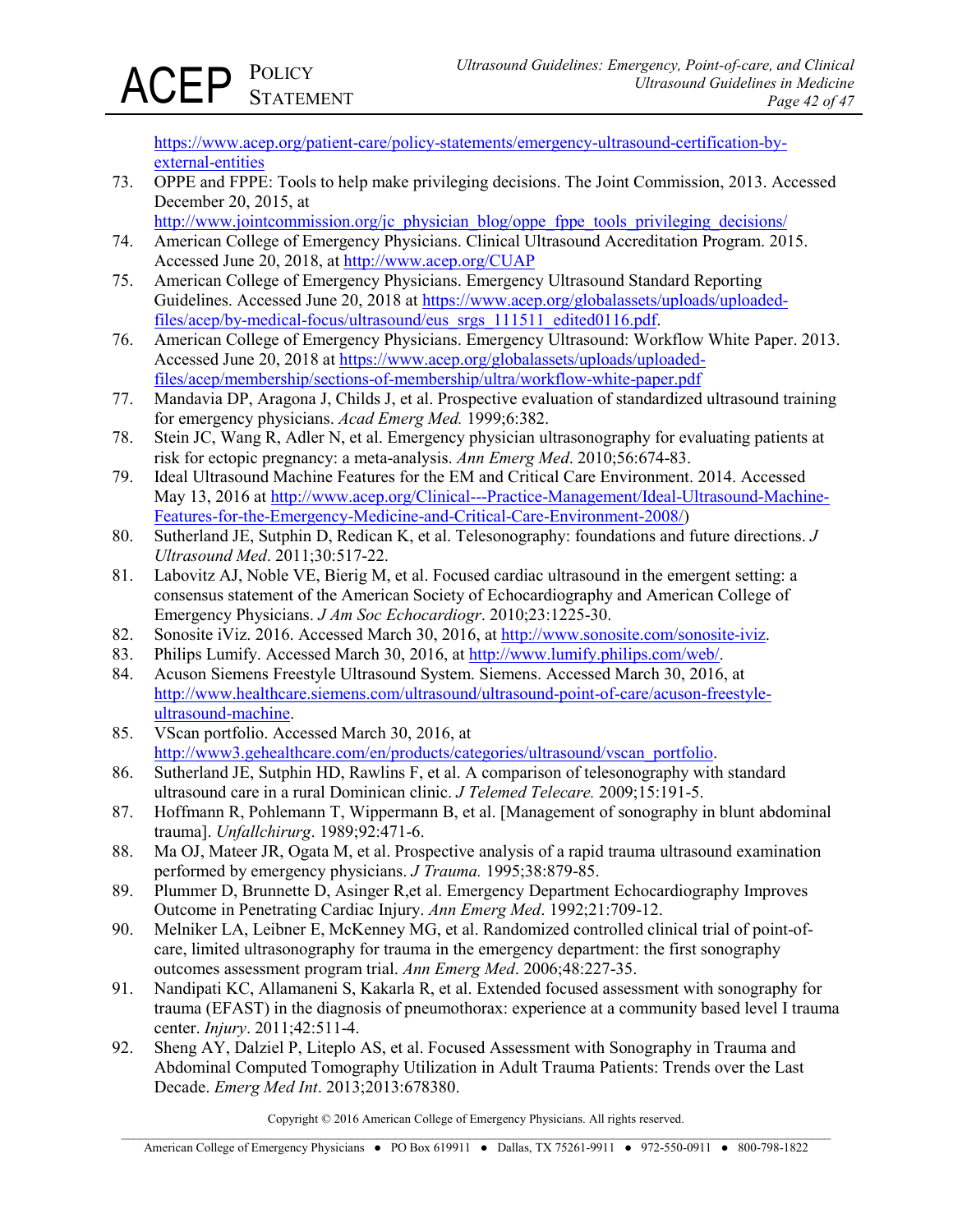https://www.acep.org/patient-care/policy-statements/emergency-ultrasound-certification-by-external-entities

73. OPPE and FPPE: Tools to help make privileging decisions. The Joint Commission, 2013. Accessed December 20, 2015, at http://www.jointcommission.org/jc_physician_blog/oppe_fppe_tools_privileging_decisions/
74. American College of Emergency Physicians. Clinical Ultrasound Accreditation Program. 2015. Accessed June 20, 2018, at http://www.acep.org/CUAP
75. American College of Emergency Physicians. Emergency Ultrasound Standard Reporting Guidelines. Accessed June 20, 2018 at https://www.acep.org/globalassets/uploads/uploaded-files/acep/by-medical-focus/ultrasound/eus_srgs_111511_edited0116.pdf.
76. American College of Emergency Physicians. Emergency Ultrasound: Workflow White Paper. 2013. Accessed June 20, 2018 at https://www.acep.org/globalassets/uploads/uploaded-files/acep/membership/sections-of-membership/ultra/workflow-white-paper.pdf
77. Mandavia DP, Aragona J, Childs J, et al. Prospective evaluation of standardized ultrasound training for emergency physicians. *Acad Emerg Med.* 1999;6:382.
78. Stein JC, Wang R, Adler N, et al. Emergency physician ultrasonography for evaluating patients at risk for ectopic pregnancy: a meta-analysis. *Ann Emerg Med*. 2010;56:674-83.
79. Ideal Ultrasound Machine Features for the EM and Critical Care Environment. 2014. Accessed May 13, 2016 at http://www.acep.org/Clinical---Practice-Management/Ideal-Ultrasound-Machine-Features-for-the-Emergency-Medicine-and-Critical-Care-Environment-2008/)
80. Sutherland JE, Sutphin D, Redican K, et al. Telesonography: foundations and future directions. *J Ultrasound Med*. 2011;30:517-22.
81. Labovitz AJ, Noble VE, Bierig M, et al. Focused cardiac ultrasound in the emergent setting: a consensus statement of the American Society of Echocardiography and American College of Emergency Physicians. *J Am Soc Echocardiogr*. 2010;23:1225-30.
82. Sonosite iViz. 2016. Accessed March 30, 2016, at http://www.sonosite.com/sonosite-iviz.
83. Philips Lumify. Accessed March 30, 2016, at http://www.lumify.philips.com/web/.
84. Acuson Siemens Freestyle Ultrasound System. Siemens. Accessed March 30, 2016, at http://www.healthcare.siemens.com/ultrasound/ultrasound-point-of-care/acuson-freestyle-ultrasound-machine.
85. VScan portfolio. Accessed March 30, 2016, at http://www3.gehealthcare.com/en/products/categories/ultrasound/vscan_portfolio.
86. Sutherland JE, Sutphin HD, Rawlins F, et al. A comparison of telesonography with standard ultrasound care in a rural Dominican clinic. *J Telemed Telecare.* 2009;15:191-5.
87. Hoffmann R, Pohlemann T, Wippermann B, et al. [Management of sonography in blunt abdominal trauma]. *Unfallchirurg*. 1989;92:471-6.
88. Ma OJ, Mateer JR, Ogata M, et al. Prospective analysis of a rapid trauma ultrasound examination performed by emergency physicians. *J Trauma.* 1995;38:879-85.
89. Plummer D, Brunnette D, Asinger R,et al. Emergency Department Echocardiography Improves Outcome in Penetrating Cardiac Injury. *Ann Emerg Med*. 1992;21:709-12.
90. Melniker LA, Leibner E, McKenney MG, et al. Randomized controlled clinical trial of point-of-care, limited ultrasonography for trauma in the emergency department: the first sonography outcomes assessment program trial. *Ann Emerg Med*. 2006;48:227-35.
91. Nandipati KC, Allamaneni S, Kakarla R, et al. Extended focused assessment with sonography for trauma (EFAST) in the diagnosis of pneumothorax: experience at a community based level I trauma center. *Injury*. 2011;42:511-4.
92. Sheng AY, Dalziel P, Liteplo AS, et al. Focused Assessment with Sonography in Trauma and Abdominal Computed Tomography Utilization in Adult Trauma Patients: Trends over the Last Decade. *Emerg Med Int*. 2013;2013:678380.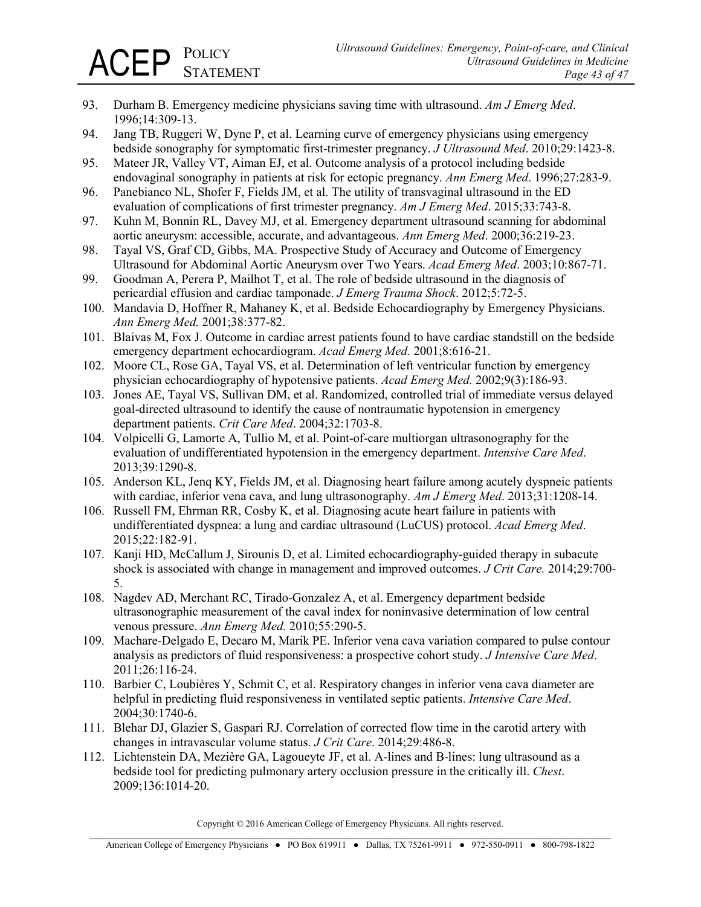93. Durham B. Emergency medicine physicians saving time with ultrasound. *Am J Emerg Med*. 1996;14:309-13.
94. Jang TB, Ruggeri W, Dyne P, et al. Learning curve of emergency physicians using emergency bedside sonography for symptomatic first-trimester pregnancy. *J Ultrasound Med*. 2010;29:1423-8.
95. Mateer JR, Valley VT, Aiman EJ, et al. Outcome analysis of a protocol including bedside endovaginal sonography in patients at risk for ectopic pregnancy. *Ann Emerg Med*. 1996;27:283-9.
96. Panebianco NL, Shofer F, Fields JM, et al. The utility of transvaginal ultrasound in the ED evaluation of complications of first trimester pregnancy. *Am J Emerg Med*. 2015;33:743-8.
97. Kuhn M, Bonnin RL, Davey MJ, et al. Emergency department ultrasound scanning for abdominal aortic aneurysm: accessible, accurate, and advantageous. *Ann Emerg Med*. 2000;36:219-23.
98. Tayal VS, Graf CD, Gibbs, MA. Prospective Study of Accuracy and Outcome of Emergency Ultrasound for Abdominal Aortic Aneurysm over Two Years. *Acad Emerg Med*. 2003;10:867-71.
99. Goodman A, Perera P, Mailhot T, et al. The role of bedside ultrasound in the diagnosis of pericardial effusion and cardiac tamponade. *J Emerg Trauma Shock*. 2012;5:72-5.
100. Mandavia D, Hoffner R, Mahaney K, et al. Bedside Echocardiography by Emergency Physicians. *Ann Emerg Med.* 2001;38:377-82.
101. Blaivas M, Fox J. Outcome in cardiac arrest patients found to have cardiac standstill on the bedside emergency department echocardiogram. *Acad Emerg Med.* 2001;8:616-21.
102. Moore CL, Rose GA, Tayal VS, et al. Determination of left ventricular function by emergency physician echocardiography of hypotensive patients. *Acad Emerg Med.* 2002;9(3):186-93.
103. Jones AE, Tayal VS, Sullivan DM, et al. Randomized, controlled trial of immediate versus delayed goal-directed ultrasound to identify the cause of nontraumatic hypotension in emergency department patients. *Crit Care Med*. 2004;32:1703-8.
104. Volpicelli G, Lamorte A, Tullio M, et al. Point-of-care multiorgan ultrasonography for the evaluation of undifferentiated hypotension in the emergency department. *Intensive Care Med*. 2013;39:1290-8.
105. Anderson KL, Jenq KY, Fields JM, et al. Diagnosing heart failure among acutely dyspneic patients with cardiac, inferior vena cava, and lung ultrasonography. *Am J Emerg Med*. 2013;31:1208-14.
106. Russell FM, Ehrman RR, Cosby K, et al. Diagnosing acute heart failure in patients with undifferentiated dyspnea: a lung and cardiac ultrasound (LuCUS) protocol. *Acad Emerg Med*. 2015;22:182-91.
107. Kanji HD, McCallum J, Sirounis D, et al. Limited echocardiography-guided therapy in subacute shock is associated with change in management and improved outcomes. *J Crit Care.* 2014;29:700-5.
108. Nagdev AD, Merchant RC, Tirado-Gonzalez A, et al. Emergency department bedside ultrasonographic measurement of the caval index for noninvasive determination of low central venous pressure. *Ann Emerg Med.* 2010;55:290-5.
109. Machare-Delgado E, Decaro M, Marik PE. Inferior vena cava variation compared to pulse contour analysis as predictors of fluid responsiveness: a prospective cohort study. *J Intensive Care Med*. 2011;26:116-24.
110. Barbier C, Loubières Y, Schmit C, et al. Respiratory changes in inferior vena cava diameter are helpful in predicting fluid responsiveness in ventilated septic patients. *Intensive Care Med*. 2004;30:1740-6.
111. Blehar DJ, Glazier S, Gaspari RJ. Correlation of corrected flow time in the carotid artery with changes in intravascular volume status. *J Crit Care*. 2014;29:486-8.
112. Lichtenstein DA, Mezière GA, Lagoueyte JF, et al. A-lines and B-lines: lung ultrasound as a bedside tool for predicting pulmonary artery occlusion pressure in the critically ill. *Chest*. 2009;136:1014-20.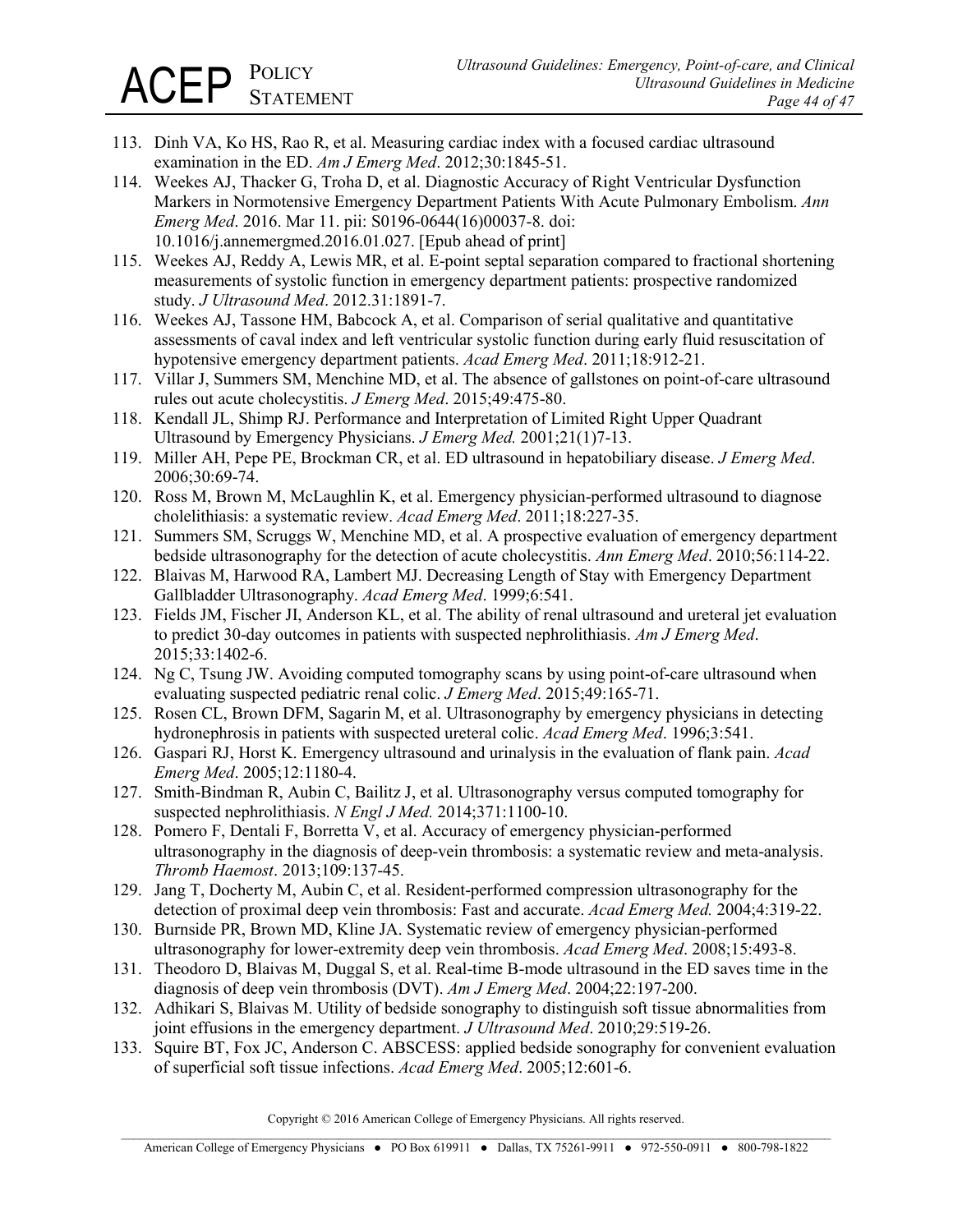113. Dinh VA, Ko HS, Rao R, et al. Measuring cardiac index with a focused cardiac ultrasound examination in the ED. *Am J Emerg Med*. 2012;30:1845-51.
114. Weekes AJ, Thacker G, Troha D, et al. Diagnostic Accuracy of Right Ventricular Dysfunction Markers in Normotensive Emergency Department Patients With Acute Pulmonary Embolism. *Ann Emerg Med*. 2016. Mar 11. pii: S0196-0644(16)00037-8. doi: 10.1016/j.annemergmed.2016.01.027. [Epub ahead of print]
115. Weekes AJ, Reddy A, Lewis MR, et al. E-point septal separation compared to fractional shortening measurements of systolic function in emergency department patients: prospective randomized study. *J Ultrasound Med*. 2012.31:1891-7.
116. Weekes AJ, Tassone HM, Babcock A, et al. Comparison of serial qualitative and quantitative assessments of caval index and left ventricular systolic function during early fluid resuscitation of hypotensive emergency department patients. *Acad Emerg Med*. 2011;18:912-21.
117. Villar J, Summers SM, Menchine MD, et al. The absence of gallstones on point-of-care ultrasound rules out acute cholecystitis. *J Emerg Med*. 2015;49:475-80.
118. Kendall JL, Shimp RJ. Performance and Interpretation of Limited Right Upper Quadrant Ultrasound by Emergency Physicians. *J Emerg Med.* 2001;21(1)7-13.
119. Miller AH, Pepe PE, Brockman CR, et al. ED ultrasound in hepatobiliary disease. *J Emerg Med*. 2006;30:69-74.
120. Ross M, Brown M, McLaughlin K, et al. Emergency physician-performed ultrasound to diagnose cholelithiasis: a systematic review. *Acad Emerg Med*. 2011;18:227-35.
121. Summers SM, Scruggs W, Menchine MD, et al. A prospective evaluation of emergency department bedside ultrasonography for the detection of acute cholecystitis. *Ann Emerg Med*. 2010;56:114-22.
122. Blaivas M, Harwood RA, Lambert MJ. Decreasing Length of Stay with Emergency Department Gallbladder Ultrasonography. *Acad Emerg Med*. 1999;6:541.
123. Fields JM, Fischer JI, Anderson KL, et al. The ability of renal ultrasound and ureteral jet evaluation to predict 30-day outcomes in patients with suspected nephrolithiasis. *Am J Emerg Med*. 2015;33:1402-6.
124. Ng C, Tsung JW. Avoiding computed tomography scans by using point-of-care ultrasound when evaluating suspected pediatric renal colic. *J Emerg Med*. 2015;49:165-71.
125. Rosen CL, Brown DFM, Sagarin M, et al. Ultrasonography by emergency physicians in detecting hydronephrosis in patients with suspected ureteral colic. *Acad Emerg Med*. 1996;3:541.
126. Gaspari RJ, Horst K. Emergency ultrasound and urinalysis in the evaluation of flank pain. *Acad Emerg Med*. 2005;12:1180-4.
127. Smith-Bindman R, Aubin C, Bailitz J, et al. Ultrasonography versus computed tomography for suspected nephrolithiasis. *N Engl J Med.* 2014;371:1100-10.
128. Pomero F, Dentali F, Borretta V, et al. Accuracy of emergency physician-performed ultrasonography in the diagnosis of deep-vein thrombosis: a systematic review and meta-analysis. *Thromb Haemost*. 2013;109:137-45.
129. Jang T, Docherty M, Aubin C, et al. Resident-performed compression ultrasonography for the detection of proximal deep vein thrombosis: Fast and accurate. *Acad Emerg Med.* 2004;4:319-22.
130. Burnside PR, Brown MD, Kline JA. Systematic review of emergency physician-performed ultrasonography for lower-extremity deep vein thrombosis. *Acad Emerg Med*. 2008;15:493-8.
131. Theodoro D, Blaivas M, Duggal S, et al. Real-time B-mode ultrasound in the ED saves time in the diagnosis of deep vein thrombosis (DVT). *Am J Emerg Med*. 2004;22:197-200.
132. Adhikari S, Blaivas M. Utility of bedside sonography to distinguish soft tissue abnormalities from joint effusions in the emergency department. *J Ultrasound Med*. 2010;29:519-26.
133. Squire BT, Fox JC, Anderson C. ABSCESS: applied bedside sonography for convenient evaluation of superficial soft tissue infections. *Acad Emerg Med*. 2005;12:601-6.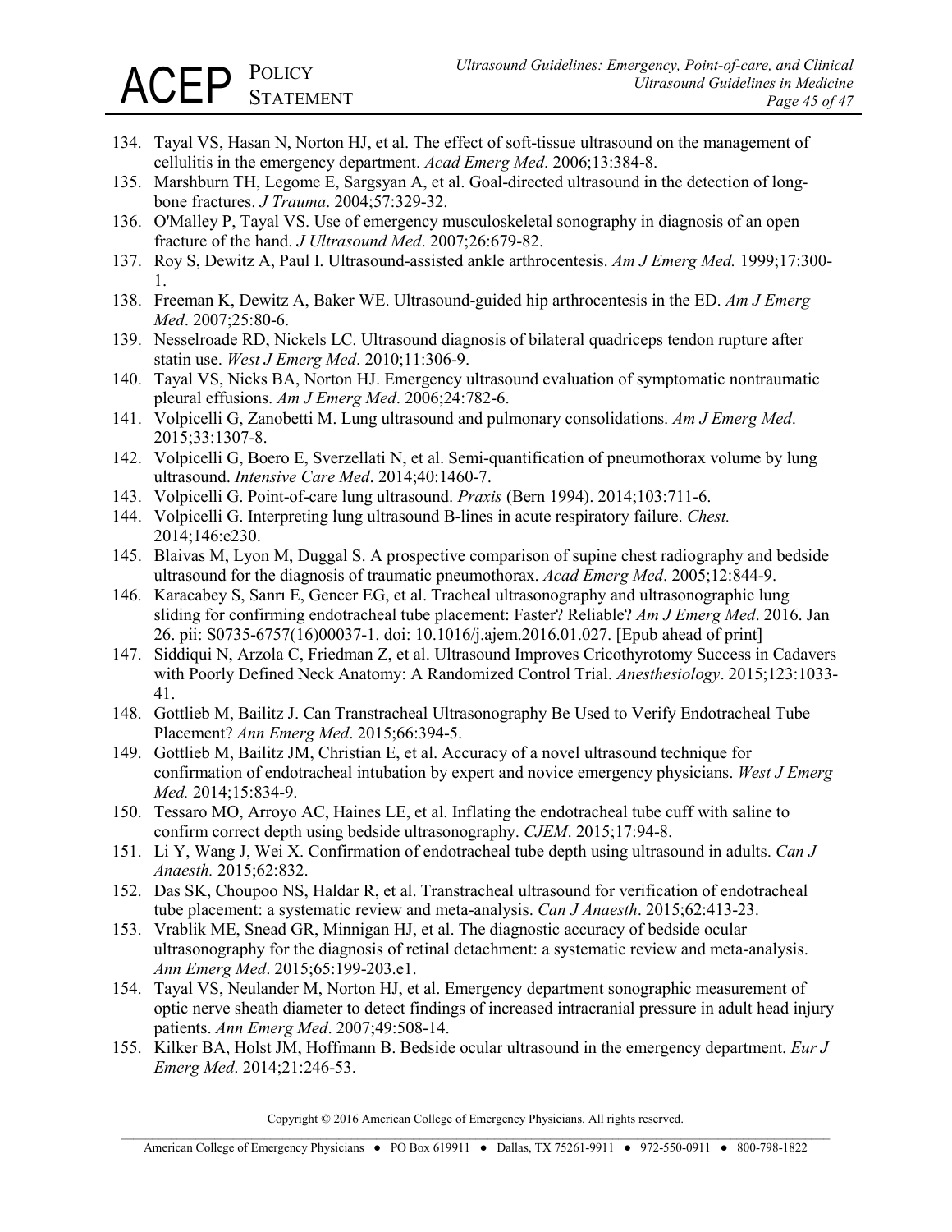134. Tayal VS, Hasan N, Norton HJ, et al. The effect of soft-tissue ultrasound on the management of cellulitis in the emergency department. *Acad Emerg Med*. 2006;13:384-8.
135. Marshburn TH, Legome E, Sargsyan A, et al. Goal-directed ultrasound in the detection of long-bone fractures. *J Trauma*. 2004;57:329-32.
136. O'Malley P, Tayal VS. Use of emergency musculoskeletal sonography in diagnosis of an open fracture of the hand. *J Ultrasound Med*. 2007;26:679-82.
137. Roy S, Dewitz A, Paul I. Ultrasound-assisted ankle arthrocentesis. *Am J Emerg Med.* 1999;17:300-1.
138. Freeman K, Dewitz A, Baker WE. Ultrasound-guided hip arthrocentesis in the ED. *Am J Emerg Med*. 2007;25:80-6.
139. Nesselroade RD, Nickels LC. Ultrasound diagnosis of bilateral quadriceps tendon rupture after statin use. *West J Emerg Med*. 2010;11:306-9.
140. Tayal VS, Nicks BA, Norton HJ. Emergency ultrasound evaluation of symptomatic nontraumatic pleural effusions. *Am J Emerg Med*. 2006;24:782-6.
141. Volpicelli G, Zanobetti M. Lung ultrasound and pulmonary consolidations. *Am J Emerg Med*. 2015;33:1307-8.
142. Volpicelli G, Boero E, Sverzellati N, et al. Semi-quantification of pneumothorax volume by lung ultrasound. *Intensive Care Med*. 2014;40:1460-7.
143. Volpicelli G. Point-of-care lung ultrasound. *Praxis* (Bern 1994). 2014;103:711-6.
144. Volpicelli G. Interpreting lung ultrasound B-lines in acute respiratory failure. *Chest.* 2014;146:e230.
145. Blaivas M, Lyon M, Duggal S. A prospective comparison of supine chest radiography and bedside ultrasound for the diagnosis of traumatic pneumothorax. *Acad Emerg Med*. 2005;12:844-9.
146. Karacabey S, Sanrı E, Gencer EG, et al. Tracheal ultrasonography and ultrasonographic lung sliding for confirming endotracheal tube placement: Faster? Reliable? *Am J Emerg Med*. 2016. Jan 26. pii: S0735-6757(16)00037-1. doi: 10.1016/j.ajem.2016.01.027. [Epub ahead of print]
147. Siddiqui N, Arzola C, Friedman Z, et al. Ultrasound Improves Cricothyrotomy Success in Cadavers with Poorly Defined Neck Anatomy: A Randomized Control Trial. *Anesthesiology*. 2015;123:1033-41.
148. Gottlieb M, Bailitz J. Can Transtracheal Ultrasonography Be Used to Verify Endotracheal Tube Placement? *Ann Emerg Med*. 2015;66:394-5.
149. Gottlieb M, Bailitz JM, Christian E, et al. Accuracy of a novel ultrasound technique for confirmation of endotracheal intubation by expert and novice emergency physicians. *West J Emerg Med.* 2014;15:834-9.
150. Tessaro MO, Arroyo AC, Haines LE, et al. Inflating the endotracheal tube cuff with saline to confirm correct depth using bedside ultrasonography. *CJEM*. 2015;17:94-8.
151. Li Y, Wang J, Wei X. Confirmation of endotracheal tube depth using ultrasound in adults. *Can J Anaesth.* 2015;62:832.
152. Das SK, Choupoo NS, Haldar R, et al. Transtracheal ultrasound for verification of endotracheal tube placement: a systematic review and meta-analysis. *Can J Anaesth*. 2015;62:413-23.
153. Vrablik ME, Snead GR, Minnigan HJ, et al. The diagnostic accuracy of bedside ocular ultrasonography for the diagnosis of retinal detachment: a systematic review and meta-analysis. *Ann Emerg Med*. 2015;65:199-203.e1.
154. Tayal VS, Neulander M, Norton HJ, et al. Emergency department sonographic measurement of optic nerve sheath diameter to detect findings of increased intracranial pressure in adult head injury patients. *Ann Emerg Med*. 2007;49:508-14.
155. Kilker BA, Holst JM, Hoffmann B. Bedside ocular ultrasound in the emergency department. *Eur J Emerg Med*. 2014;21:246-53.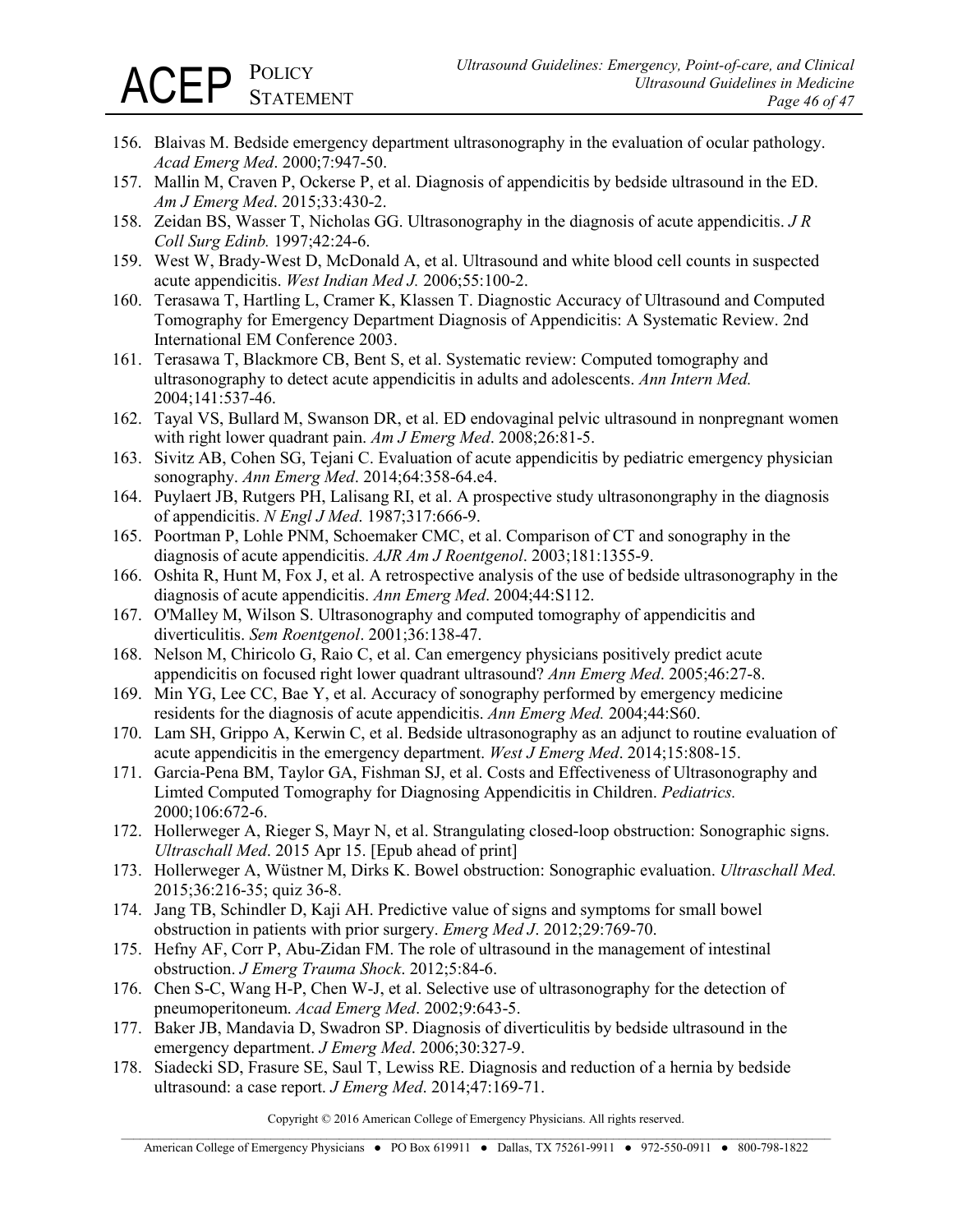156. Blaivas M. Bedside emergency department ultrasonography in the evaluation of ocular pathology. *Acad Emerg Med*. 2000;7:947-50.
157. Mallin M, Craven P, Ockerse P, et al. Diagnosis of appendicitis by bedside ultrasound in the ED. *Am J Emerg Med*. 2015;33:430-2.
158. Zeidan BS, Wasser T, Nicholas GG. Ultrasonography in the diagnosis of acute appendicitis. *J R Coll Surg Edinb.* 1997;42:24-6.
159. West W, Brady-West D, McDonald A, et al. Ultrasound and white blood cell counts in suspected acute appendicitis. *West Indian Med J.* 2006;55:100-2.
160. Terasawa T, Hartling L, Cramer K, Klassen T. Diagnostic Accuracy of Ultrasound and Computed Tomography for Emergency Department Diagnosis of Appendicitis: A Systematic Review. 2nd International EM Conference 2003.
161. Terasawa T, Blackmore CB, Bent S, et al. Systematic review: Computed tomography and ultrasonography to detect acute appendicitis in adults and adolescents. *Ann Intern Med.* 2004;141:537-46.
162. Tayal VS, Bullard M, Swanson DR, et al. ED endovaginal pelvic ultrasound in nonpregnant women with right lower quadrant pain. *Am J Emerg Med*. 2008;26:81-5.
163. Sivitz AB, Cohen SG, Tejani C. Evaluation of acute appendicitis by pediatric emergency physician sonography. *Ann Emerg Med*. 2014;64:358-64.e4.
164. Puylaert JB, Rutgers PH, Lalisang RI, et al. A prospective study ultrasononography in the diagnosis of appendicitis. *N Engl J Med*. 1987;317:666-9.
165. Poortman P, Lohle PNM, Schoemaker CMC, et al. Comparison of CT and sonography in the diagnosis of acute appendicitis. *AJR Am J Roentgenol*. 2003;181:1355-9.
166. Oshita R, Hunt M, Fox J, et al. A retrospective analysis of the use of bedside ultrasonography in the diagnosis of acute appendicitis. *Ann Emerg Med*. 2004;44:S112.
167. O'Malley M, Wilson S. Ultrasonography and computed tomography of appendicitis and diverticulitis. *Sem Roentgenol*. 2001;36:138-47.
168. Nelson M, Chiricolo G, Raio C, et al. Can emergency physicians positively predict acute appendicitis on focused right lower quadrant ultrasound? *Ann Emerg Med*. 2005;46:27-8.
169. Min YG, Lee CC, Bae Y, et al. Accuracy of sonography performed by emergency medicine residents for the diagnosis of acute appendicitis. *Ann Emerg Med.* 2004;44:S60.
170. Lam SH, Grippo A, Kerwin C, et al. Bedside ultrasonography as an adjunct to routine evaluation of acute appendicitis in the emergency department. *West J Emerg Med*. 2014;15:808-15.
171. Garcia-Pena BM, Taylor GA, Fishman SJ, et al. Costs and Effectiveness of Ultrasonography and Limted Computed Tomography for Diagnosing Appendicitis in Children. *Pediatrics.* 2000;106:672-6.
172. Hollerweger A, Rieger S, Mayr N, et al. Strangulating closed-loop obstruction: Sonographic signs. *Ultraschall Med*. 2015 Apr 15. [Epub ahead of print]
173. Hollerweger A, Wüstner M, Dirks K. Bowel obstruction: Sonographic evaluation. *Ultraschall Med.* 2015;36:216-35; quiz 36-8.
174. Jang TB, Schindler D, Kaji AH. Predictive value of signs and symptoms for small bowel obstruction in patients with prior surgery. *Emerg Med J*. 2012;29:769-70.
175. Hefny AF, Corr P, Abu-Zidan FM. The role of ultrasound in the management of intestinal obstruction. *J Emerg Trauma Shock*. 2012;5:84-6.
176. Chen S-C, Wang H-P, Chen W-J, et al. Selective use of ultrasonography for the detection of pneumoperitoneum. *Acad Emerg Med*. 2002;9:643-5.
177. Baker JB, Mandavia D, Swadron SP. Diagnosis of diverticulitis by bedside ultrasound in the emergency department. *J Emerg Med*. 2006;30:327-9.
178. Siadecki SD, Frasure SE, Saul T, Lewiss RE. Diagnosis and reduction of a hernia by bedside ultrasound: a case report. *J Emerg Med*. 2014;47:169-71.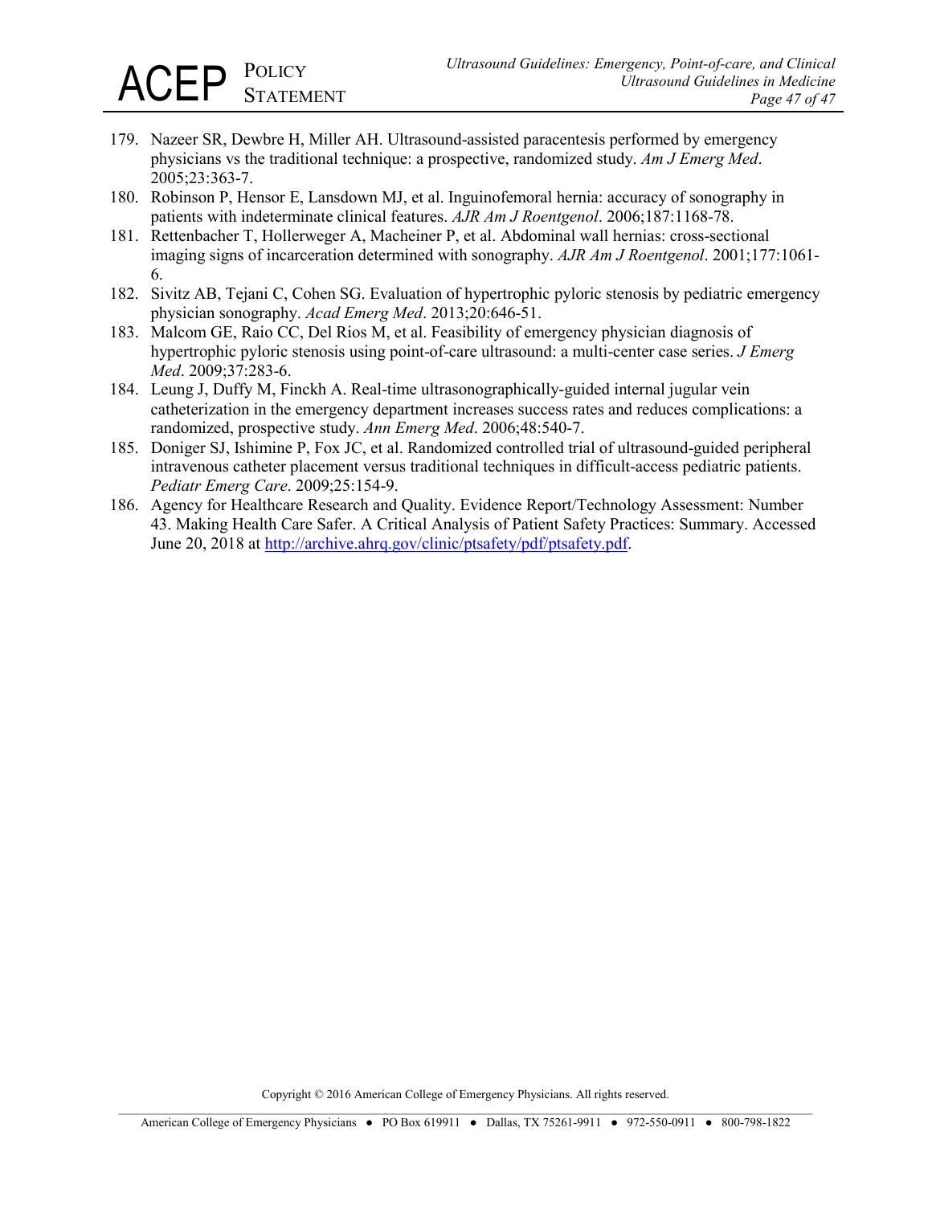179. Nazeer SR, Dewbre H, Miller AH. Ultrasound-assisted paracentesis performed by emergency physicians vs the traditional technique: a prospective, randomized study. *Am J Emerg Med*. 2005;23:363-7.
180. Robinson P, Hensor E, Lansdown MJ, et al. Inguinofemoral hernia: accuracy of sonography in patients with indeterminate clinical features. *AJR Am J Roentgenol*. 2006;187:1168-78.
181. Rettenbacher T, Hollerweger A, Macheiner P, et al. Abdominal wall hernias: cross-sectional imaging signs of incarceration determined with sonography. *AJR Am J Roentgenol*. 2001;177:1061-6.
182. Sivitz AB, Tejani C, Cohen SG. Evaluation of hypertrophic pyloric stenosis by pediatric emergency physician sonography. *Acad Emerg Med*. 2013;20:646-51.
183. Malcom GE, Raio CC, Del Rios M, et al. Feasibility of emergency physician diagnosis of hypertrophic pyloric stenosis using point-of-care ultrasound: a multi-center case series. *J Emerg Med*. 2009;37:283-6.
184. Leung J, Duffy M, Finckh A. Real-time ultrasonographically-guided internal jugular vein catheterization in the emergency department increases success rates and reduces complications: a randomized, prospective study. *Ann Emerg Med*. 2006;48:540-7.
185. Doniger SJ, Ishimine P, Fox JC, et al. Randomized controlled trial of ultrasound-guided peripheral intravenous catheter placement versus traditional techniques in difficult-access pediatric patients. *Pediatr Emerg Care*. 2009;25:154-9.
186. Agency for Healthcare Research and Quality. Evidence Report/Technology Assessment: Number 43. Making Health Care Safer. A Critical Analysis of Patient Safety Practices: Summary. Accessed June 20, 2018 at http://archive.ahrq.gov/clinic/ptsafety/pdf/ptsafety.pdf.

Copyright © 2016 American College of Emergency Physicians. All rights reserved.

American College of Emergency Physicians ● PO Box 619911 ● Dallas, TX 75261-9911 ● 972-550-0911 ● 800-798-1822